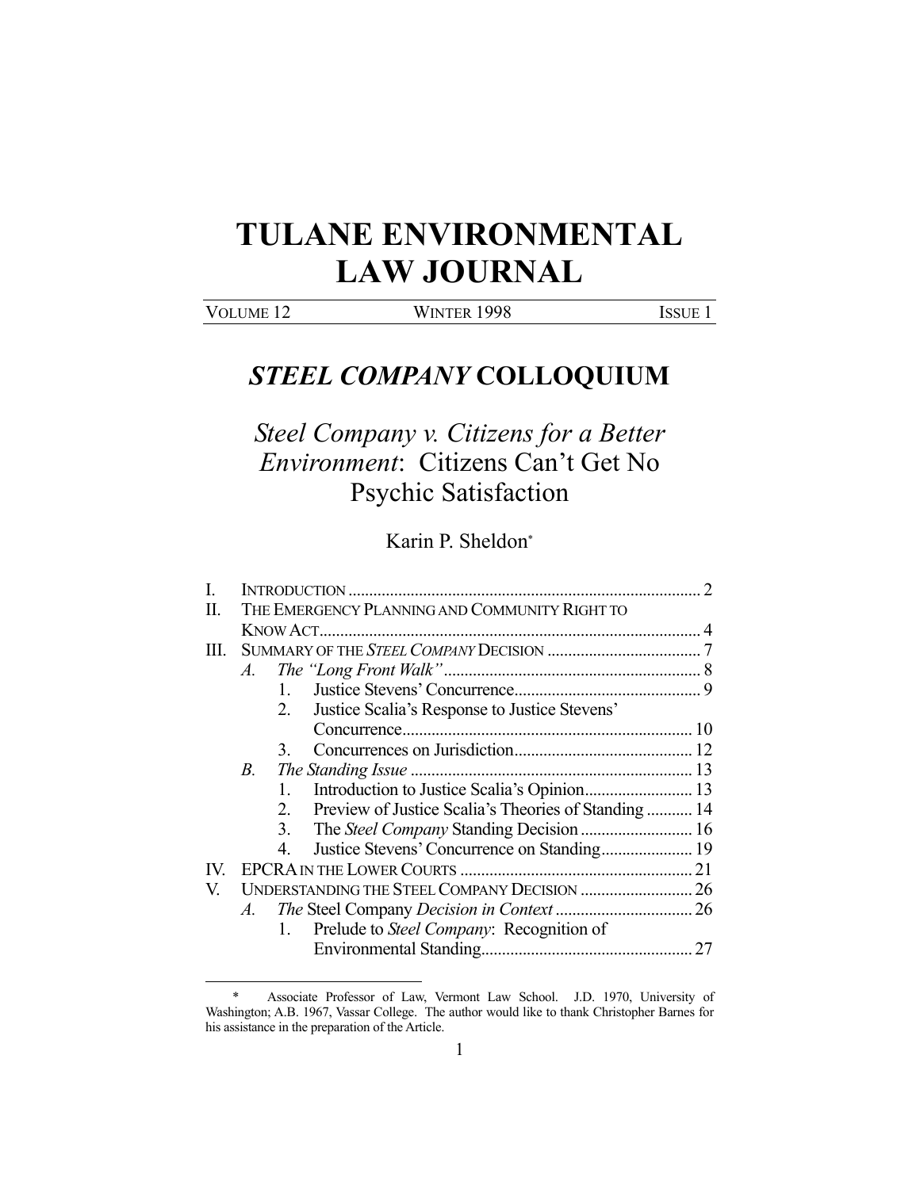# TULANE ENVIRONMENTAL LAW JOURNAL

VOLUME 12 | WINTER 1998 | ISSUE 1

## *STEEL COMPANY* COLLOQUIUM

## *Steel Company v. Citizens for a Better Environment*: Citizens Can't Get No Psychic Satisfaction

Karin P. Sheldon*

I. INTRODUCTION .......... 2
II. THE EMERGENCY PLANNING AND COMMUNITY RIGHT TO KNOW ACT .......... 4
III. SUMMARY OF THE *STEEL COMPANY* DECISION .......... 7
   A. *The "Long Front Walk"* .......... 8
      1. Justice Stevens' Concurrence .......... 9
      2. Justice Scalia's Response to Justice Stevens' Concurrence .......... 10
      3. Concurrences on Jurisdiction .......... 12
   B. *The Standing Issue* .......... 13
      1. Introduction to Justice Scalia's Opinion .......... 13
      2. Preview of Justice Scalia's Theories of Standing .......... 14
      3. The *Steel Company* Standing Decision .......... 16
      4. Justice Stevens' Concurrence on Standing .......... 19
IV. EPCRA IN THE LOWER COURTS .......... 21
V. UNDERSTANDING THE STEEL COMPANY DECISION .......... 26
   A. *The* Steel Company *Decision in Context* .......... 26
      1. Prelude to *Steel Company*: Recognition of Environmental Standing .......... 27

---

\* Associate Professor of Law, Vermont Law School. J.D. 1970, University of Washington; A.B. 1967, Vassar College. The author would like to thank Christopher Barnes for his assistance in the preparation of the Article.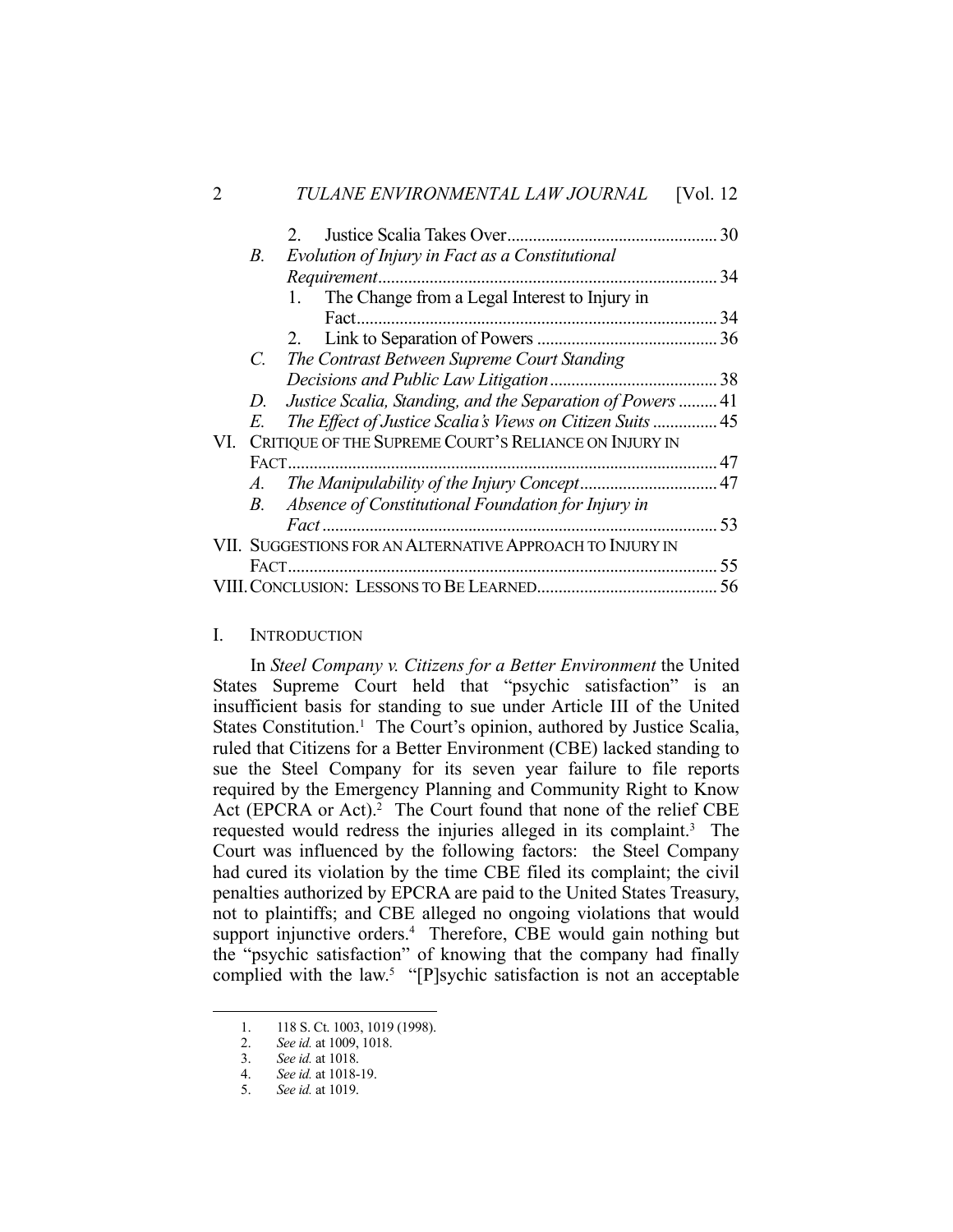2. Justice Scalia Takes Over .......... 30

*B. Evolution of Injury in Fact as a Constitutional Requirement* .......... 34

1. The Change from a Legal Interest to Injury in Fact .......... 34
2. Link to Separation of Powers .......... 36

*C. The Contrast Between Supreme Court Standing Decisions and Public Law Litigation* .......... 38

*D. Justice Scalia, Standing, and the Separation of Powers* .......... 41

*E. The Effect of Justice Scalia's Views on Citizen Suits* .......... 45

VI. CRITIQUE OF THE SUPREME COURT'S RELIANCE ON INJURY IN FACT .......... 47

*A. The Manipulability of the Injury Concept* .......... 47

*B. Absence of Constitutional Foundation for Injury in Fact* .......... 53

VII. SUGGESTIONS FOR AN ALTERNATIVE APPROACH TO INJURY IN FACT .......... 55

VIII. CONCLUSION: LESSONS TO BE LEARNED .......... 56

## I. INTRODUCTION

In *Steel Company v. Citizens for a Better Environment* the United States Supreme Court held that "psychic satisfaction" is an insufficient basis for standing to sue under Article III of the United States Constitution.[1] The Court's opinion, authored by Justice Scalia, ruled that Citizens for a Better Environment (CBE) lacked standing to sue the Steel Company for its seven year failure to file reports required by the Emergency Planning and Community Right to Know Act (EPCRA or Act).[2] The Court found that none of the relief CBE requested would redress the injuries alleged in its complaint.[3] The Court was influenced by the following factors: the Steel Company had cured its violation by the time CBE filed its complaint; the civil penalties authorized by EPCRA are paid to the United States Treasury, not to plaintiffs; and CBE alleged no ongoing violations that would support injunctive orders.[4] Therefore, CBE would gain nothing but the "psychic satisfaction" of knowing that the company had finally complied with the law.[5] "[P]sychic satisfaction is not an acceptable

1. 118 S. Ct. 1003, 1019 (1998).
2. *See id.* at 1009, 1018.
3. *See id.* at 1018.
4. *See id.* at 1018-19.
5. *See id.* at 1019.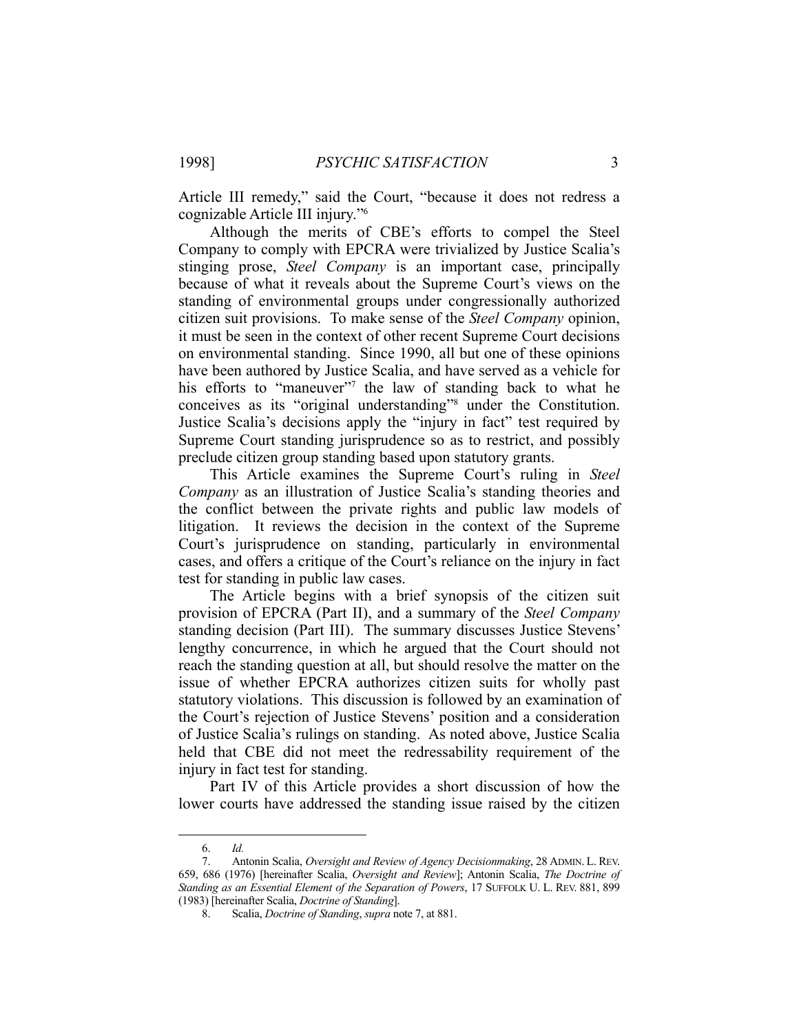Article III remedy," said the Court, "because it does not redress a cognizable Article III injury."[6]

Although the merits of CBE's efforts to compel the Steel Company to comply with EPCRA were trivialized by Justice Scalia's stinging prose, *Steel Company* is an important case, principally because of what it reveals about the Supreme Court's views on the standing of environmental groups under congressionally authorized citizen suit provisions. To make sense of the *Steel Company* opinion, it must be seen in the context of other recent Supreme Court decisions on environmental standing. Since 1990, all but one of these opinions have been authored by Justice Scalia, and have served as a vehicle for his efforts to "maneuver"[7] the law of standing back to what he conceives as its "original understanding"[8] under the Constitution. Justice Scalia's decisions apply the "injury in fact" test required by Supreme Court standing jurisprudence so as to restrict, and possibly preclude citizen group standing based upon statutory grants.

This Article examines the Supreme Court's ruling in *Steel Company* as an illustration of Justice Scalia's standing theories and the conflict between the private rights and public law models of litigation. It reviews the decision in the context of the Supreme Court's jurisprudence on standing, particularly in environmental cases, and offers a critique of the Court's reliance on the injury in fact test for standing in public law cases.

The Article begins with a brief synopsis of the citizen suit provision of EPCRA (Part II), and a summary of the *Steel Company* standing decision (Part III). The summary discusses Justice Stevens' lengthy concurrence, in which he argued that the Court should not reach the standing question at all, but should resolve the matter on the issue of whether EPCRA authorizes citizen suits for wholly past statutory violations. This discussion is followed by an examination of the Court's rejection of Justice Stevens' position and a consideration of Justice Scalia's rulings on standing. As noted above, Justice Scalia held that CBE did not meet the redressability requirement of the injury in fact test for standing.

Part IV of this Article provides a short discussion of how the lower courts have addressed the standing issue raised by the citizen

---

6. *Id.*

7. Antonin Scalia, *Oversight and Review of Agency Decisionmaking*, 28 ADMIN. L. REV. 659, 686 (1976) [hereinafter Scalia, *Oversight and Review*]; Antonin Scalia, *The Doctrine of Standing as an Essential Element of the Separation of Powers*, 17 SUFFOLK U. L. REV. 881, 899 (1983) [hereinafter Scalia, *Doctrine of Standing*].

8. Scalia, *Doctrine of Standing*, *supra* note 7, at 881.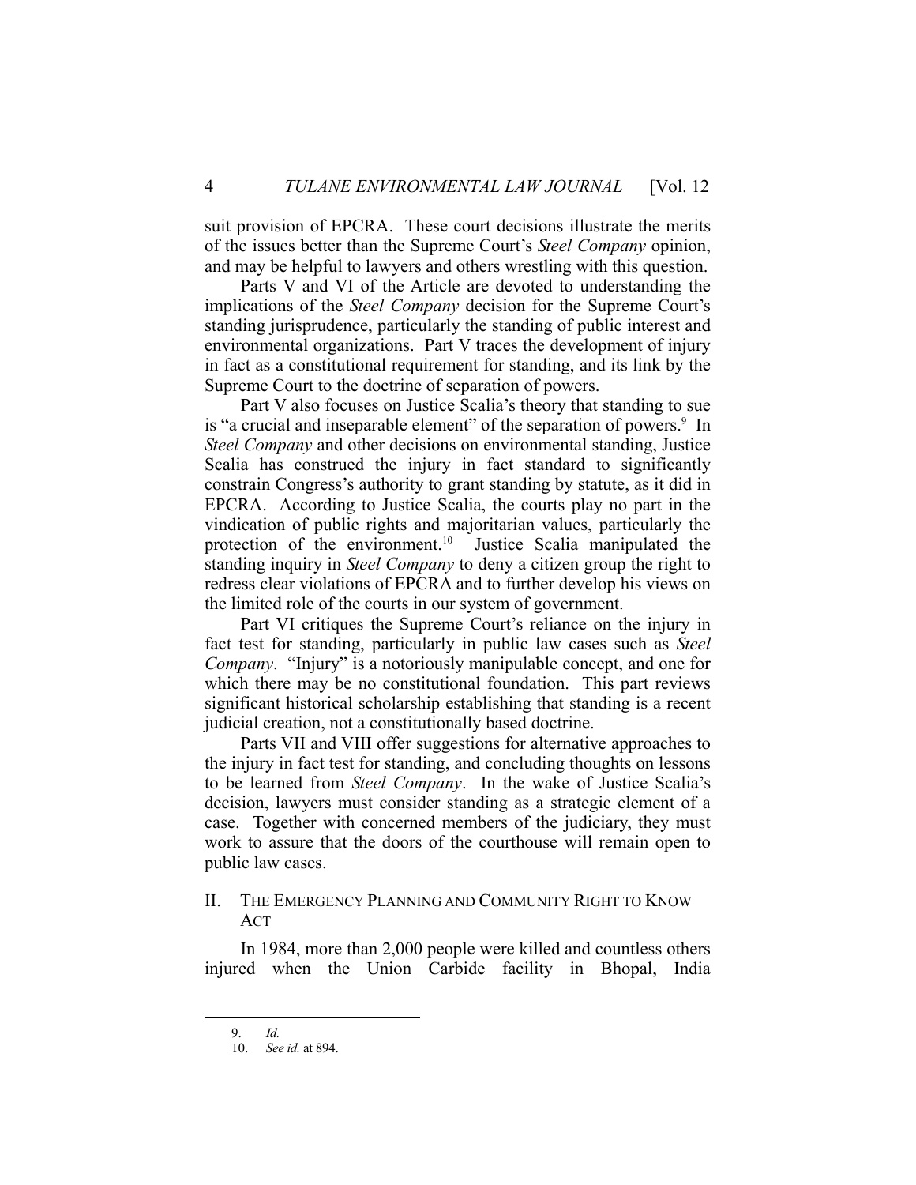suit provision of EPCRA. These court decisions illustrate the merits of the issues better than the Supreme Court's *Steel Company* opinion, and may be helpful to lawyers and others wrestling with this question.

Parts V and VI of the Article are devoted to understanding the implications of the *Steel Company* decision for the Supreme Court's standing jurisprudence, particularly the standing of public interest and environmental organizations. Part V traces the development of injury in fact as a constitutional requirement for standing, and its link by the Supreme Court to the doctrine of separation of powers.

Part V also focuses on Justice Scalia's theory that standing to sue is "a crucial and inseparable element" of the separation of powers.[9] In *Steel Company* and other decisions on environmental standing, Justice Scalia has construed the injury in fact standard to significantly constrain Congress's authority to grant standing by statute, as it did in EPCRA. According to Justice Scalia, the courts play no part in the vindication of public rights and majoritarian values, particularly the protection of the environment.[10] Justice Scalia manipulated the standing inquiry in *Steel Company* to deny a citizen group the right to redress clear violations of EPCRA and to further develop his views on the limited role of the courts in our system of government.

Part VI critiques the Supreme Court's reliance on the injury in fact test for standing, particularly in public law cases such as *Steel Company*. "Injury" is a notoriously manipulable concept, and one for which there may be no constitutional foundation. This part reviews significant historical scholarship establishing that standing is a recent judicial creation, not a constitutionally based doctrine.

Parts VII and VIII offer suggestions for alternative approaches to the injury in fact test for standing, and concluding thoughts on lessons to be learned from *Steel Company*. In the wake of Justice Scalia's decision, lawyers must consider standing as a strategic element of a case. Together with concerned members of the judiciary, they must work to assure that the doors of the courthouse will remain open to public law cases.

## II. THE EMERGENCY PLANNING AND COMMUNITY RIGHT TO KNOW ACT

In 1984, more than 2,000 people were killed and countless others injured when the Union Carbide facility in Bhopal, India

---

9. *Id.*

10. *See id.* at 894.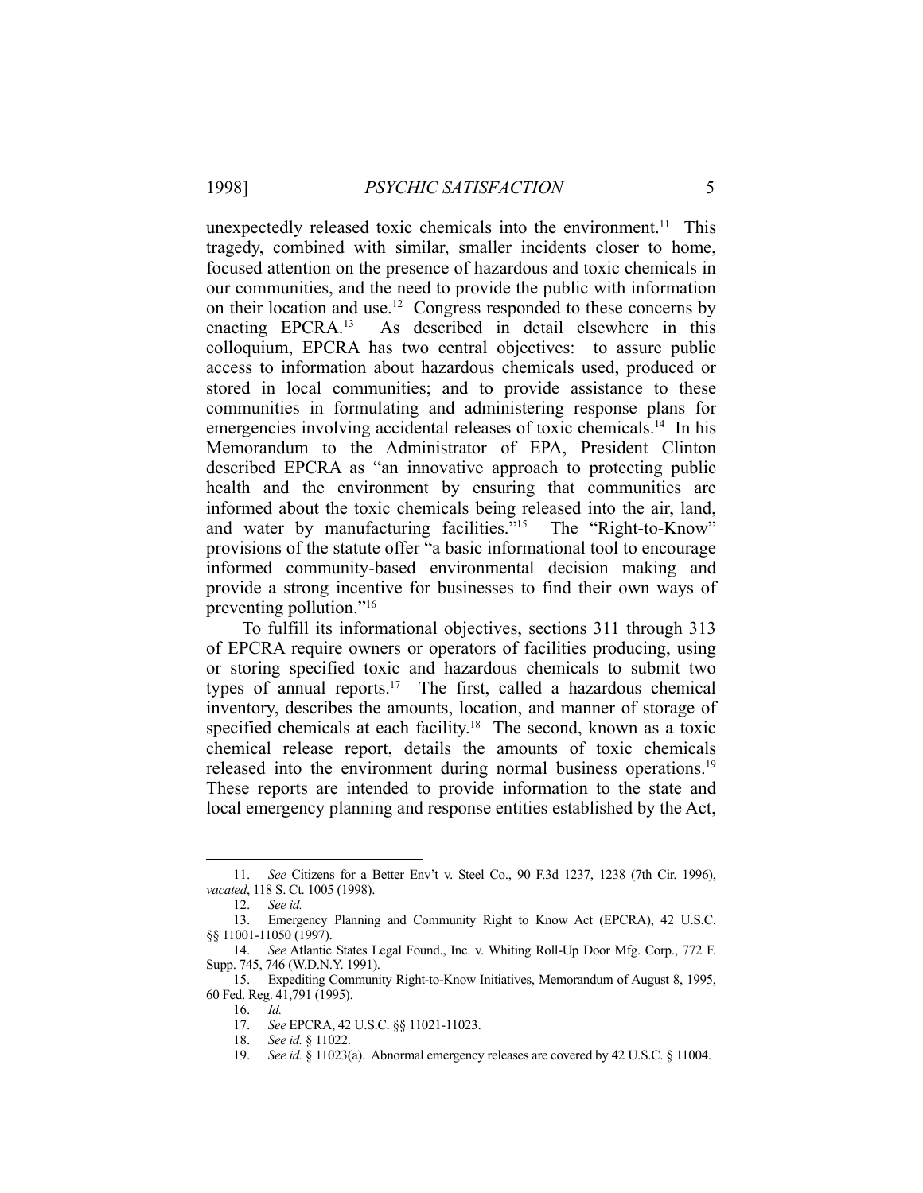unexpectedly released toxic chemicals into the environment.[11] This tragedy, combined with similar, smaller incidents closer to home, focused attention on the presence of hazardous and toxic chemicals in our communities, and the need to provide the public with information on their location and use.[12] Congress responded to these concerns by enacting EPCRA.[13] As described in detail elsewhere in this colloquium, EPCRA has two central objectives: to assure public access to information about hazardous chemicals used, produced or stored in local communities; and to provide assistance to these communities in formulating and administering response plans for emergencies involving accidental releases of toxic chemicals.[14] In his Memorandum to the Administrator of EPA, President Clinton described EPCRA as "an innovative approach to protecting public health and the environment by ensuring that communities are informed about the toxic chemicals being released into the air, land, and water by manufacturing facilities."[15] The "Right-to-Know" provisions of the statute offer "a basic informational tool to encourage informed community-based environmental decision making and provide a strong incentive for businesses to find their own ways of preventing pollution."[16]

To fulfill its informational objectives, sections 311 through 313 of EPCRA require owners or operators of facilities producing, using or storing specified toxic and hazardous chemicals to submit two types of annual reports.[17] The first, called a hazardous chemical inventory, describes the amounts, location, and manner of storage of specified chemicals at each facility.[18] The second, known as a toxic chemical release report, details the amounts of toxic chemicals released into the environment during normal business operations.[19] These reports are intended to provide information to the state and local emergency planning and response entities established by the Act,

---

11. *See* Citizens for a Better Env't v. Steel Co., 90 F.3d 1237, 1238 (7th Cir. 1996), *vacated*, 118 S. Ct. 1005 (1998).

12. *See id.*

13. Emergency Planning and Community Right to Know Act (EPCRA), 42 U.S.C. §§ 11001-11050 (1997).

14. *See* Atlantic States Legal Found., Inc. v. Whiting Roll-Up Door Mfg. Corp., 772 F. Supp. 745, 746 (W.D.N.Y. 1991).

15. Expediting Community Right-to-Know Initiatives, Memorandum of August 8, 1995, 60 Fed. Reg. 41,791 (1995).

16. *Id.*

17. *See* EPCRA, 42 U.S.C. §§ 11021-11023.

18. *See id.* § 11022.

19. *See id.* § 11023(a). Abnormal emergency releases are covered by 42 U.S.C. § 11004.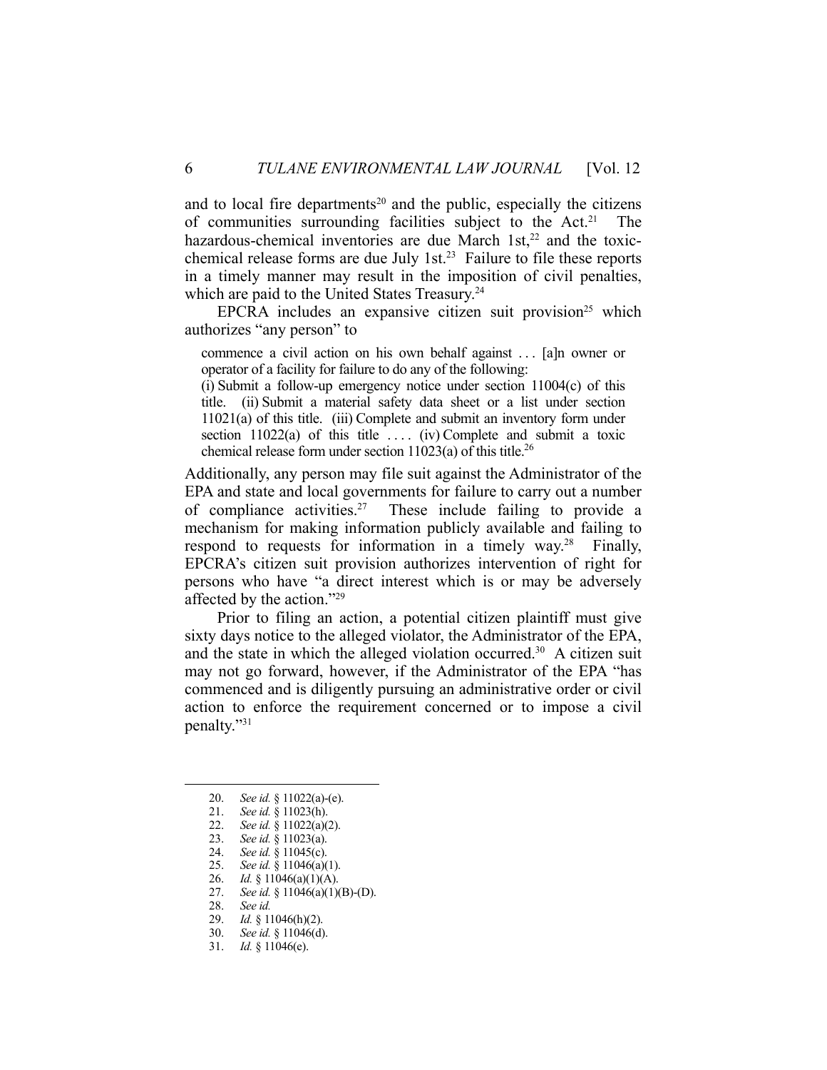and to local fire departments[20] and the public, especially the citizens of communities surrounding facilities subject to the Act.[21] The hazardous-chemical inventories are due March 1st,[22] and the toxic-chemical release forms are due July 1st.[23] Failure to file these reports in a timely manner may result in the imposition of civil penalties, which are paid to the United States Treasury.[24]

EPCRA includes an expansive citizen suit provision[25] which authorizes "any person" to

> commence a civil action on his own behalf against . . . [a]n owner or operator of a facility for failure to do any of the following:
> (i) Submit a follow-up emergency notice under section 11004(c) of this title. (ii) Submit a material safety data sheet or a list under section 11021(a) of this title. (iii) Complete and submit an inventory form under section 11022(a) of this title . . . . (iv) Complete and submit a toxic chemical release form under section 11023(a) of this title.[26]

Additionally, any person may file suit against the Administrator of the EPA and state and local governments for failure to carry out a number of compliance activities.[27] These include failing to provide a mechanism for making information publicly available and failing to respond to requests for information in a timely way.[28] Finally, EPCRA's citizen suit provision authorizes intervention of right for persons who have "a direct interest which is or may be adversely affected by the action."[29]

Prior to filing an action, a potential citizen plaintiff must give sixty days notice to the alleged violator, the Administrator of the EPA, and the state in which the alleged violation occurred.[30] A citizen suit may not go forward, however, if the Administrator of the EPA "has commenced and is diligently pursuing an administrative order or civil action to enforce the requirement concerned or to impose a civil penalty."[31]

---

20. *See id.* § 11022(a)-(e).
21. *See id.* § 11023(h).
22. *See id.* § 11022(a)(2).
23. *See id.* § 11023(a).
24. *See id.* § 11045(c).
25. *See id.* § 11046(a)(1).
26. *Id.* § 11046(a)(1)(A).
27. *See id.* § 11046(a)(1)(B)-(D).
28. *See id.*
29. *Id.* § 11046(h)(2).
30. *See id.* § 11046(d).
31. *Id.* § 11046(e).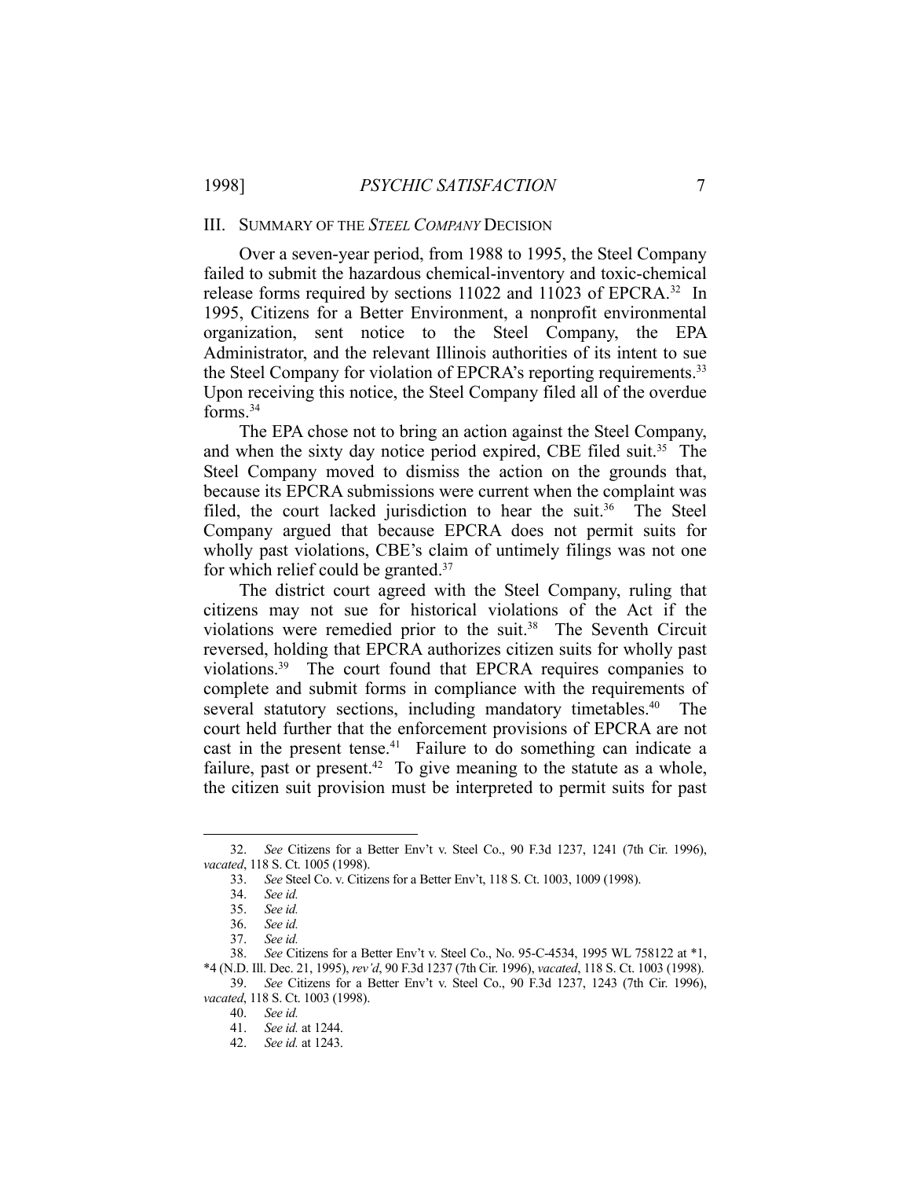## III. SUMMARY OF THE *STEEL COMPANY* DECISION

Over a seven-year period, from 1988 to 1995, the Steel Company failed to submit the hazardous chemical-inventory and toxic-chemical release forms required by sections 11022 and 11023 of EPCRA.[32] In 1995, Citizens for a Better Environment, a nonprofit environmental organization, sent notice to the Steel Company, the EPA Administrator, and the relevant Illinois authorities of its intent to sue the Steel Company for violation of EPCRA's reporting requirements.[33] Upon receiving this notice, the Steel Company filed all of the overdue forms.[34]

The EPA chose not to bring an action against the Steel Company, and when the sixty day notice period expired, CBE filed suit.[35] The Steel Company moved to dismiss the action on the grounds that, because its EPCRA submissions were current when the complaint was filed, the court lacked jurisdiction to hear the suit.[36] The Steel Company argued that because EPCRA does not permit suits for wholly past violations, CBE's claim of untimely filings was not one for which relief could be granted.[37]

The district court agreed with the Steel Company, ruling that citizens may not sue for historical violations of the Act if the violations were remedied prior to the suit.[38] The Seventh Circuit reversed, holding that EPCRA authorizes citizen suits for wholly past violations.[39] The court found that EPCRA requires companies to complete and submit forms in compliance with the requirements of several statutory sections, including mandatory timetables.[40] The court held further that the enforcement provisions of EPCRA are not cast in the present tense.[41] Failure to do something can indicate a failure, past or present.[42] To give meaning to the statute as a whole, the citizen suit provision must be interpreted to permit suits for past

---

32. *See* Citizens for a Better Env't v. Steel Co., 90 F.3d 1237, 1241 (7th Cir. 1996), *vacated*, 118 S. Ct. 1005 (1998).

33. *See* Steel Co. v. Citizens for a Better Env't, 118 S. Ct. 1003, 1009 (1998).

34. *See id.*

35. *See id.*

36. *See id.*

37. *See id.*

38. *See* Citizens for a Better Env't v. Steel Co., No. 95-C-4534, 1995 WL 758122 at \*1, \*4 (N.D. Ill. Dec. 21, 1995), *rev'd*, 90 F.3d 1237 (7th Cir. 1996), *vacated*, 118 S. Ct. 1003 (1998).

39. *See* Citizens for a Better Env't v. Steel Co., 90 F.3d 1237, 1243 (7th Cir. 1996), *vacated*, 118 S. Ct. 1003 (1998).

40. *See id.*

41. *See id.* at 1244.

42. *See id.* at 1243.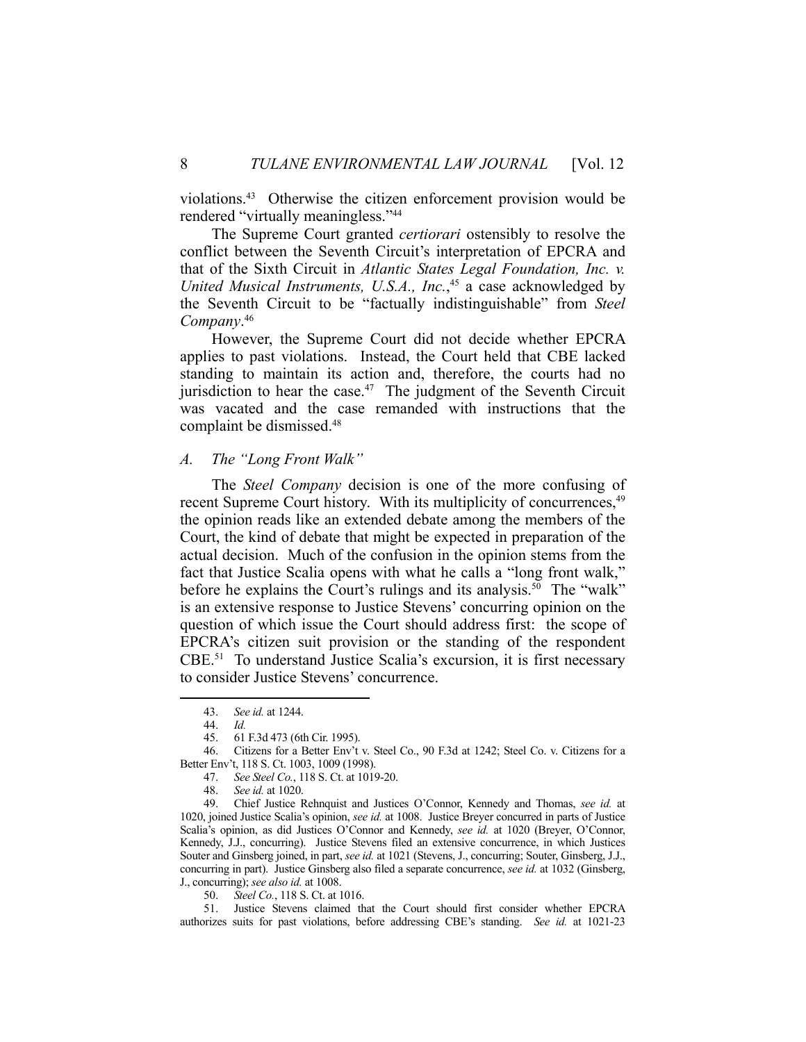violations.[43] Otherwise the citizen enforcement provision would be rendered "virtually meaningless."[44]

The Supreme Court granted *certiorari* ostensibly to resolve the conflict between the Seventh Circuit's interpretation of EPCRA and that of the Sixth Circuit in *Atlantic States Legal Foundation, Inc. v. United Musical Instruments, U.S.A., Inc.*,[45] a case acknowledged by the Seventh Circuit to be "factually indistinguishable" from *Steel Company*.[46]

However, the Supreme Court did not decide whether EPCRA applies to past violations. Instead, the Court held that CBE lacked standing to maintain its action and, therefore, the courts had no jurisdiction to hear the case.[47] The judgment of the Seventh Circuit was vacated and the case remanded with instructions that the complaint be dismissed.[48]

### *A. The "Long Front Walk"*

The *Steel Company* decision is one of the more confusing of recent Supreme Court history. With its multiplicity of concurrences,[49] the opinion reads like an extended debate among the members of the Court, the kind of debate that might be expected in preparation of the actual decision. Much of the confusion in the opinion stems from the fact that Justice Scalia opens with what he calls a "long front walk," before he explains the Court's rulings and its analysis.[50] The "walk" is an extensive response to Justice Stevens' concurring opinion on the question of which issue the Court should address first: the scope of EPCRA's citizen suit provision or the standing of the respondent CBE.[51] To understand Justice Scalia's excursion, it is first necessary to consider Justice Stevens' concurrence.

---

43. *See id.* at 1244.

44. *Id.*

45. 61 F.3d 473 (6th Cir. 1995).

46. Citizens for a Better Env't v. Steel Co., 90 F.3d at 1242; Steel Co. v. Citizens for a Better Env't, 118 S. Ct. 1003, 1009 (1998).

47. *See Steel Co.*, 118 S. Ct. at 1019-20.

48. *See id.* at 1020.

49. Chief Justice Rehnquist and Justices O'Connor, Kennedy and Thomas, *see id.* at 1020, joined Justice Scalia's opinion, *see id.* at 1008. Justice Breyer concurred in parts of Justice Scalia's opinion, as did Justices O'Connor and Kennedy, *see id.* at 1020 (Breyer, O'Connor, Kennedy, J.J., concurring). Justice Stevens filed an extensive concurrence, in which Justices Souter and Ginsberg joined, in part, *see id.* at 1021 (Stevens, J., concurring; Souter, Ginsberg, J.J., concurring in part). Justice Ginsberg also filed a separate concurrence, *see id.* at 1032 (Ginsberg, J., concurring); *see also id.* at 1008.

50. *Steel Co.*, 118 S. Ct. at 1016.

51. Justice Stevens claimed that the Court should first consider whether EPCRA authorizes suits for past violations, before addressing CBE's standing. *See id.* at 1021-23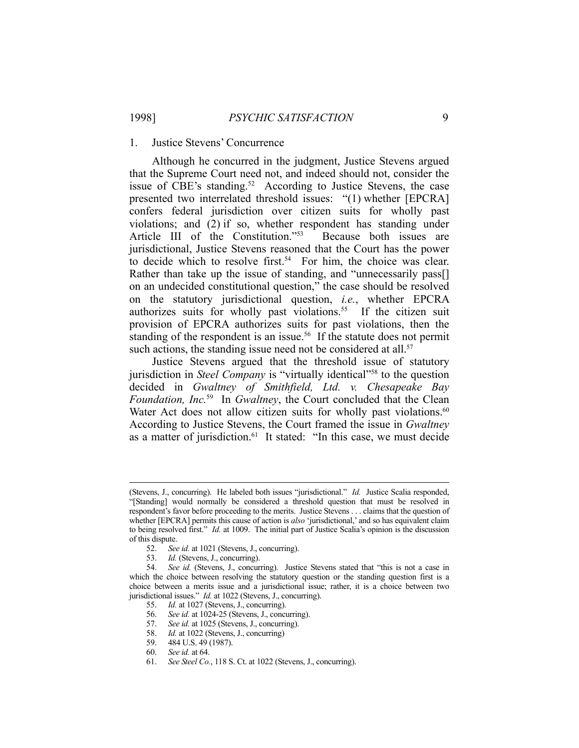### 1. Justice Stevens' Concurrence

Although he concurred in the judgment, Justice Stevens argued that the Supreme Court need not, and indeed should not, consider the issue of CBE's standing.[52] According to Justice Stevens, the case presented two interrelated threshold issues: "(1) whether [EPCRA] confers federal jurisdiction over citizen suits for wholly past violations; and (2) if so, whether respondent has standing under Article III of the Constitution."[53] Because both issues are jurisdictional, Justice Stevens reasoned that the Court has the power to decide which to resolve first.[54] For him, the choice was clear. Rather than take up the issue of standing, and "unnecessarily pass[] on an undecided constitutional question," the case should be resolved on the statutory jurisdictional question, *i.e.*, whether EPCRA authorizes suits for wholly past violations.[55] If the citizen suit provision of EPCRA authorizes suits for past violations, then the standing of the respondent is an issue.[56] If the statute does not permit such actions, the standing issue need not be considered at all.[57]

Justice Stevens argued that the threshold issue of statutory jurisdiction in *Steel Company* is "virtually identical"[58] to the question decided in *Gwaltney of Smithfield, Ltd. v. Chesapeake Bay Foundation, Inc.*[59] In *Gwaltney*, the Court concluded that the Clean Water Act does not allow citizen suits for wholly past violations.[60] According to Justice Stevens, the Court framed the issue in *Gwaltney* as a matter of jurisdiction.[61] It stated: "In this case, we must decide

---

(Stevens, J., concurring). He labeled both issues "jurisdictional." *Id.* Justice Scalia responded, "[Standing] would normally be considered a threshold question that must be resolved in respondent's favor before proceeding to the merits. Justice Stevens . . . claims that the question of whether [EPCRA] permits this cause of action is *also* 'jurisdictional,' and so has equivalent claim to being resolved first." *Id.* at 1009. The initial part of Justice Scalia's opinion is the discussion of this dispute.

52. *See id.* at 1021 (Stevens, J., concurring).

53. *Id.* (Stevens, J., concurring).

54. *See id.* (Stevens, J., concurring). Justice Stevens stated that "this is not a case in which the choice between resolving the statutory question or the standing question first is a choice between a merits issue and a jurisdictional issue; rather, it is a choice between two jurisdictional issues." *Id.* at 1022 (Stevens, J., concurring).

55. *Id.* at 1027 (Stevens, J., concurring).

56. *See id.* at 1024-25 (Stevens, J., concurring).

57. *See id.* at 1025 (Stevens, J., concurring).

58. *Id.* at 1022 (Stevens, J., concurring)

59. 484 U.S. 49 (1987).

60. *See id.* at 64.

61. *See Steel Co.*, 118 S. Ct. at 1022 (Stevens, J., concurring).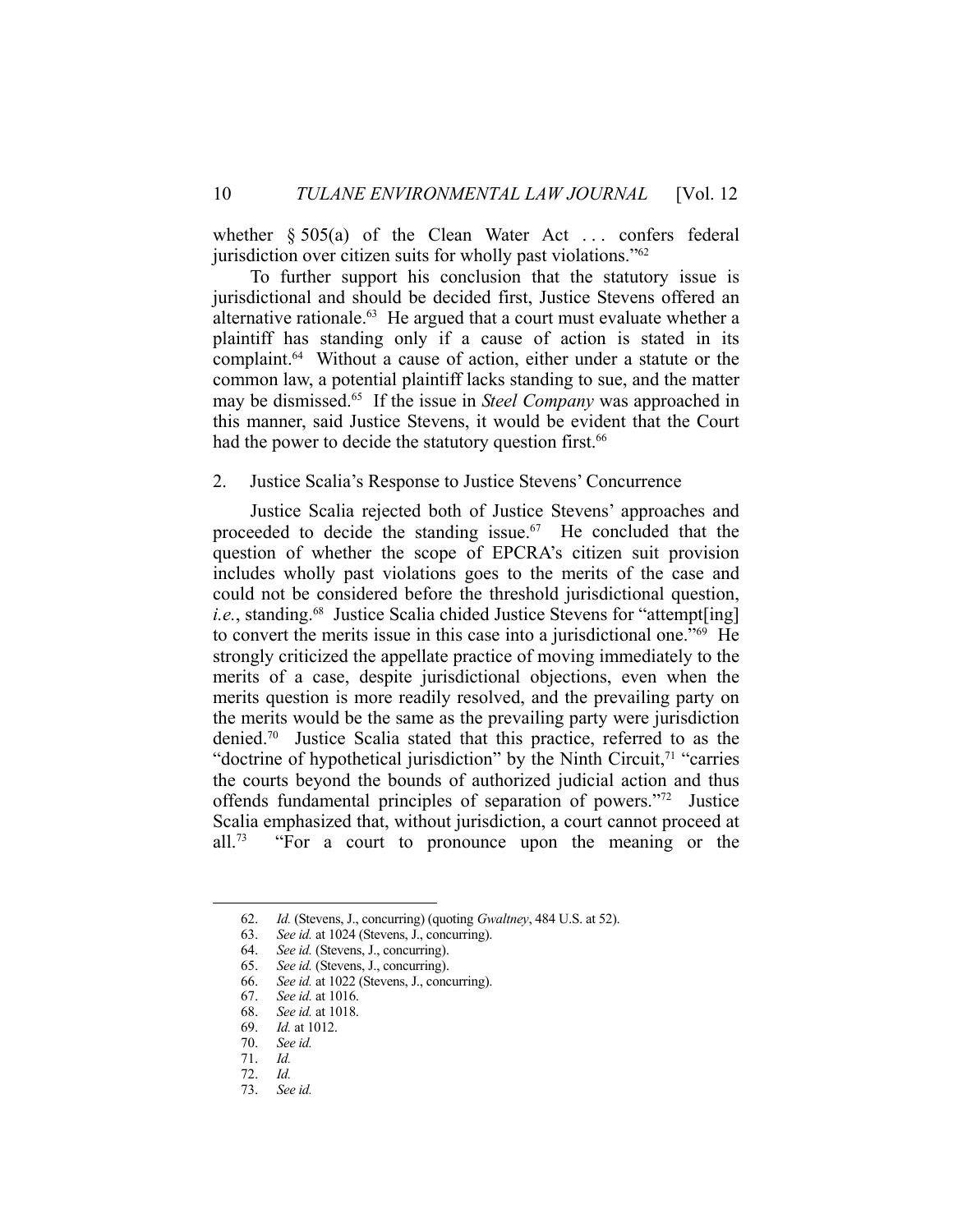whether § 505(a) of the Clean Water Act . . . confers federal jurisdiction over citizen suits for wholly past violations."[62]

To further support his conclusion that the statutory issue is jurisdictional and should be decided first, Justice Stevens offered an alternative rationale.[63] He argued that a court must evaluate whether a plaintiff has standing only if a cause of action is stated in its complaint.[64] Without a cause of action, either under a statute or the common law, a potential plaintiff lacks standing to sue, and the matter may be dismissed.[65] If the issue in *Steel Company* was approached in this manner, said Justice Stevens, it would be evident that the Court had the power to decide the statutory question first.[66]

### 2. Justice Scalia's Response to Justice Stevens' Concurrence

Justice Scalia rejected both of Justice Stevens' approaches and proceeded to decide the standing issue.[67] He concluded that the question of whether the scope of EPCRA's citizen suit provision includes wholly past violations goes to the merits of the case and could not be considered before the threshold jurisdictional question, *i.e.*, standing.[68] Justice Scalia chided Justice Stevens for "attempt[ing] to convert the merits issue in this case into a jurisdictional one."[69] He strongly criticized the appellate practice of moving immediately to the merits of a case, despite jurisdictional objections, even when the merits question is more readily resolved, and the prevailing party on the merits would be the same as the prevailing party were jurisdiction denied.[70] Justice Scalia stated that this practice, referred to as the "doctrine of hypothetical jurisdiction" by the Ninth Circuit,[71] "carries the courts beyond the bounds of authorized judicial action and thus offends fundamental principles of separation of powers."[72] Justice Scalia emphasized that, without jurisdiction, a court cannot proceed at all.[73] "For a court to pronounce upon the meaning or the

---

62. *Id.* (Stevens, J., concurring) (quoting *Gwaltney*, 484 U.S. at 52).
63. *See id.* at 1024 (Stevens, J., concurring).
64. *See id.* (Stevens, J., concurring).
65. *See id.* (Stevens, J., concurring).
66. *See id.* at 1022 (Stevens, J., concurring).
67. *See id.* at 1016.
68. *See id.* at 1018.
69. *Id.* at 1012.
70. *See id.*
71. *Id.*
72. *Id.*
73. *See id.*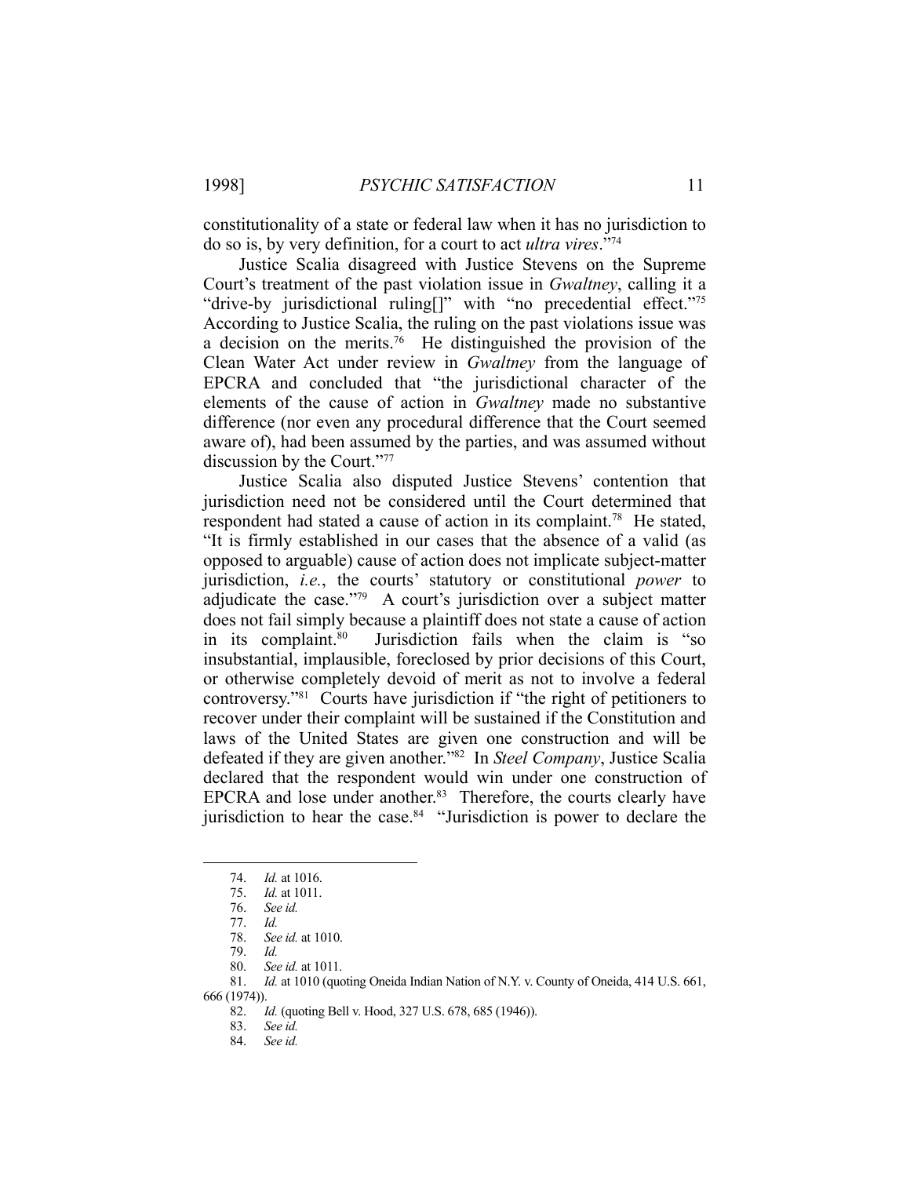constitutionality of a state or federal law when it has no jurisdiction to do so is, by very definition, for a court to act *ultra vires*."[74]

Justice Scalia disagreed with Justice Stevens on the Supreme Court's treatment of the past violation issue in *Gwaltney*, calling it a "drive-by jurisdictional ruling[]" with "no precedential effect."[75] According to Justice Scalia, the ruling on the past violations issue was a decision on the merits.[76] He distinguished the provision of the Clean Water Act under review in *Gwaltney* from the language of EPCRA and concluded that "the jurisdictional character of the elements of the cause of action in *Gwaltney* made no substantive difference (nor even any procedural difference that the Court seemed aware of), had been assumed by the parties, and was assumed without discussion by the Court."[77]

Justice Scalia also disputed Justice Stevens' contention that jurisdiction need not be considered until the Court determined that respondent had stated a cause of action in its complaint.[78] He stated, "It is firmly established in our cases that the absence of a valid (as opposed to arguable) cause of action does not implicate subject-matter jurisdiction, *i.e.*, the courts' statutory or constitutional *power* to adjudicate the case."[79] A court's jurisdiction over a subject matter does not fail simply because a plaintiff does not state a cause of action in its complaint.[80] Jurisdiction fails when the claim is "so insubstantial, implausible, foreclosed by prior decisions of this Court, or otherwise completely devoid of merit as not to involve a federal controversy."[81] Courts have jurisdiction if "the right of petitioners to recover under their complaint will be sustained if the Constitution and laws of the United States are given one construction and will be defeated if they are given another."[82] In *Steel Company*, Justice Scalia declared that the respondent would win under one construction of EPCRA and lose under another.[83] Therefore, the courts clearly have jurisdiction to hear the case.[84] "Jurisdiction is power to declare the

---

74. *Id.* at 1016.
75. *Id.* at 1011.
76. *See id.*
77. *Id.*
78. *See id.* at 1010.
79. *Id.*
80. *See id.* at 1011.
81. *Id.* at 1010 (quoting Oneida Indian Nation of N.Y. v. County of Oneida, 414 U.S. 661, 666 (1974)).
82. *Id.* (quoting Bell v. Hood, 327 U.S. 678, 685 (1946)).
83. *See id.*
84. *See id.*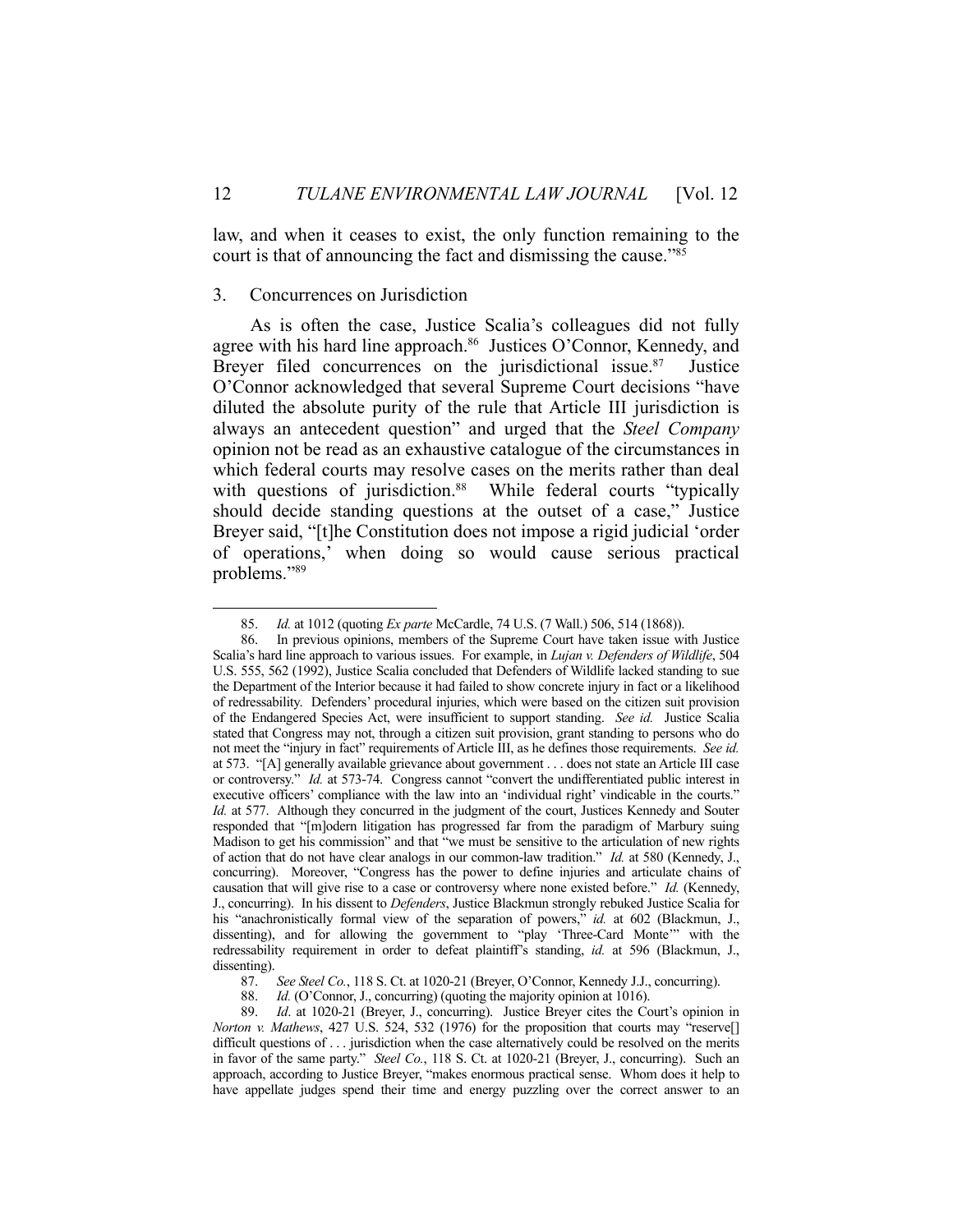law, and when it ceases to exist, the only function remaining to the court is that of announcing the fact and dismissing the cause."[85]

### 3. Concurrences on Jurisdiction

As is often the case, Justice Scalia's colleagues did not fully agree with his hard line approach.[86] Justices O'Connor, Kennedy, and Breyer filed concurrences on the jurisdictional issue.[87] Justice O'Connor acknowledged that several Supreme Court decisions "have diluted the absolute purity of the rule that Article III jurisdiction is always an antecedent question" and urged that the *Steel Company* opinion not be read as an exhaustive catalogue of the circumstances in which federal courts may resolve cases on the merits rather than deal with questions of jurisdiction.[88] While federal courts "typically should decide standing questions at the outset of a case," Justice Breyer said, "[t]he Constitution does not impose a rigid judicial 'order of operations,' when doing so would cause serious practical problems."[89]

---

85. *Id.* at 1012 (quoting *Ex parte* McCardle, 74 U.S. (7 Wall.) 506, 514 (1868)).

86. In previous opinions, members of the Supreme Court have taken issue with Justice Scalia's hard line approach to various issues. For example, in *Lujan v. Defenders of Wildlife*, 504 U.S. 555, 562 (1992), Justice Scalia concluded that Defenders of Wildlife lacked standing to sue the Department of the Interior because it had failed to show concrete injury in fact or a likelihood of redressability. Defenders' procedural injuries, which were based on the citizen suit provision of the Endangered Species Act, were insufficient to support standing. *See id.* Justice Scalia stated that Congress may not, through a citizen suit provision, grant standing to persons who do not meet the "injury in fact" requirements of Article III, as he defines those requirements. *See id.* at 573. "[A] generally available grievance about government . . . does not state an Article III case or controversy." *Id.* at 573-74. Congress cannot "convert the undifferentiated public interest in executive officers' compliance with the law into an 'individual right' vindicable in the courts." *Id.* at 577. Although they concurred in the judgment of the court, Justices Kennedy and Souter responded that "[m]odern litigation has progressed far from the paradigm of Marbury suing Madison to get his commission" and that "we must be sensitive to the articulation of new rights of action that do not have clear analogs in our common-law tradition." *Id.* at 580 (Kennedy, J., concurring). Moreover, "Congress has the power to define injuries and articulate chains of causation that will give rise to a case or controversy where none existed before." *Id.* (Kennedy, J., concurring). In his dissent to *Defenders*, Justice Blackmun strongly rebuked Justice Scalia for his "anachronistically formal view of the separation of powers," *id.* at 602 (Blackmun, J., dissenting), and for allowing the government to "play 'Three-Card Monte'" with the redressability requirement in order to defeat plaintiff's standing, *id.* at 596 (Blackmun, J., dissenting).

87. *See Steel Co.*, 118 S. Ct. at 1020-21 (Breyer, O'Connor, Kennedy J.J., concurring).

88. *Id.* (O'Connor, J., concurring) (quoting the majority opinion at 1016).

89. *Id*. at 1020-21 (Breyer, J., concurring). Justice Breyer cites the Court's opinion in *Norton v. Mathews*, 427 U.S. 524, 532 (1976) for the proposition that courts may "reserve[] difficult questions of . . . jurisdiction when the case alternatively could be resolved on the merits in favor of the same party." *Steel Co.*, 118 S. Ct. at 1020-21 (Breyer, J., concurring). Such an approach, according to Justice Breyer, "makes enormous practical sense. Whom does it help to have appellate judges spend their time and energy puzzling over the correct answer to an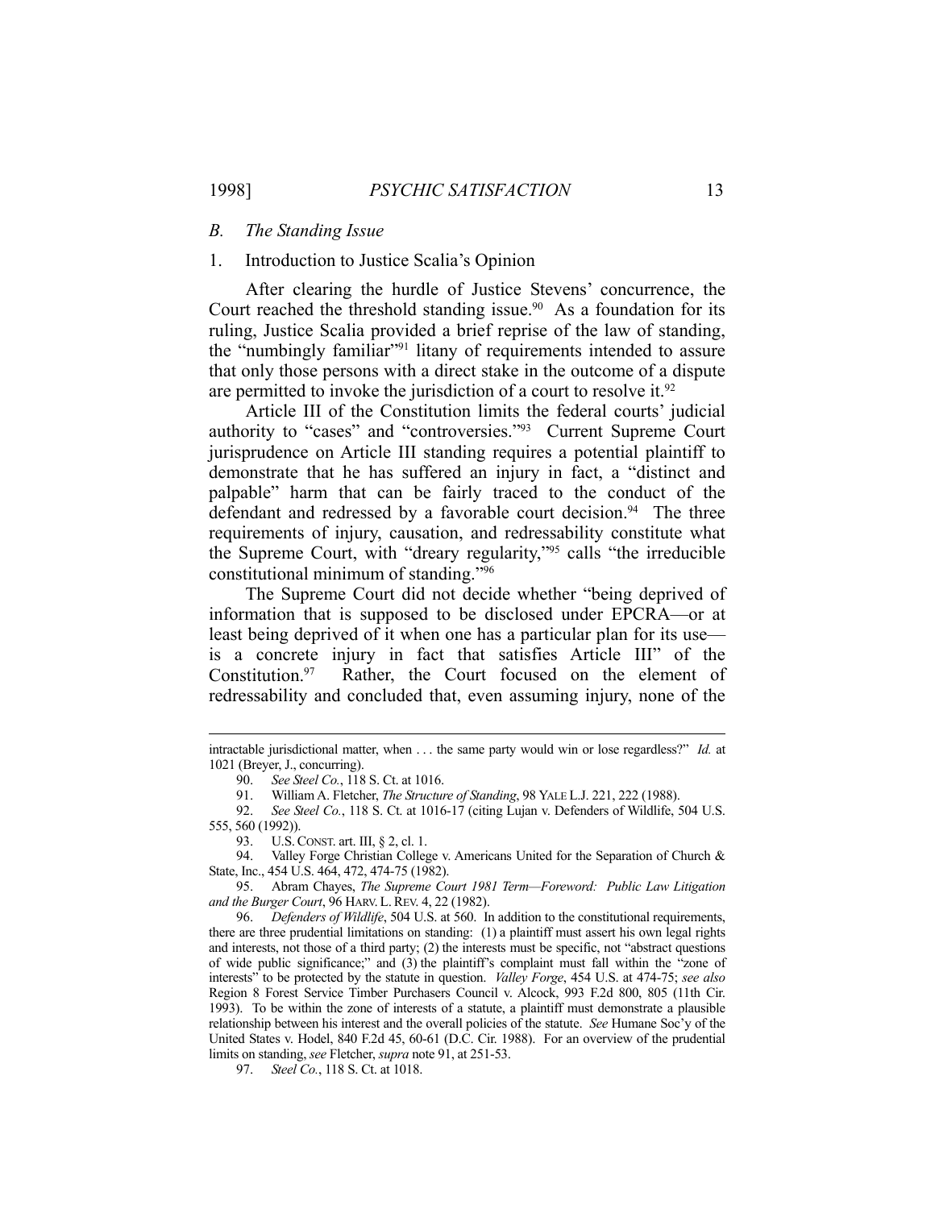### *B. The Standing Issue*

#### 1. Introduction to Justice Scalia's Opinion

After clearing the hurdle of Justice Stevens' concurrence, the Court reached the threshold standing issue.[90] As a foundation for its ruling, Justice Scalia provided a brief reprise of the law of standing, the "numbingly familiar"[91] litany of requirements intended to assure that only those persons with a direct stake in the outcome of a dispute are permitted to invoke the jurisdiction of a court to resolve it.[92]

Article III of the Constitution limits the federal courts' judicial authority to "cases" and "controversies."[93] Current Supreme Court jurisprudence on Article III standing requires a potential plaintiff to demonstrate that he has suffered an injury in fact, a "distinct and palpable" harm that can be fairly traced to the conduct of the defendant and redressed by a favorable court decision.[94] The three requirements of injury, causation, and redressability constitute what the Supreme Court, with "dreary regularity,"[95] calls "the irreducible constitutional minimum of standing."[96]

The Supreme Court did not decide whether "being deprived of information that is supposed to be disclosed under EPCRA—or at least being deprived of it when one has a particular plan for its use—is a concrete injury in fact that satisfies Article III" of the Constitution.[97] Rather, the Court focused on the element of redressability and concluded that, even assuming injury, none of the

---

intractable jurisdictional matter, when . . . the same party would win or lose regardless?" *Id.* at 1021 (Breyer, J., concurring).

90. *See Steel Co.*, 118 S. Ct. at 1016.

91. William A. Fletcher, *The Structure of Standing*, 98 YALE L.J. 221, 222 (1988).

92. *See Steel Co.*, 118 S. Ct. at 1016-17 (citing Lujan v. Defenders of Wildlife, 504 U.S. 555, 560 (1992)).

93. U.S. CONST. art. III, § 2, cl. 1.

94. Valley Forge Christian College v. Americans United for the Separation of Church & State, Inc., 454 U.S. 464, 472, 474-75 (1982).

95. Abram Chayes, *The Supreme Court 1981 Term—Foreword: Public Law Litigation and the Burger Court*, 96 HARV. L. REV. 4, 22 (1982).

96. *Defenders of Wildlife*, 504 U.S. at 560. In addition to the constitutional requirements, there are three prudential limitations on standing: (1) a plaintiff must assert his own legal rights and interests, not those of a third party; (2) the interests must be specific, not "abstract questions of wide public significance;" and (3) the plaintiff's complaint must fall within the "zone of interests" to be protected by the statute in question. *Valley Forge*, 454 U.S. at 474-75; *see also* Region 8 Forest Service Timber Purchasers Council v. Alcock, 993 F.2d 800, 805 (11th Cir. 1993). To be within the zone of interests of a statute, a plaintiff must demonstrate a plausible relationship between his interest and the overall policies of the statute. *See* Humane Soc'y of the United States v. Hodel, 840 F.2d 45, 60-61 (D.C. Cir. 1988). For an overview of the prudential limits on standing, *see* Fletcher, *supra* note 91, at 251-53.

97. *Steel Co.*, 118 S. Ct. at 1018.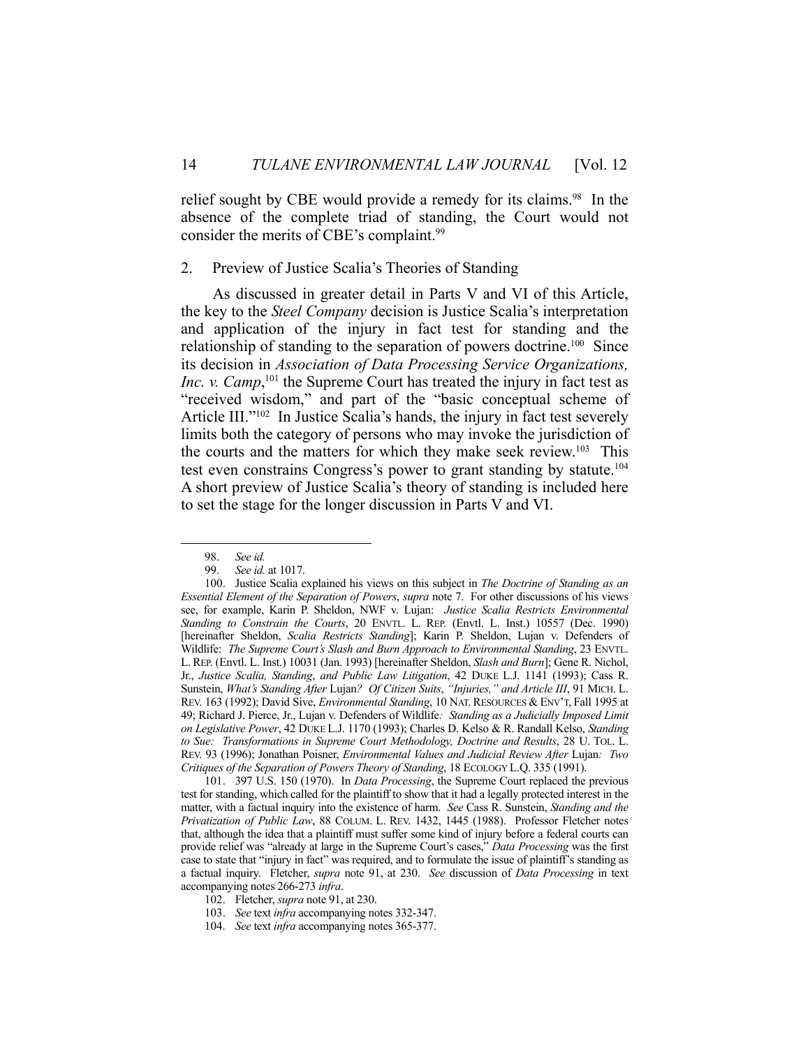relief sought by CBE would provide a remedy for its claims.[98] In the absence of the complete triad of standing, the Court would not consider the merits of CBE's complaint.[99]

### 2. Preview of Justice Scalia's Theories of Standing

As discussed in greater detail in Parts V and VI of this Article, the key to the *Steel Company* decision is Justice Scalia's interpretation and application of the injury in fact test for standing and the relationship of standing to the separation of powers doctrine.[100] Since its decision in *Association of Data Processing Service Organizations, Inc. v. Camp*,[101] the Supreme Court has treated the injury in fact test as "received wisdom," and part of the "basic conceptual scheme of Article III."[102] In Justice Scalia's hands, the injury in fact test severely limits both the category of persons who may invoke the jurisdiction of the courts and the matters for which they make seek review.[103] This test even constrains Congress's power to grant standing by statute.[104] A short preview of Justice Scalia's theory of standing is included here to set the stage for the longer discussion in Parts V and VI.

---

98. *See id.*

99. *See id.* at 1017.

100. Justice Scalia explained his views on this subject in *The Doctrine of Standing as an Essential Element of the Separation of Powers*, *supra* note 7. For other discussions of his views see, for example, Karin P. Sheldon, NWF v. Lujan: *Justice Scalia Restricts Environmental Standing to Constrain the Courts*, 20 ENVTL. L. REP. (Envtl. L. Inst.) 10557 (Dec. 1990) [hereinafter Sheldon, *Scalia Restricts Standing*]; Karin P. Sheldon, Lujan v. Defenders of Wildlife: *The Supreme Court's Slash and Burn Approach to Environmental Standing*, 23 ENVTL. L. REP. (Envtl. L. Inst.) 10031 (Jan. 1993) [hereinafter Sheldon, *Slash and Burn*]; Gene R. Nichol, Jr., *Justice Scalia, Standing, and Public Law Litigation*, 42 DUKE L.J. 1141 (1993); Cass R. Sunstein, *What's Standing After* Lujan*? Of Citizen Suits, "Injuries," and Article III*, 91 MICH. L. REV. 163 (1992); David Sive, *Environmental Standing*, 10 NAT. RESOURCES & ENV'T, Fall 1995 at 49; Richard J. Pierce, Jr., Lujan v. Defenders of Wildlife*: Standing as a Judicially Imposed Limit on Legislative Power*, 42 DUKE L.J. 1170 (1993); Charles D. Kelso & R. Randall Kelso, *Standing to Sue: Transformations in Supreme Court Methodology, Doctrine and Results*, 28 U. TOL. L. REV. 93 (1996); Jonathan Poisner, *Environmental Values and Judicial Review After* Lujan*: Two Critiques of the Separation of Powers Theory of Standing*, 18 ECOLOGY L.Q. 335 (1991).

101. 397 U.S. 150 (1970). In *Data Processing*, the Supreme Court replaced the previous test for standing, which called for the plaintiff to show that it had a legally protected interest in the matter, with a factual inquiry into the existence of harm. *See* Cass R. Sunstein, *Standing and the Privatization of Public Law*, 88 COLUM. L. REV. 1432, 1445 (1988). Professor Fletcher notes that, although the idea that a plaintiff must suffer some kind of injury before a federal courts can provide relief was "already at large in the Supreme Court's cases," *Data Processing* was the first case to state that "injury in fact" was required, and to formulate the issue of plaintiff's standing as a factual inquiry. Fletcher, *supra* note 91, at 230. *See* discussion of *Data Processing* in text accompanying notes 266-273 *infra*.

102. Fletcher, *supra* note 91, at 230.

103. *See* text *infra* accompanying notes 332-347.

104. *See* text *infra* accompanying notes 365-377.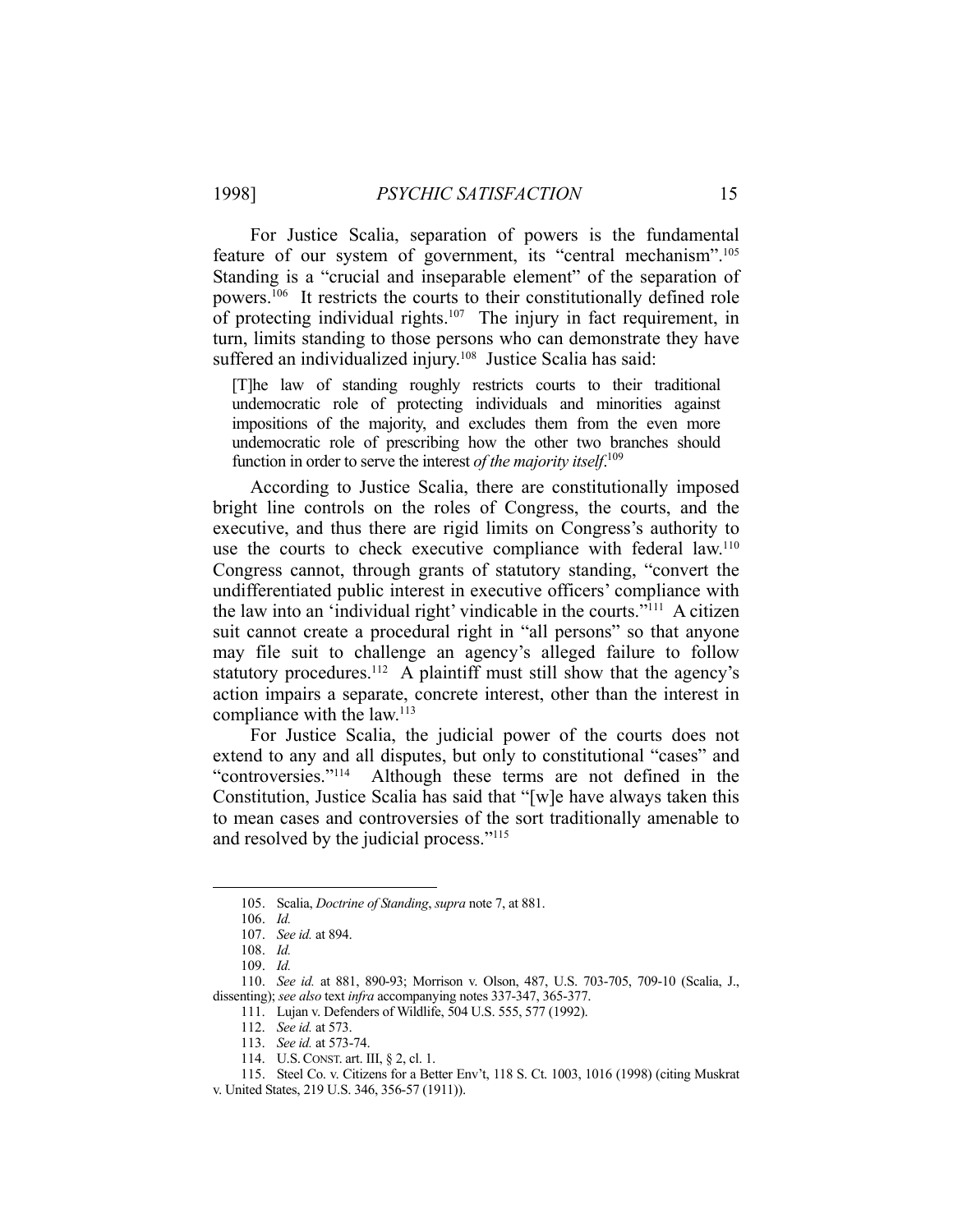For Justice Scalia, separation of powers is the fundamental feature of our system of government, its "central mechanism".[105] Standing is a "crucial and inseparable element" of the separation of powers.[106] It restricts the courts to their constitutionally defined role of protecting individual rights.[107] The injury in fact requirement, in turn, limits standing to those persons who can demonstrate they have suffered an individualized injury.[108] Justice Scalia has said:

> [T]he law of standing roughly restricts courts to their traditional undemocratic role of protecting individuals and minorities against impositions of the majority, and excludes them from the even more undemocratic role of prescribing how the other two branches should function in order to serve the interest *of the majority itself*.[109]

According to Justice Scalia, there are constitutionally imposed bright line controls on the roles of Congress, the courts, and the executive, and thus there are rigid limits on Congress's authority to use the courts to check executive compliance with federal law.[110] Congress cannot, through grants of statutory standing, "convert the undifferentiated public interest in executive officers' compliance with the law into an 'individual right' vindicable in the courts."[111] A citizen suit cannot create a procedural right in "all persons" so that anyone may file suit to challenge an agency's alleged failure to follow statutory procedures.[112] A plaintiff must still show that the agency's action impairs a separate, concrete interest, other than the interest in compliance with the law.[113]

For Justice Scalia, the judicial power of the courts does not extend to any and all disputes, but only to constitutional "cases" and "controversies."[114] Although these terms are not defined in the Constitution, Justice Scalia has said that "[w]e have always taken this to mean cases and controversies of the sort traditionally amenable to and resolved by the judicial process."[115]

---

105. Scalia, *Doctrine of Standing*, *supra* note 7, at 881.

106. *Id.*

107. *See id.* at 894.

108. *Id.*

109. *Id.*

110. *See id.* at 881, 890-93; Morrison v. Olson, 487, U.S. 703-705, 709-10 (Scalia, J., dissenting); *see also* text *infra* accompanying notes 337-347, 365-377.

111. Lujan v. Defenders of Wildlife, 504 U.S. 555, 577 (1992).

112. *See id.* at 573.

113. *See id.* at 573-74.

114. U.S. CONST. art. III, § 2, cl. 1.

115. Steel Co. v. Citizens for a Better Env't, 118 S. Ct. 1003, 1016 (1998) (citing Muskrat v. United States, 219 U.S. 346, 356-57 (1911)).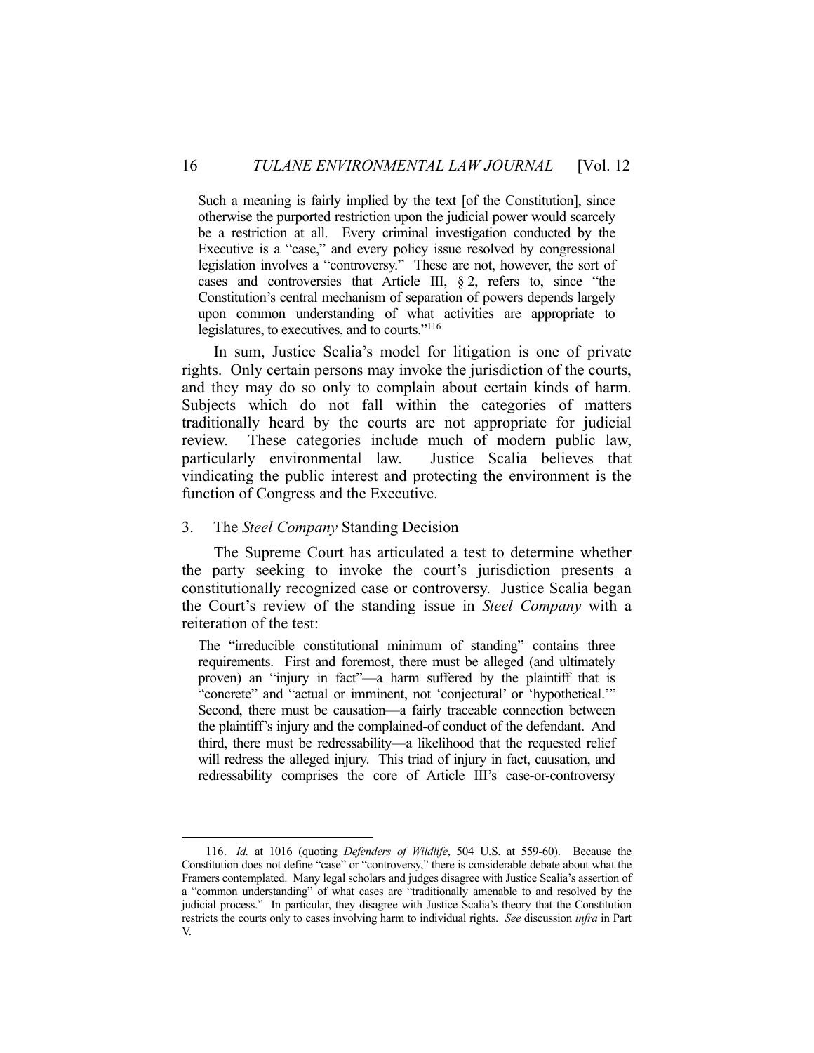> Such a meaning is fairly implied by the text [of the Constitution], since otherwise the purported restriction upon the judicial power would scarcely be a restriction at all. Every criminal investigation conducted by the Executive is a "case," and every policy issue resolved by congressional legislation involves a "controversy." These are not, however, the sort of cases and controversies that Article III, § 2, refers to, since "the Constitution's central mechanism of separation of powers depends largely upon common understanding of what activities are appropriate to legislatures, to executives, and to courts."[116]

In sum, Justice Scalia's model for litigation is one of private rights. Only certain persons may invoke the jurisdiction of the courts, and they may do so only to complain about certain kinds of harm. Subjects which do not fall within the categories of matters traditionally heard by the courts are not appropriate for judicial review. These categories include much of modern public law, particularly environmental law. Justice Scalia believes that vindicating the public interest and protecting the environment is the function of Congress and the Executive.

### 3. The *Steel Company* Standing Decision

The Supreme Court has articulated a test to determine whether the party seeking to invoke the court's jurisdiction presents a constitutionally recognized case or controversy. Justice Scalia began the Court's review of the standing issue in *Steel Company* with a reiteration of the test:

> The "irreducible constitutional minimum of standing" contains three requirements. First and foremost, there must be alleged (and ultimately proven) an "injury in fact"—a harm suffered by the plaintiff that is "concrete" and "actual or imminent, not 'conjectural' or 'hypothetical.'" Second, there must be causation—a fairly traceable connection between the plaintiff's injury and the complained-of conduct of the defendant. And third, there must be redressability—a likelihood that the requested relief will redress the alleged injury. This triad of injury in fact, causation, and redressability comprises the core of Article III's case-or-controversy

---

116. *Id.* at 1016 (quoting *Defenders of Wildlife*, 504 U.S. at 559-60). Because the Constitution does not define "case" or "controversy," there is considerable debate about what the Framers contemplated. Many legal scholars and judges disagree with Justice Scalia's assertion of a "common understanding" of what cases are "traditionally amenable to and resolved by the judicial process." In particular, they disagree with Justice Scalia's theory that the Constitution restricts the courts only to cases involving harm to individual rights. *See* discussion *infra* in Part V.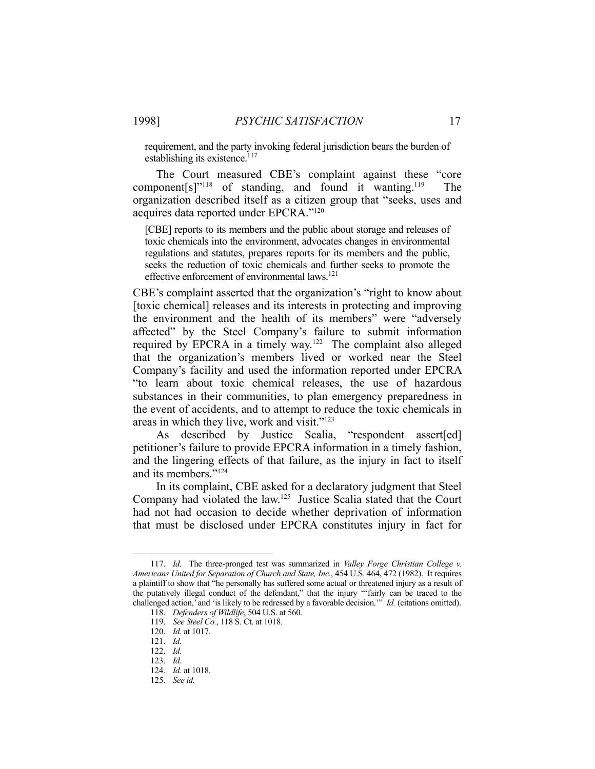> requirement, and the party invoking federal jurisdiction bears the burden of establishing its existence.[117]

The Court measured CBE's complaint against these "core component[s]"[118] of standing, and found it wanting.[119] The organization described itself as a citizen group that "seeks, uses and acquires data reported under EPCRA."[120]

> [CBE] reports to its members and the public about storage and releases of toxic chemicals into the environment, advocates changes in environmental regulations and statutes, prepares reports for its members and the public, seeks the reduction of toxic chemicals and further seeks to promote the effective enforcement of environmental laws.[121]

CBE's complaint asserted that the organization's "right to know about [toxic chemical] releases and its interests in protecting and improving the environment and the health of its members" were "adversely affected" by the Steel Company's failure to submit information required by EPCRA in a timely way.[122] The complaint also alleged that the organization's members lived or worked near the Steel Company's facility and used the information reported under EPCRA "to learn about toxic chemical releases, the use of hazardous substances in their communities, to plan emergency preparedness in the event of accidents, and to attempt to reduce the toxic chemicals in areas in which they live, work and visit."[123]

As described by Justice Scalia, "respondent assert[ed] petitioner's failure to provide EPCRA information in a timely fashion, and the lingering effects of that failure, as the injury in fact to itself and its members."[124]

In its complaint, CBE asked for a declaratory judgment that Steel Company had violated the law.[125] Justice Scalia stated that the Court had not had occasion to decide whether deprivation of information that must be disclosed under EPCRA constitutes injury in fact for

---

117. *Id.* The three-pronged test was summarized in *Valley Forge Christian College v. Americans United for Separation of Church and State, Inc.*, 454 U.S. 464, 472 (1982). It requires a plaintiff to show that "he personally has suffered some actual or threatened injury as a result of the putatively illegal conduct of the defendant," that the injury "'fairly can be traced to the challenged action,' and 'is likely to be redressed by a favorable decision.'" *Id.* (citations omitted).

118. *Defenders of Wildlife*, 504 U.S. at 560.

119. *See Steel Co.*, 118 S. Ct. at 1018.

120. *Id.* at 1017.

121. *Id.*

122. *Id.*

123. *Id.*

124. *Id.* at 1018.

125. *See id.*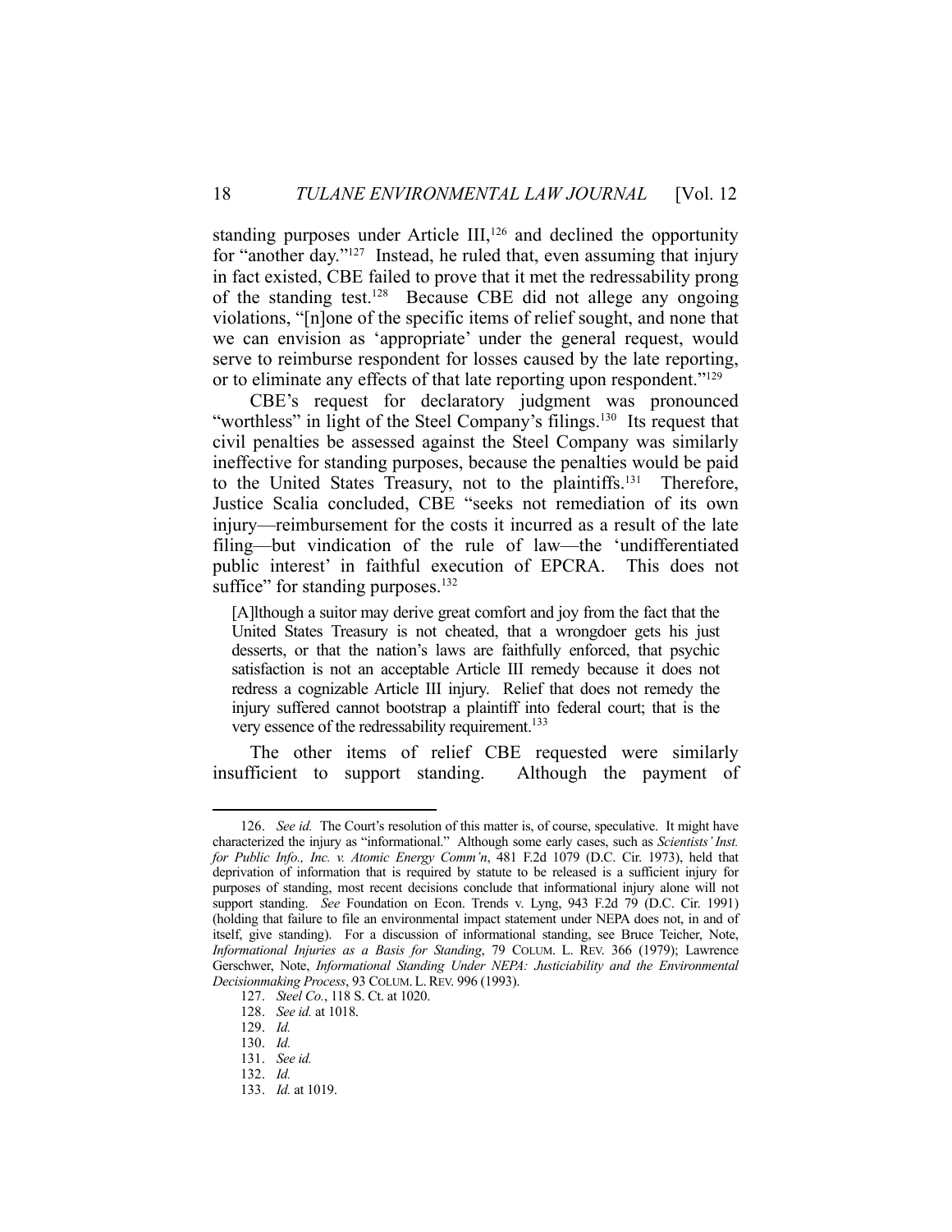standing purposes under Article III,[126] and declined the opportunity for "another day."[127] Instead, he ruled that, even assuming that injury in fact existed, CBE failed to prove that it met the redressability prong of the standing test.[128] Because CBE did not allege any ongoing violations, "[n]one of the specific items of relief sought, and none that we can envision as 'appropriate' under the general request, would serve to reimburse respondent for losses caused by the late reporting, or to eliminate any effects of that late reporting upon respondent."[129]

CBE's request for declaratory judgment was pronounced "worthless" in light of the Steel Company's filings.[130] Its request that civil penalties be assessed against the Steel Company was similarly ineffective for standing purposes, because the penalties would be paid to the United States Treasury, not to the plaintiffs.[131] Therefore, Justice Scalia concluded, CBE "seeks not remediation of its own injury—reimbursement for the costs it incurred as a result of the late filing—but vindication of the rule of law—the 'undifferentiated public interest' in faithful execution of EPCRA. This does not suffice" for standing purposes.[132]

> [A]lthough a suitor may derive great comfort and joy from the fact that the United States Treasury is not cheated, that a wrongdoer gets his just desserts, or that the nation's laws are faithfully enforced, that psychic satisfaction is not an acceptable Article III remedy because it does not redress a cognizable Article III injury. Relief that does not remedy the injury suffered cannot bootstrap a plaintiff into federal court; that is the very essence of the redressability requirement.[133]

The other items of relief CBE requested were similarly insufficient to support standing. Although the payment of

---

126. *See id.* The Court's resolution of this matter is, of course, speculative. It might have characterized the injury as "informational." Although some early cases, such as *Scientists' Inst. for Public Info., Inc. v. Atomic Energy Comm'n*, 481 F.2d 1079 (D.C. Cir. 1973), held that deprivation of information that is required by statute to be released is a sufficient injury for purposes of standing, most recent decisions conclude that informational injury alone will not support standing. *See* Foundation on Econ. Trends v. Lyng, 943 F.2d 79 (D.C. Cir. 1991) (holding that failure to file an environmental impact statement under NEPA does not, in and of itself, give standing). For a discussion of informational standing, see Bruce Teicher, Note, *Informational Injuries as a Basis for Standing*, 79 COLUM. L. REV. 366 (1979); Lawrence Gerschwer, Note, *Informational Standing Under NEPA: Justiciability and the Environmental Decisionmaking Process*, 93 COLUM. L. REV. 996 (1993).

127. *Steel Co.*, 118 S. Ct. at 1020.

128. *See id.* at 1018.

129. *Id.*

130. *Id.*

131. *See id.*

132. *Id.*

133. *Id.* at 1019.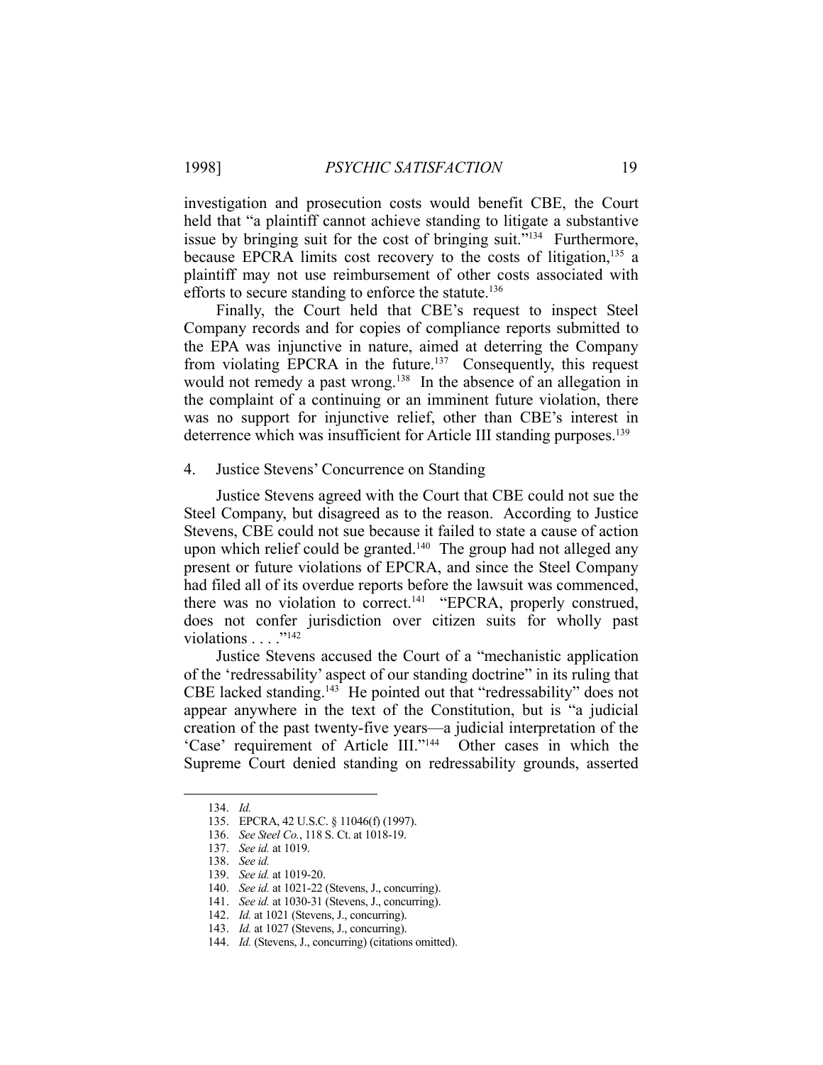investigation and prosecution costs would benefit CBE, the Court held that "a plaintiff cannot achieve standing to litigate a substantive issue by bringing suit for the cost of bringing suit."[134] Furthermore, because EPCRA limits cost recovery to the costs of litigation,[135] a plaintiff may not use reimbursement of other costs associated with efforts to secure standing to enforce the statute.[136]

Finally, the Court held that CBE's request to inspect Steel Company records and for copies of compliance reports submitted to the EPA was injunctive in nature, aimed at deterring the Company from violating EPCRA in the future.[137] Consequently, this request would not remedy a past wrong.[138] In the absence of an allegation in the complaint of a continuing or an imminent future violation, there was no support for injunctive relief, other than CBE's interest in deterrence which was insufficient for Article III standing purposes.[139]

4. Justice Stevens' Concurrence on Standing

Justice Stevens agreed with the Court that CBE could not sue the Steel Company, but disagreed as to the reason. According to Justice Stevens, CBE could not sue because it failed to state a cause of action upon which relief could be granted.[140] The group had not alleged any present or future violations of EPCRA, and since the Steel Company had filed all of its overdue reports before the lawsuit was commenced, there was no violation to correct.[141] "EPCRA, properly construed, does not confer jurisdiction over citizen suits for wholly past violations . . . ."[142]

Justice Stevens accused the Court of a "mechanistic application of the 'redressability' aspect of our standing doctrine" in its ruling that CBE lacked standing.[143] He pointed out that "redressability" does not appear anywhere in the text of the Constitution, but is "a judicial creation of the past twenty-five years—a judicial interpretation of the 'Case' requirement of Article III."[144] Other cases in which the Supreme Court denied standing on redressability grounds, asserted

---

134. *Id.*

135. EPCRA, 42 U.S.C. § 11046(f) (1997).

136. *See Steel Co.*, 118 S. Ct. at 1018-19.

137. *See id.* at 1019.

138. *See id.*

139. *See id.* at 1019-20.

140. *See id.* at 1021-22 (Stevens, J., concurring).

141. *See id.* at 1030-31 (Stevens, J., concurring).

142. *Id.* at 1021 (Stevens, J., concurring).

143. *Id.* at 1027 (Stevens, J., concurring).

144. *Id.* (Stevens, J., concurring) (citations omitted).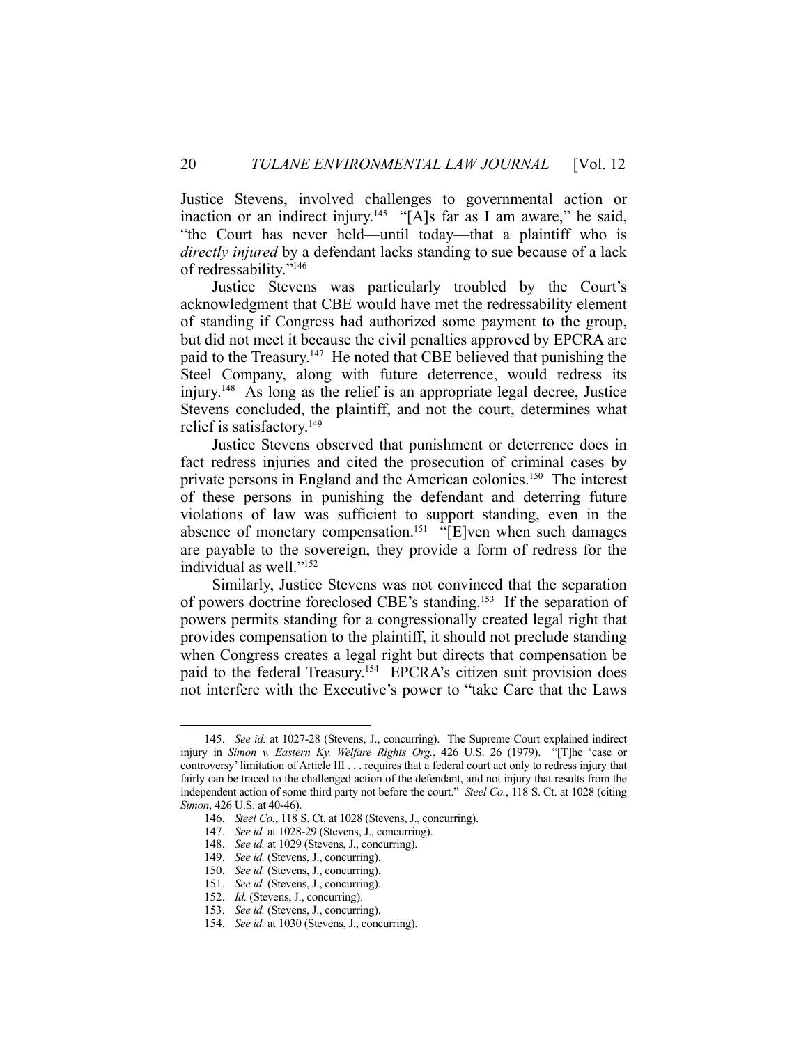Justice Stevens, involved challenges to governmental action or inaction or an indirect injury.[145] "[A]s far as I am aware," he said, "the Court has never held—until today—that a plaintiff who is *directly injured* by a defendant lacks standing to sue because of a lack of redressability."[146]

Justice Stevens was particularly troubled by the Court's acknowledgment that CBE would have met the redressability element of standing if Congress had authorized some payment to the group, but did not meet it because the civil penalties approved by EPCRA are paid to the Treasury.[147] He noted that CBE believed that punishing the Steel Company, along with future deterrence, would redress its injury.[148] As long as the relief is an appropriate legal decree, Justice Stevens concluded, the plaintiff, and not the court, determines what relief is satisfactory.[149]

Justice Stevens observed that punishment or deterrence does in fact redress injuries and cited the prosecution of criminal cases by private persons in England and the American colonies.[150] The interest of these persons in punishing the defendant and deterring future violations of law was sufficient to support standing, even in the absence of monetary compensation.[151] "[E]ven when such damages are payable to the sovereign, they provide a form of redress for the individual as well."[152]

Similarly, Justice Stevens was not convinced that the separation of powers doctrine foreclosed CBE's standing.[153] If the separation of powers permits standing for a congressionally created legal right that provides compensation to the plaintiff, it should not preclude standing when Congress creates a legal right but directs that compensation be paid to the federal Treasury.[154] EPCRA's citizen suit provision does not interfere with the Executive's power to "take Care that the Laws

---

145. *See id.* at 1027-28 (Stevens, J., concurring). The Supreme Court explained indirect injury in *Simon v. Eastern Ky. Welfare Rights Org.*, 426 U.S. 26 (1979). "[T]he 'case or controversy' limitation of Article III . . . requires that a federal court act only to redress injury that fairly can be traced to the challenged action of the defendant, and not injury that results from the independent action of some third party not before the court." *Steel Co.*, 118 S. Ct. at 1028 (citing *Simon*, 426 U.S. at 40-46).

146. *Steel Co.*, 118 S. Ct. at 1028 (Stevens, J., concurring).

147. *See id.* at 1028-29 (Stevens, J., concurring).

148. *See id.* at 1029 (Stevens, J., concurring).

149. *See id.* (Stevens, J., concurring).

150. *See id.* (Stevens, J., concurring).

151. *See id.* (Stevens, J., concurring).

152. *Id.* (Stevens, J., concurring).

153. *See id.* (Stevens, J., concurring).

154. *See id.* at 1030 (Stevens, J., concurring).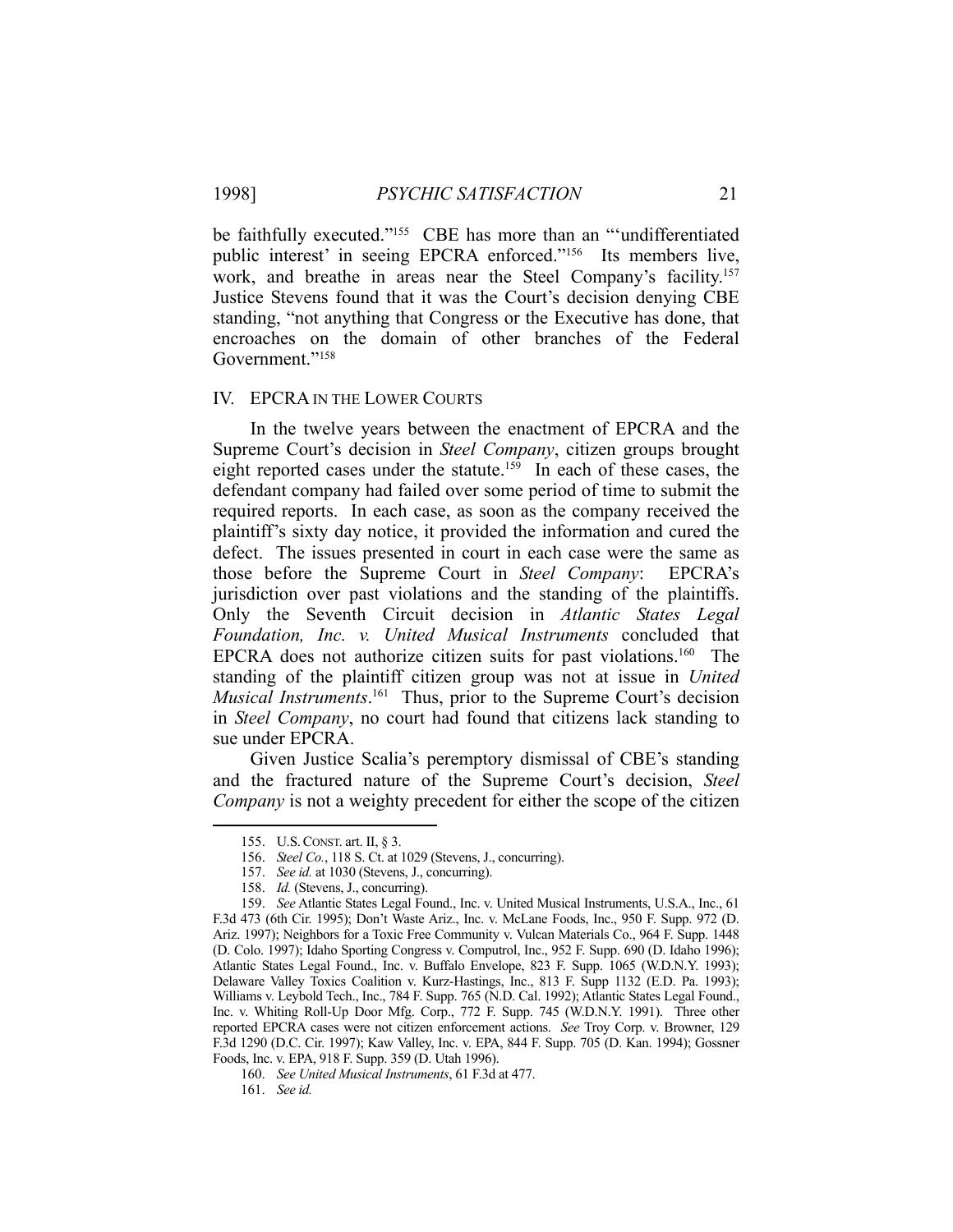be faithfully executed."[155] CBE has more than an "'undifferentiated public interest' in seeing EPCRA enforced."[156] Its members live, work, and breathe in areas near the Steel Company's facility.[157] Justice Stevens found that it was the Court's decision denying CBE standing, "not anything that Congress or the Executive has done, that encroaches on the domain of other branches of the Federal Government."[158]

## IV. EPCRA IN THE LOWER COURTS

In the twelve years between the enactment of EPCRA and the Supreme Court's decision in *Steel Company*, citizen groups brought eight reported cases under the statute.[159] In each of these cases, the defendant company had failed over some period of time to submit the required reports. In each case, as soon as the company received the plaintiff's sixty day notice, it provided the information and cured the defect. The issues presented in court in each case were the same as those before the Supreme Court in *Steel Company*: EPCRA's jurisdiction over past violations and the standing of the plaintiffs. Only the Seventh Circuit decision in *Atlantic States Legal Foundation, Inc. v. United Musical Instruments* concluded that EPCRA does not authorize citizen suits for past violations.[160] The standing of the plaintiff citizen group was not at issue in *United Musical Instruments*.[161] Thus, prior to the Supreme Court's decision in *Steel Company*, no court had found that citizens lack standing to sue under EPCRA.

Given Justice Scalia's peremptory dismissal of CBE's standing and the fractured nature of the Supreme Court's decision, *Steel Company* is not a weighty precedent for either the scope of the citizen

---

155. U.S. CONST. art. II, § 3.

156. *Steel Co.*, 118 S. Ct. at 1029 (Stevens, J., concurring).

157. *See id.* at 1030 (Stevens, J., concurring).

158. *Id.* (Stevens, J., concurring).

159. *See* Atlantic States Legal Found., Inc. v. United Musical Instruments, U.S.A., Inc., 61 F.3d 473 (6th Cir. 1995); Don't Waste Ariz., Inc. v. McLane Foods, Inc., 950 F. Supp. 972 (D. Ariz. 1997); Neighbors for a Toxic Free Community v. Vulcan Materials Co., 964 F. Supp. 1448 (D. Colo. 1997); Idaho Sporting Congress v. Computrol, Inc., 952 F. Supp. 690 (D. Idaho 1996); Atlantic States Legal Found., Inc. v. Buffalo Envelope, 823 F. Supp. 1065 (W.D.N.Y. 1993); Delaware Valley Toxics Coalition v. Kurz-Hastings, Inc., 813 F. Supp 1132 (E.D. Pa. 1993); Williams v. Leybold Tech., Inc., 784 F. Supp. 765 (N.D. Cal. 1992); Atlantic States Legal Found., Inc. v. Whiting Roll-Up Door Mfg. Corp., 772 F. Supp. 745 (W.D.N.Y. 1991). Three other reported EPCRA cases were not citizen enforcement actions. *See* Troy Corp. v. Browner, 129 F.3d 1290 (D.C. Cir. 1997); Kaw Valley, Inc. v. EPA, 844 F. Supp. 705 (D. Kan. 1994); Gossner Foods, Inc. v. EPA, 918 F. Supp. 359 (D. Utah 1996).

160. *See United Musical Instruments*, 61 F.3d at 477.

161. *See id.*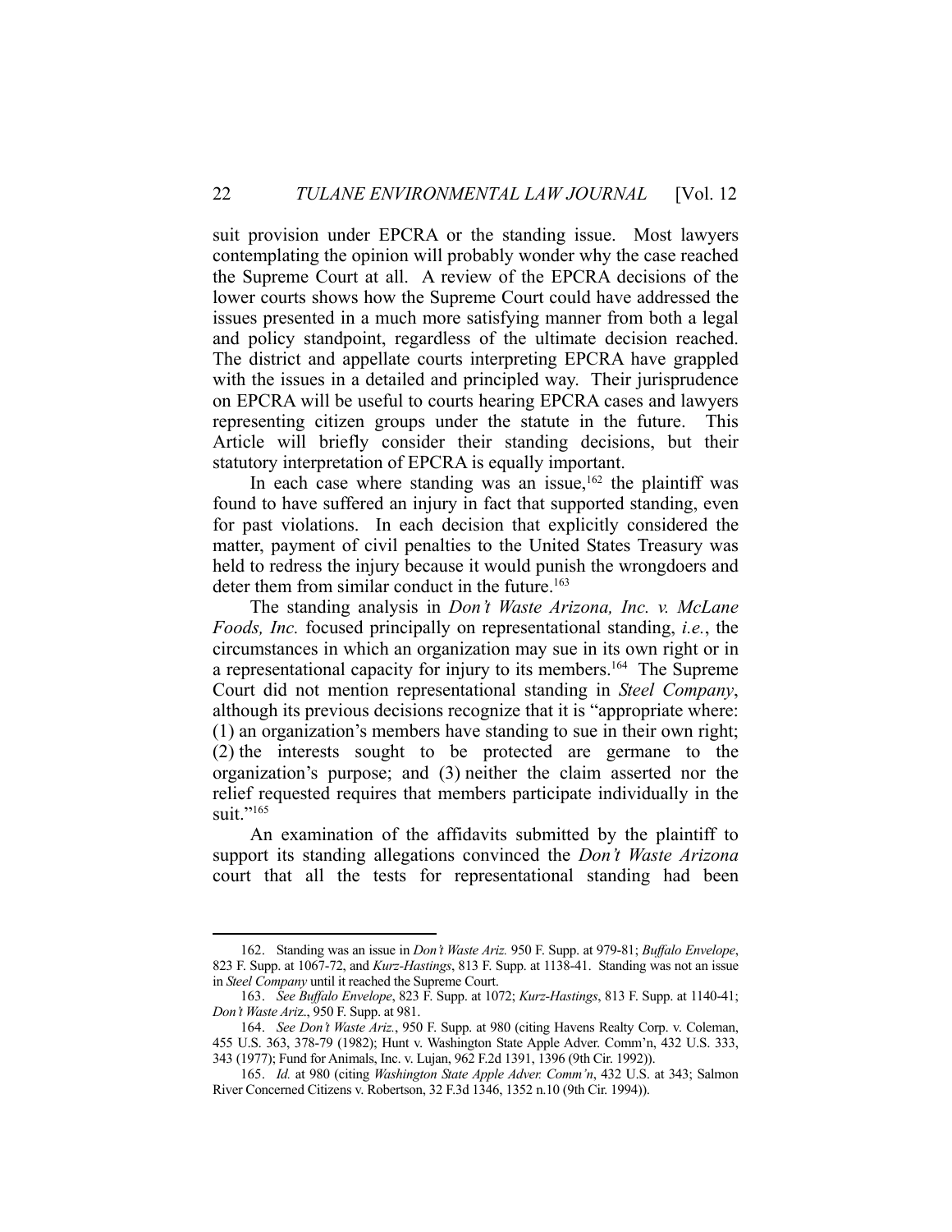suit provision under EPCRA or the standing issue. Most lawyers contemplating the opinion will probably wonder why the case reached the Supreme Court at all. A review of the EPCRA decisions of the lower courts shows how the Supreme Court could have addressed the issues presented in a much more satisfying manner from both a legal and policy standpoint, regardless of the ultimate decision reached. The district and appellate courts interpreting EPCRA have grappled with the issues in a detailed and principled way. Their jurisprudence on EPCRA will be useful to courts hearing EPCRA cases and lawyers representing citizen groups under the statute in the future. This Article will briefly consider their standing decisions, but their statutory interpretation of EPCRA is equally important.

In each case where standing was an issue,[162] the plaintiff was found to have suffered an injury in fact that supported standing, even for past violations. In each decision that explicitly considered the matter, payment of civil penalties to the United States Treasury was held to redress the injury because it would punish the wrongdoers and deter them from similar conduct in the future.[163]

The standing analysis in *Don't Waste Arizona, Inc. v. McLane Foods, Inc.* focused principally on representational standing, *i.e.*, the circumstances in which an organization may sue in its own right or in a representational capacity for injury to its members.[164] The Supreme Court did not mention representational standing in *Steel Company*, although its previous decisions recognize that it is "appropriate where: (1) an organization's members have standing to sue in their own right; (2) the interests sought to be protected are germane to the organization's purpose; and (3) neither the claim asserted nor the relief requested requires that members participate individually in the suit."[165]

An examination of the affidavits submitted by the plaintiff to support its standing allegations convinced the *Don't Waste Arizona* court that all the tests for representational standing had been

---

162. Standing was an issue in *Don't Waste Ariz.* 950 F. Supp. at 979-81; *Buffalo Envelope*, 823 F. Supp. at 1067-72, and *Kurz-Hastings*, 813 F. Supp. at 1138-41. Standing was not an issue in *Steel Company* until it reached the Supreme Court.

163. *See Buffalo Envelope*, 823 F. Supp. at 1072; *Kurz-Hastings*, 813 F. Supp. at 1140-41; *Don't Waste Ariz*., 950 F. Supp. at 981.

164. *See Don't Waste Ariz.*, 950 F. Supp. at 980 (citing Havens Realty Corp. v. Coleman, 455 U.S. 363, 378-79 (1982); Hunt v. Washington State Apple Adver. Comm'n, 432 U.S. 333, 343 (1977); Fund for Animals, Inc. v. Lujan, 962 F.2d 1391, 1396 (9th Cir. 1992)).

165. *Id.* at 980 (citing *Washington State Apple Adver. Comm'n*, 432 U.S. at 343; Salmon River Concerned Citizens v. Robertson, 32 F.3d 1346, 1352 n.10 (9th Cir. 1994)).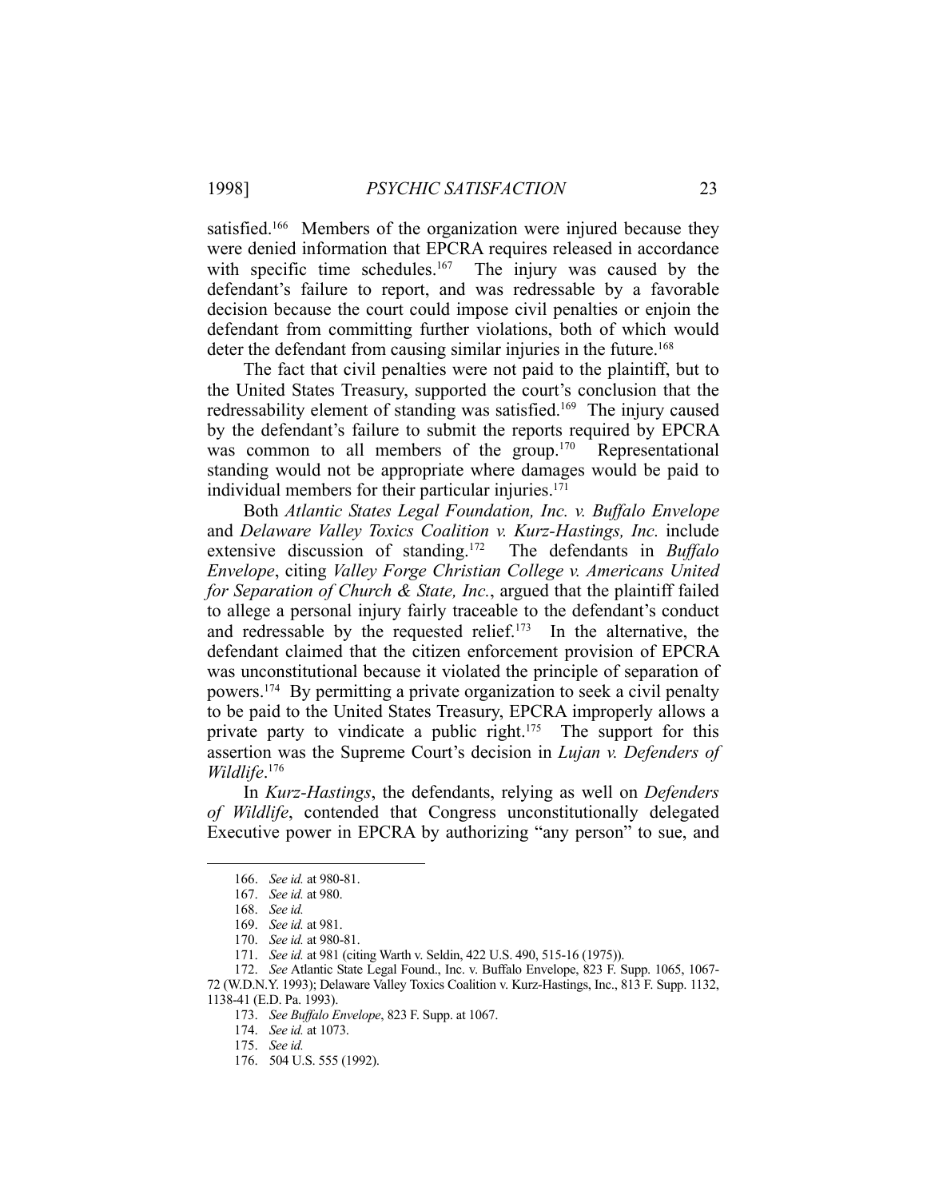satisfied.[166] Members of the organization were injured because they were denied information that EPCRA requires released in accordance with specific time schedules.[167] The injury was caused by the defendant's failure to report, and was redressable by a favorable decision because the court could impose civil penalties or enjoin the defendant from committing further violations, both of which would deter the defendant from causing similar injuries in the future.[168]

The fact that civil penalties were not paid to the plaintiff, but to the United States Treasury, supported the court's conclusion that the redressability element of standing was satisfied.[169] The injury caused by the defendant's failure to submit the reports required by EPCRA was common to all members of the group.[170] Representational standing would not be appropriate where damages would be paid to individual members for their particular injuries.[171]

Both *Atlantic States Legal Foundation, Inc. v. Buffalo Envelope* and *Delaware Valley Toxics Coalition v. Kurz-Hastings, Inc.* include extensive discussion of standing.[172] The defendants in *Buffalo Envelope*, citing *Valley Forge Christian College v. Americans United for Separation of Church & State, Inc.*, argued that the plaintiff failed to allege a personal injury fairly traceable to the defendant's conduct and redressable by the requested relief.[173] In the alternative, the defendant claimed that the citizen enforcement provision of EPCRA was unconstitutional because it violated the principle of separation of powers.[174] By permitting a private organization to seek a civil penalty to be paid to the United States Treasury, EPCRA improperly allows a private party to vindicate a public right.[175] The support for this assertion was the Supreme Court's decision in *Lujan v. Defenders of Wildlife*.[176]

In *Kurz-Hastings*, the defendants, relying as well on *Defenders of Wildlife*, contended that Congress unconstitutionally delegated Executive power in EPCRA by authorizing "any person" to sue, and

---

166. *See id.* at 980-81.

167. *See id.* at 980.

168. *See id.*

169. *See id.* at 981.

170. *See id.* at 980-81.

171. *See id.* at 981 (citing Warth v. Seldin, 422 U.S. 490, 515-16 (1975)).

172. *See* Atlantic State Legal Found., Inc. v. Buffalo Envelope, 823 F. Supp. 1065, 1067-72 (W.D.N.Y. 1993); Delaware Valley Toxics Coalition v. Kurz-Hastings, Inc., 813 F. Supp. 1132, 1138-41 (E.D. Pa. 1993).

173. *See Buffalo Envelope*, 823 F. Supp. at 1067.

174. *See id.* at 1073.

175. *See id.*

176. 504 U.S. 555 (1992).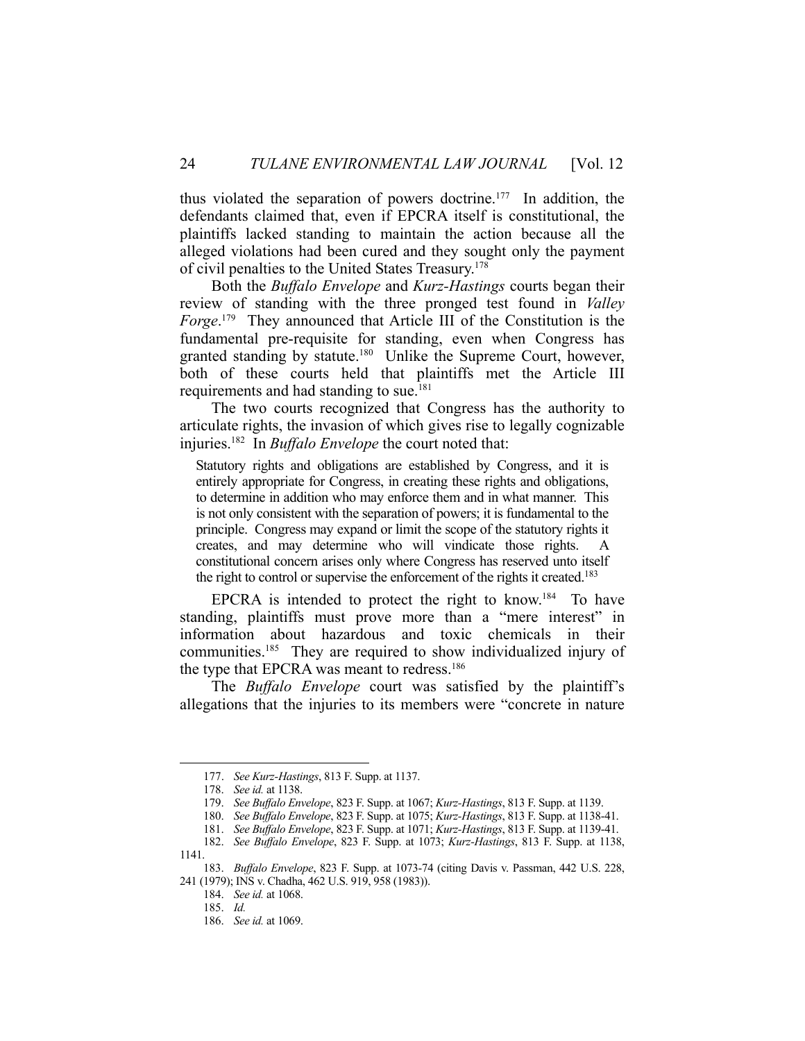thus violated the separation of powers doctrine.[177] In addition, the defendants claimed that, even if EPCRA itself is constitutional, the plaintiffs lacked standing to maintain the action because all the alleged violations had been cured and they sought only the payment of civil penalties to the United States Treasury.[178]

Both the *Buffalo Envelope* and *Kurz-Hastings* courts began their review of standing with the three pronged test found in *Valley Forge*.[179] They announced that Article III of the Constitution is the fundamental pre-requisite for standing, even when Congress has granted standing by statute.[180] Unlike the Supreme Court, however, both of these courts held that plaintiffs met the Article III requirements and had standing to sue.[181]

The two courts recognized that Congress has the authority to articulate rights, the invasion of which gives rise to legally cognizable injuries.[182] In *Buffalo Envelope* the court noted that:

> Statutory rights and obligations are established by Congress, and it is entirely appropriate for Congress, in creating these rights and obligations, to determine in addition who may enforce them and in what manner. This is not only consistent with the separation of powers; it is fundamental to the principle. Congress may expand or limit the scope of the statutory rights it creates, and may determine who will vindicate those rights. A constitutional concern arises only where Congress has reserved unto itself the right to control or supervise the enforcement of the rights it created.[183]

EPCRA is intended to protect the right to know.[184] To have standing, plaintiffs must prove more than a "mere interest" in information about hazardous and toxic chemicals in their communities.[185] They are required to show individualized injury of the type that EPCRA was meant to redress.[186]

The *Buffalo Envelope* court was satisfied by the plaintiff's allegations that the injuries to its members were "concrete in nature

---

177. *See Kurz-Hastings*, 813 F. Supp. at 1137.

178. *See id.* at 1138.

179. *See Buffalo Envelope*, 823 F. Supp. at 1067; *Kurz-Hastings*, 813 F. Supp. at 1139.

180. *See Buffalo Envelope*, 823 F. Supp. at 1075; *Kurz-Hastings*, 813 F. Supp. at 1138-41.

181. *See Buffalo Envelope*, 823 F. Supp. at 1071; *Kurz-Hastings*, 813 F. Supp. at 1139-41.

182. *See Buffalo Envelope*, 823 F. Supp. at 1073; *Kurz-Hastings*, 813 F. Supp. at 1138, 1141.

183. *Buffalo Envelope*, 823 F. Supp. at 1073-74 (citing Davis v. Passman, 442 U.S. 228, 241 (1979); INS v. Chadha, 462 U.S. 919, 958 (1983)).

184. *See id.* at 1068.

185. *Id.*

186. *See id.* at 1069.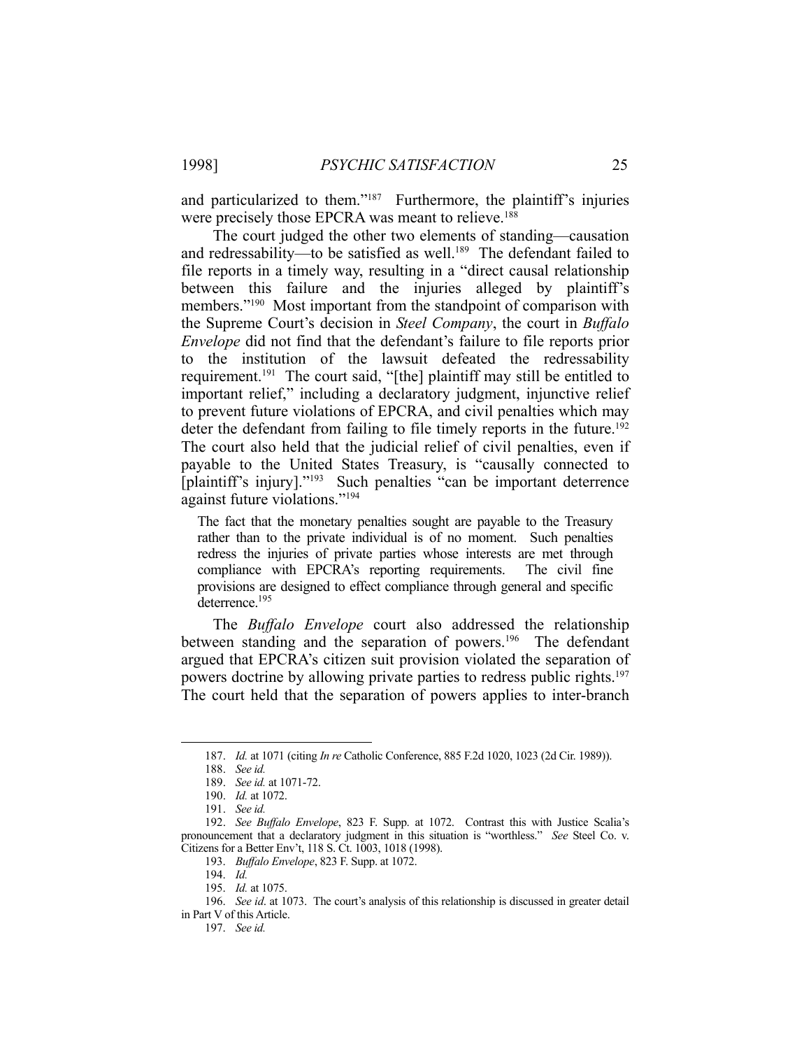and particularized to them."[187] Furthermore, the plaintiff's injuries were precisely those EPCRA was meant to relieve.[188]

The court judged the other two elements of standing—causation and redressability—to be satisfied as well.[189] The defendant failed to file reports in a timely way, resulting in a "direct causal relationship between this failure and the injuries alleged by plaintiff's members."[190] Most important from the standpoint of comparison with the Supreme Court's decision in *Steel Company*, the court in *Buffalo Envelope* did not find that the defendant's failure to file reports prior to the institution of the lawsuit defeated the redressability requirement.[191] The court said, "[the] plaintiff may still be entitled to important relief," including a declaratory judgment, injunctive relief to prevent future violations of EPCRA, and civil penalties which may deter the defendant from failing to file timely reports in the future.[192] The court also held that the judicial relief of civil penalties, even if payable to the United States Treasury, is "causally connected to [plaintiff's injury]."[193] Such penalties "can be important deterrence against future violations."[194]

> The fact that the monetary penalties sought are payable to the Treasury rather than to the private individual is of no moment. Such penalties redress the injuries of private parties whose interests are met through compliance with EPCRA's reporting requirements. The civil fine provisions are designed to effect compliance through general and specific deterrence.[195]

The *Buffalo Envelope* court also addressed the relationship between standing and the separation of powers.[196] The defendant argued that EPCRA's citizen suit provision violated the separation of powers doctrine by allowing private parties to redress public rights.[197] The court held that the separation of powers applies to inter-branch

---

187. *Id.* at 1071 (citing *In re* Catholic Conference, 885 F.2d 1020, 1023 (2d Cir. 1989)).

188. *See id.*

189. *See id.* at 1071-72.

190. *Id.* at 1072.

191. *See id.*

192. *See Buffalo Envelope*, 823 F. Supp. at 1072. Contrast this with Justice Scalia's pronouncement that a declaratory judgment in this situation is "worthless." *See* Steel Co. v. Citizens for a Better Env't, 118 S. Ct. 1003, 1018 (1998).

193. *Buffalo Envelope*, 823 F. Supp. at 1072.

194. *Id.*

195. *Id.* at 1075.

196. *See id*. at 1073. The court's analysis of this relationship is discussed in greater detail in Part V of this Article.

197. *See id.*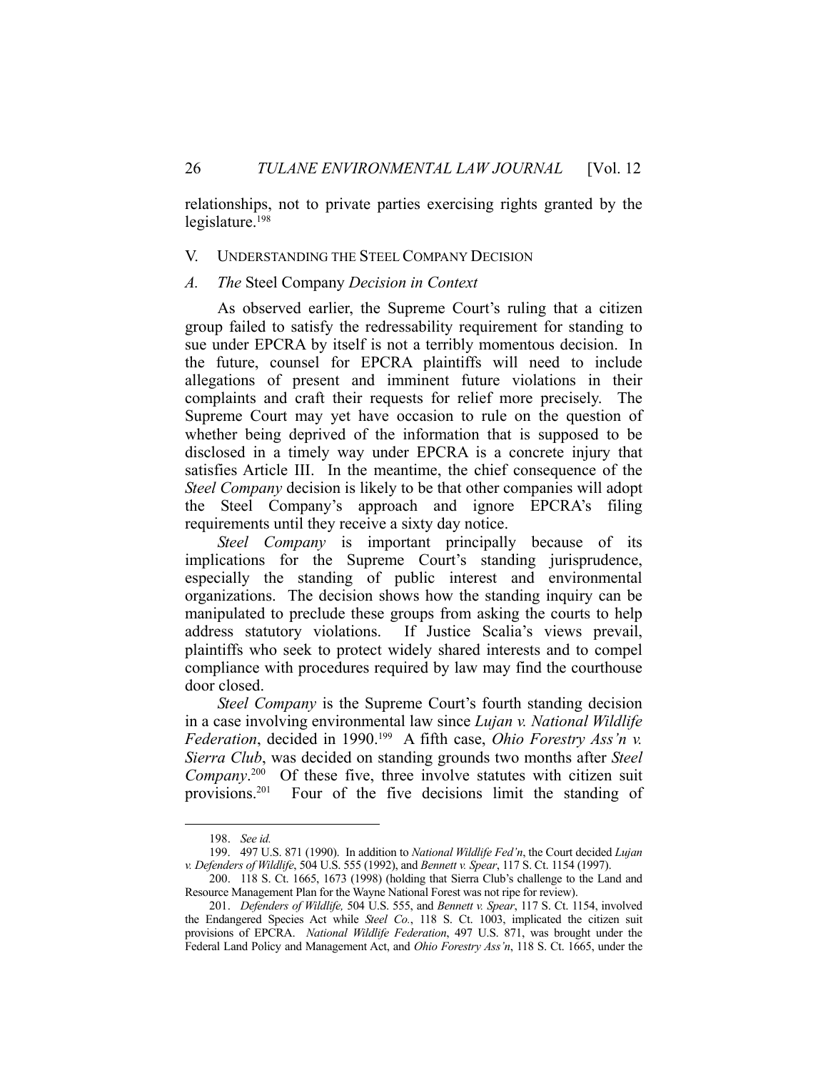relationships, not to private parties exercising rights granted by the legislature.[198]

## V. UNDERSTANDING THE STEEL COMPANY DECISION

### A. *The* Steel Company *Decision in Context*

As observed earlier, the Supreme Court's ruling that a citizen group failed to satisfy the redressability requirement for standing to sue under EPCRA by itself is not a terribly momentous decision. In the future, counsel for EPCRA plaintiffs will need to include allegations of present and imminent future violations in their complaints and craft their requests for relief more precisely. The Supreme Court may yet have occasion to rule on the question of whether being deprived of the information that is supposed to be disclosed in a timely way under EPCRA is a concrete injury that satisfies Article III. In the meantime, the chief consequence of the *Steel Company* decision is likely to be that other companies will adopt the Steel Company's approach and ignore EPCRA's filing requirements until they receive a sixty day notice.

*Steel Company* is important principally because of its implications for the Supreme Court's standing jurisprudence, especially the standing of public interest and environmental organizations. The decision shows how the standing inquiry can be manipulated to preclude these groups from asking the courts to help address statutory violations. If Justice Scalia's views prevail, plaintiffs who seek to protect widely shared interests and to compel compliance with procedures required by law may find the courthouse door closed.

*Steel Company* is the Supreme Court's fourth standing decision in a case involving environmental law since *Lujan v. National Wildlife Federation*, decided in 1990.[199] A fifth case, *Ohio Forestry Ass'n v. Sierra Club*, was decided on standing grounds two months after *Steel Company*.[200] Of these five, three involve statutes with citizen suit provisions.[201] Four of the five decisions limit the standing of

---

198. *See id.*

199. 497 U.S. 871 (1990). In addition to *National Wildlife Fed'n*, the Court decided *Lujan v. Defenders of Wildlife*, 504 U.S. 555 (1992), and *Bennett v. Spear*, 117 S. Ct. 1154 (1997).

200. 118 S. Ct. 1665, 1673 (1998) (holding that Sierra Club's challenge to the Land and Resource Management Plan for the Wayne National Forest was not ripe for review).

201. *Defenders of Wildlife,* 504 U.S. 555, and *Bennett v. Spear*, 117 S. Ct. 1154, involved the Endangered Species Act while *Steel Co.*, 118 S. Ct. 1003, implicated the citizen suit provisions of EPCRA. *National Wildlife Federation*, 497 U.S. 871, was brought under the Federal Land Policy and Management Act, and *Ohio Forestry Ass'n*, 118 S. Ct. 1665, under the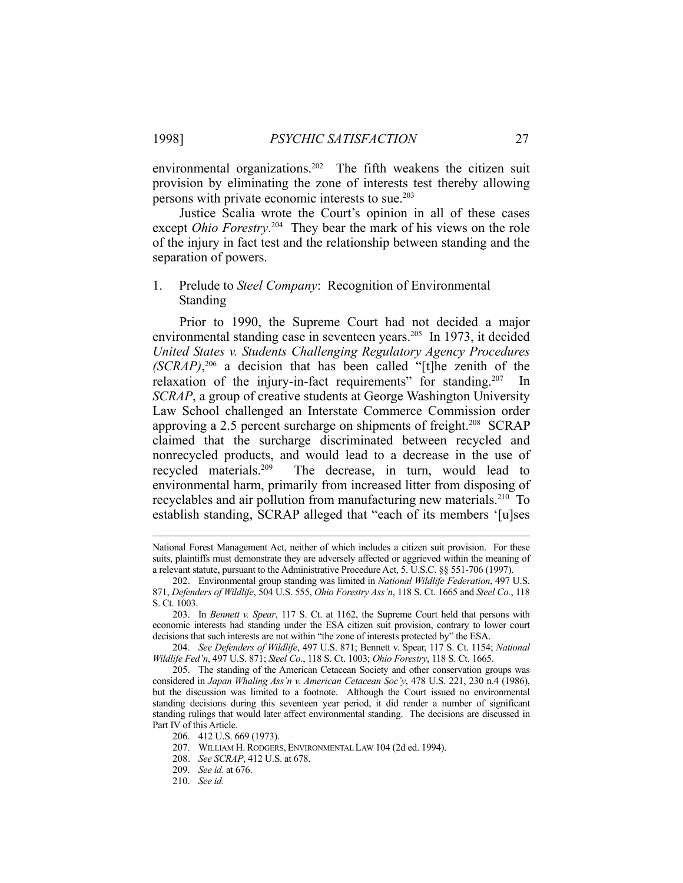environmental organizations.[202] The fifth weakens the citizen suit provision by eliminating the zone of interests test thereby allowing persons with private economic interests to sue.[203]

Justice Scalia wrote the Court's opinion in all of these cases except *Ohio Forestry*.[204] They bear the mark of his views on the role of the injury in fact test and the relationship between standing and the separation of powers.

### 1. Prelude to *Steel Company*: Recognition of Environmental Standing

Prior to 1990, the Supreme Court had not decided a major environmental standing case in seventeen years.[205] In 1973, it decided *United States v. Students Challenging Regulatory Agency Procedures (SCRAP)*,[206] a decision that has been called "[t]he zenith of the relaxation of the injury-in-fact requirements" for standing.[207] In *SCRAP*, a group of creative students at George Washington University Law School challenged an Interstate Commerce Commission order approving a 2.5 percent surcharge on shipments of freight.[208] SCRAP claimed that the surcharge discriminated between recycled and nonrecycled products, and would lead to a decrease in the use of recycled materials.[209] The decrease, in turn, would lead to environmental harm, primarily from increased litter from disposing of recyclables and air pollution from manufacturing new materials.[210] To establish standing, SCRAP alleged that "each of its members '[u]ses

---

National Forest Management Act, neither of which includes a citizen suit provision. For these suits, plaintiffs must demonstrate they are adversely affected or aggrieved within the meaning of a relevant statute, pursuant to the Administrative Procedure Act, 5. U.S.C. §§ 551-706 (1997).

202. Environmental group standing was limited in *National Wildlife Federation*, 497 U.S. 871, *Defenders of Wildlife*, 504 U.S. 555, *Ohio Forestry Ass'n*, 118 S. Ct. 1665 and *Steel Co.*, 118 S. Ct. 1003.

203. In *Bennett v. Spear*, 117 S. Ct. at 1162, the Supreme Court held that persons with economic interests had standing under the ESA citizen suit provision, contrary to lower court decisions that such interests are not within "the zone of interests protected by" the ESA.

204. *See Defenders of Wildlife*, 497 U.S. 871; Bennett v. Spear, 117 S. Ct. 1154; *National Wildlife Fed'n*, 497 U.S. 871; *Steel Co*., 118 S. Ct. 1003; *Ohio Forestry*, 118 S. Ct. 1665.

205. The standing of the American Cetacean Society and other conservation groups was considered in *Japan Whaling Ass'n v. American Cetacean Soc'y*, 478 U.S. 221, 230 n.4 (1986), but the discussion was limited to a footnote. Although the Court issued no environmental standing decisions during this seventeen year period, it did render a number of significant standing rulings that would later affect environmental standing. The decisions are discussed in Part IV of this Article.

206. 412 U.S. 669 (1973).

207. WILLIAM H. RODGERS, ENVIRONMENTAL LAW 104 (2d ed. 1994).

208. *See SCRAP*, 412 U.S. at 678.

209. *See id.* at 676.

210. *See id.*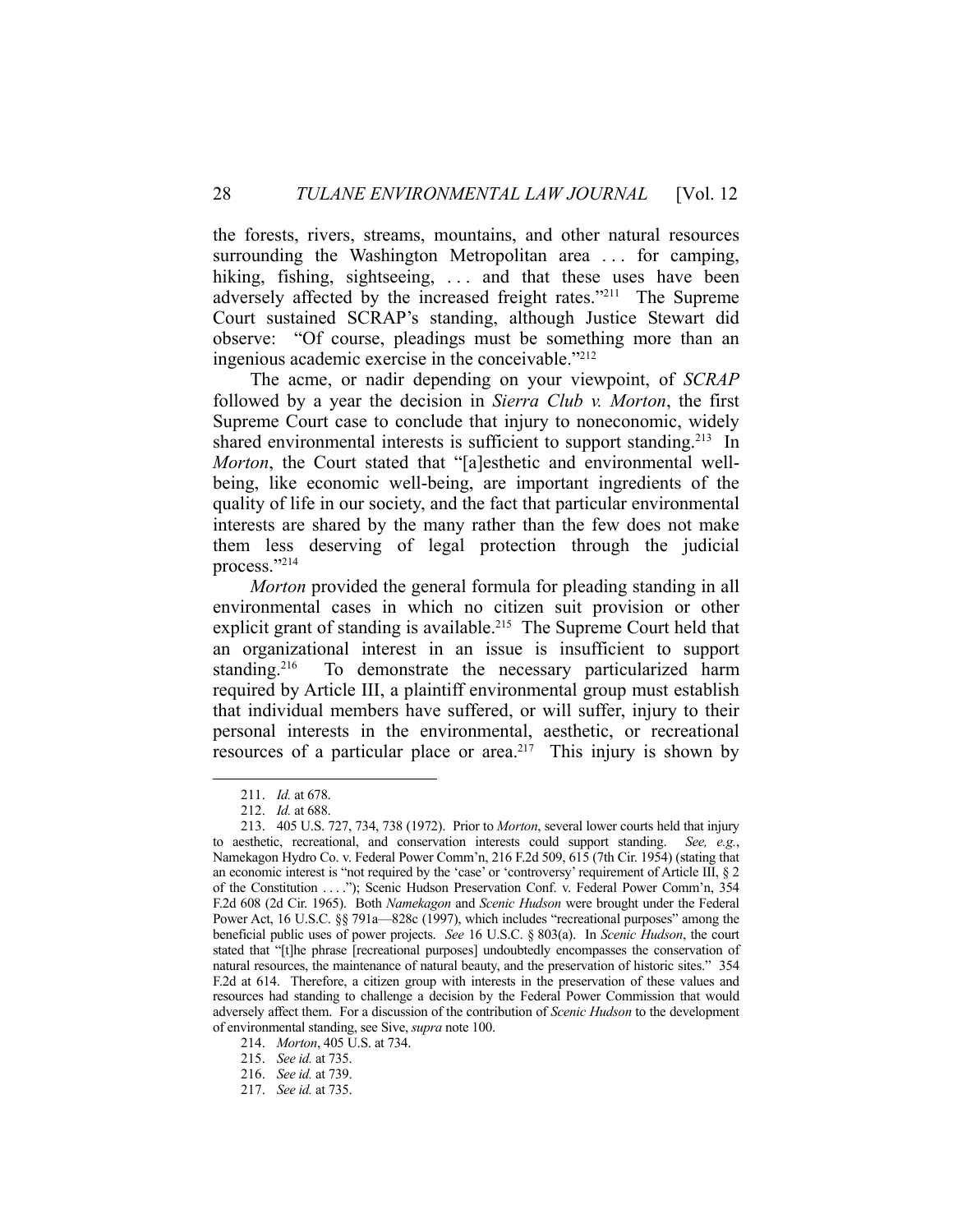the forests, rivers, streams, mountains, and other natural resources surrounding the Washington Metropolitan area . . . for camping, hiking, fishing, sightseeing, . . . and that these uses have been adversely affected by the increased freight rates."[211] The Supreme Court sustained SCRAP's standing, although Justice Stewart did observe: "Of course, pleadings must be something more than an ingenious academic exercise in the conceivable."[212]

The acme, or nadir depending on your viewpoint, of *SCRAP* followed by a year the decision in *Sierra Club v. Morton*, the first Supreme Court case to conclude that injury to noneconomic, widely shared environmental interests is sufficient to support standing.[213] In *Morton*, the Court stated that "[a]esthetic and environmental well-being, like economic well-being, are important ingredients of the quality of life in our society, and the fact that particular environmental interests are shared by the many rather than the few does not make them less deserving of legal protection through the judicial process."[214]

*Morton* provided the general formula for pleading standing in all environmental cases in which no citizen suit provision or other explicit grant of standing is available.[215] The Supreme Court held that an organizational interest in an issue is insufficient to support standing.[216] To demonstrate the necessary particularized harm required by Article III, a plaintiff environmental group must establish that individual members have suffered, or will suffer, injury to their personal interests in the environmental, aesthetic, or recreational resources of a particular place or area.[217] This injury is shown by

---

211. *Id.* at 678.

212. *Id.* at 688.

213. 405 U.S. 727, 734, 738 (1972). Prior to *Morton*, several lower courts held that injury to aesthetic, recreational, and conservation interests could support standing. *See, e.g.*, Namekagon Hydro Co. v. Federal Power Comm'n, 216 F.2d 509, 615 (7th Cir. 1954) (stating that an economic interest is "not required by the 'case' or 'controversy' requirement of Article III, § 2 of the Constitution . . . ."); Scenic Hudson Preservation Conf. v. Federal Power Comm'n, 354 F.2d 608 (2d Cir. 1965). Both *Namekagon* and *Scenic Hudson* were brought under the Federal Power Act, 16 U.S.C. §§ 791a—828c (1997), which includes "recreational purposes" among the beneficial public uses of power projects. *See* 16 U.S.C. § 803(a). In *Scenic Hudson*, the court stated that "[t]he phrase [recreational purposes] undoubtedly encompasses the conservation of natural resources, the maintenance of natural beauty, and the preservation of historic sites." 354 F.2d at 614. Therefore, a citizen group with interests in the preservation of these values and resources had standing to challenge a decision by the Federal Power Commission that would adversely affect them. For a discussion of the contribution of *Scenic Hudson* to the development of environmental standing, see Sive, *supra* note 100.

214. *Morton*, 405 U.S. at 734.

215. *See id.* at 735.

216. *See id.* at 739.

217. *See id.* at 735.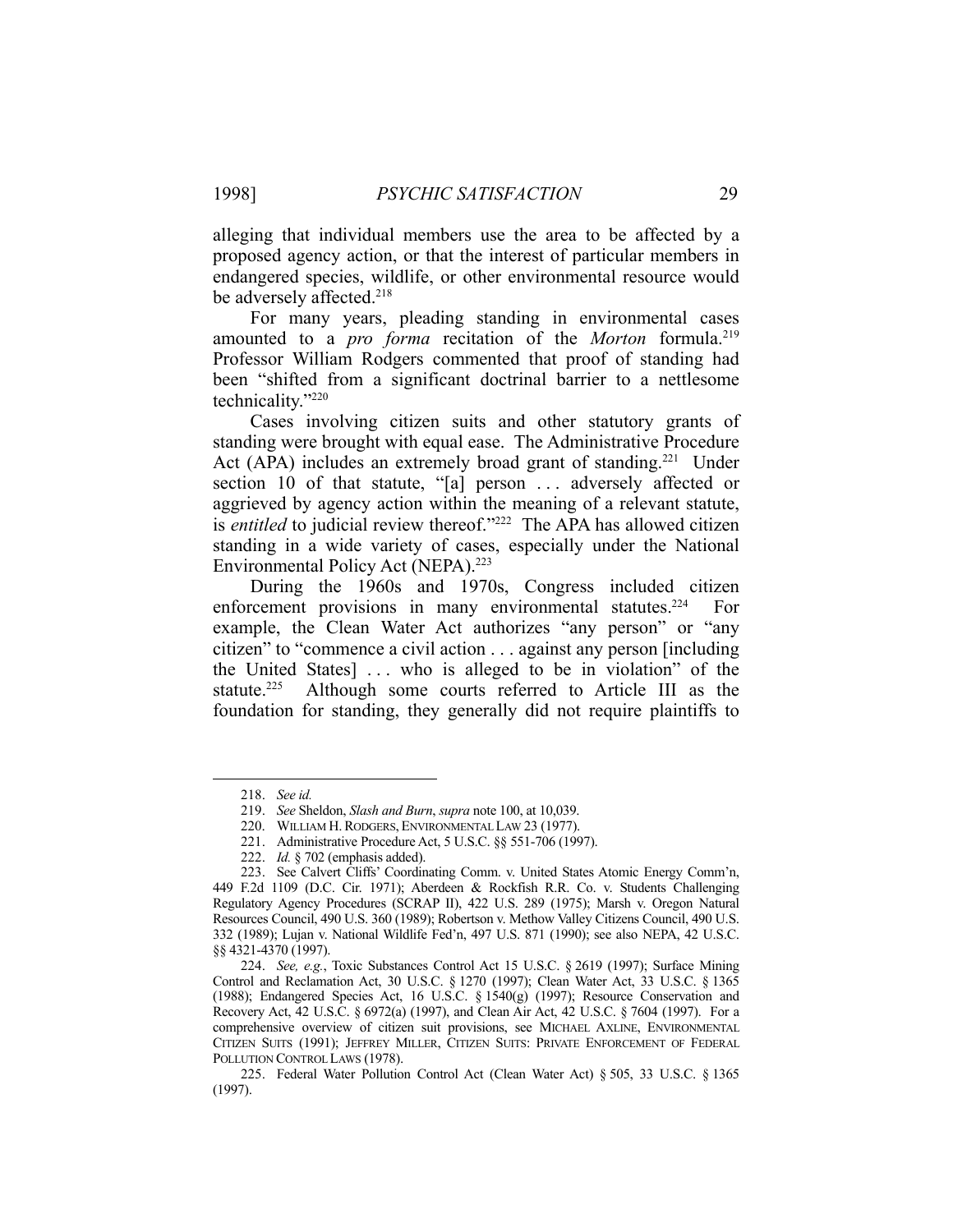alleging that individual members use the area to be affected by a proposed agency action, or that the interest of particular members in endangered species, wildlife, or other environmental resource would be adversely affected.[218]

For many years, pleading standing in environmental cases amounted to a *pro forma* recitation of the *Morton* formula.[219] Professor William Rodgers commented that proof of standing had been "shifted from a significant doctrinal barrier to a nettlesome technicality."[220]

Cases involving citizen suits and other statutory grants of standing were brought with equal ease. The Administrative Procedure Act (APA) includes an extremely broad grant of standing.[221] Under section 10 of that statute, "[a] person . . . adversely affected or aggrieved by agency action within the meaning of a relevant statute, is *entitled* to judicial review thereof."[222] The APA has allowed citizen standing in a wide variety of cases, especially under the National Environmental Policy Act (NEPA).[223]

During the 1960s and 1970s, Congress included citizen enforcement provisions in many environmental statutes.[224] For example, the Clean Water Act authorizes "any person" or "any citizen" to "commence a civil action . . . against any person [including the United States] . . . who is alleged to be in violation" of the statute.[225] Although some courts referred to Article III as the foundation for standing, they generally did not require plaintiffs to

---

218. *See id.*

219. *See* Sheldon, *Slash and Burn*, *supra* note 100, at 10,039.

220. WILLIAM H. RODGERS, ENVIRONMENTAL LAW 23 (1977).

221. Administrative Procedure Act, 5 U.S.C. §§ 551-706 (1997).

222. *Id.* § 702 (emphasis added).

223. See Calvert Cliffs' Coordinating Comm. v. United States Atomic Energy Comm'n, 449 F.2d 1109 (D.C. Cir. 1971); Aberdeen & Rockfish R.R. Co. v. Students Challenging Regulatory Agency Procedures (SCRAP II), 422 U.S. 289 (1975); Marsh v. Oregon Natural Resources Council, 490 U.S. 360 (1989); Robertson v. Methow Valley Citizens Council, 490 U.S. 332 (1989); Lujan v. National Wildlife Fed'n, 497 U.S. 871 (1990); see also NEPA, 42 U.S.C. §§ 4321-4370 (1997).

224. *See, e.g.*, Toxic Substances Control Act 15 U.S.C. § 2619 (1997); Surface Mining Control and Reclamation Act, 30 U.S.C. § 1270 (1997); Clean Water Act, 33 U.S.C. § 1365 (1988); Endangered Species Act, 16 U.S.C. § 1540(g) (1997); Resource Conservation and Recovery Act, 42 U.S.C. § 6972(a) (1997), and Clean Air Act, 42 U.S.C. § 7604 (1997). For a comprehensive overview of citizen suit provisions, see MICHAEL AXLINE, ENVIRONMENTAL CITIZEN SUITS (1991); JEFFREY MILLER, CITIZEN SUITS: PRIVATE ENFORCEMENT OF FEDERAL POLLUTION CONTROL LAWS (1978).

225. Federal Water Pollution Control Act (Clean Water Act) § 505, 33 U.S.C. § 1365 (1997).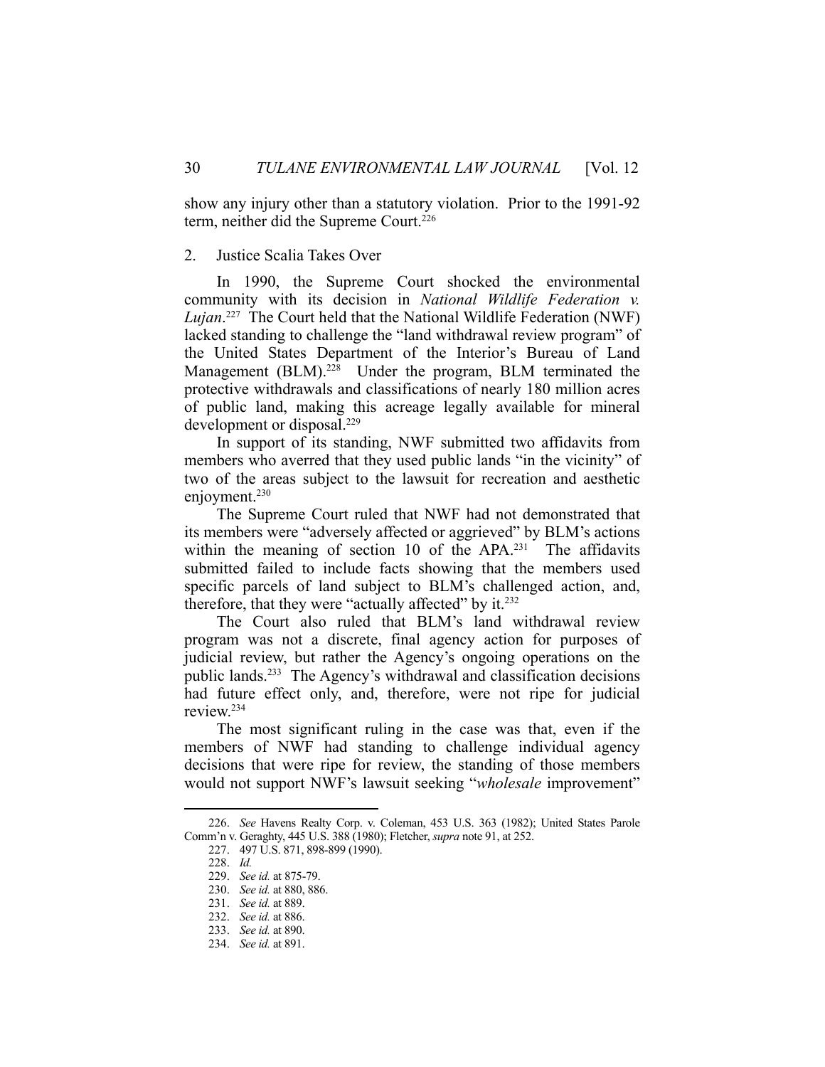show any injury other than a statutory violation. Prior to the 1991-92 term, neither did the Supreme Court.[226]

### 2. Justice Scalia Takes Over

In 1990, the Supreme Court shocked the environmental community with its decision in *National Wildlife Federation v. Lujan*.[227] The Court held that the National Wildlife Federation (NWF) lacked standing to challenge the "land withdrawal review program" of the United States Department of the Interior's Bureau of Land Management (BLM).[228] Under the program, BLM terminated the protective withdrawals and classifications of nearly 180 million acres of public land, making this acreage legally available for mineral development or disposal.[229]

In support of its standing, NWF submitted two affidavits from members who averred that they used public lands "in the vicinity" of two of the areas subject to the lawsuit for recreation and aesthetic enjoyment.[230]

The Supreme Court ruled that NWF had not demonstrated that its members were "adversely affected or aggrieved" by BLM's actions within the meaning of section 10 of the APA.[231] The affidavits submitted failed to include facts showing that the members used specific parcels of land subject to BLM's challenged action, and, therefore, that they were "actually affected" by it.[232]

The Court also ruled that BLM's land withdrawal review program was not a discrete, final agency action for purposes of judicial review, but rather the Agency's ongoing operations on the public lands.[233] The Agency's withdrawal and classification decisions had future effect only, and, therefore, were not ripe for judicial review.[234]

The most significant ruling in the case was that, even if the members of NWF had standing to challenge individual agency decisions that were ripe for review, the standing of those members would not support NWF's lawsuit seeking "*wholesale* improvement"

---

226. *See* Havens Realty Corp. v. Coleman, 453 U.S. 363 (1982); United States Parole Comm'n v. Geraghty, 445 U.S. 388 (1980); Fletcher, *supra* note 91, at 252.

227. 497 U.S. 871, 898-899 (1990).

228. *Id.*

229. *See id.* at 875-79.

230. *See id.* at 880, 886.

231. *See id.* at 889.

232. *See id.* at 886.

233. *See id.* at 890.

234. *See id.* at 891.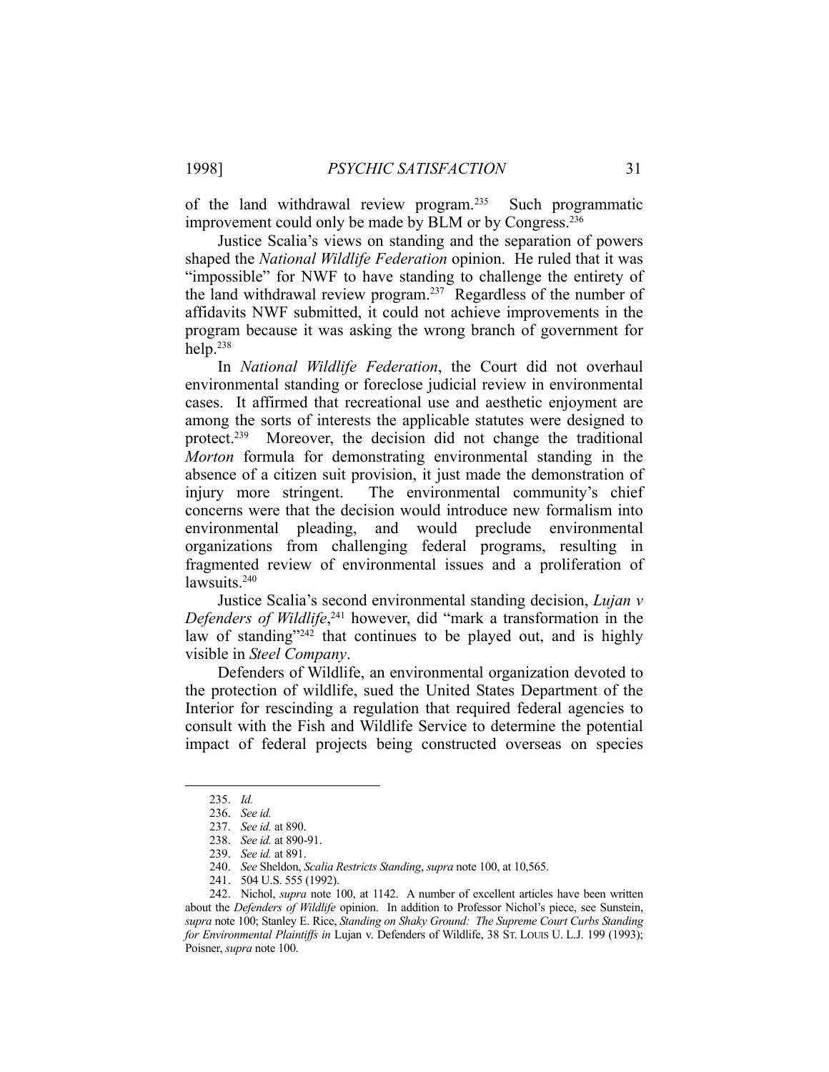of the land withdrawal review program.[235] Such programmatic improvement could only be made by BLM or by Congress.[236]

Justice Scalia's views on standing and the separation of powers shaped the *National Wildlife Federation* opinion. He ruled that it was "impossible" for NWF to have standing to challenge the entirety of the land withdrawal review program.[237] Regardless of the number of affidavits NWF submitted, it could not achieve improvements in the program because it was asking the wrong branch of government for help.[238]

In *National Wildlife Federation*, the Court did not overhaul environmental standing or foreclose judicial review in environmental cases. It affirmed that recreational use and aesthetic enjoyment are among the sorts of interests the applicable statutes were designed to protect.[239] Moreover, the decision did not change the traditional *Morton* formula for demonstrating environmental standing in the absence of a citizen suit provision, it just made the demonstration of injury more stringent. The environmental community's chief concerns were that the decision would introduce new formalism into environmental pleading, and would preclude environmental organizations from challenging federal programs, resulting in fragmented review of environmental issues and a proliferation of lawsuits.[240]

Justice Scalia's second environmental standing decision, *Lujan v Defenders of Wildlife*,[241] however, did "mark a transformation in the law of standing"[242] that continues to be played out, and is highly visible in *Steel Company*.

Defenders of Wildlife, an environmental organization devoted to the protection of wildlife, sued the United States Department of the Interior for rescinding a regulation that required federal agencies to consult with the Fish and Wildlife Service to determine the potential impact of federal projects being constructed overseas on species

---

235. *Id.*

236. *See id.*

237. *See id.* at 890.

238. *See id.* at 890-91.

239. *See id.* at 891.

240. *See* Sheldon, *Scalia Restricts Standing*, *supra* note 100, at 10,565.

241. 504 U.S. 555 (1992).

242. Nichol, *supra* note 100, at 1142. A number of excellent articles have been written about the *Defenders of Wildlife* opinion. In addition to Professor Nichol's piece, see Sunstein, *supra* note 100; Stanley E. Rice, *Standing on Shaky Ground: The Supreme Court Curbs Standing for Environmental Plaintiffs in* Lujan v. Defenders of Wildlife, 38 ST. LOUIS U. L.J. 199 (1993); Poisner, *supra* note 100.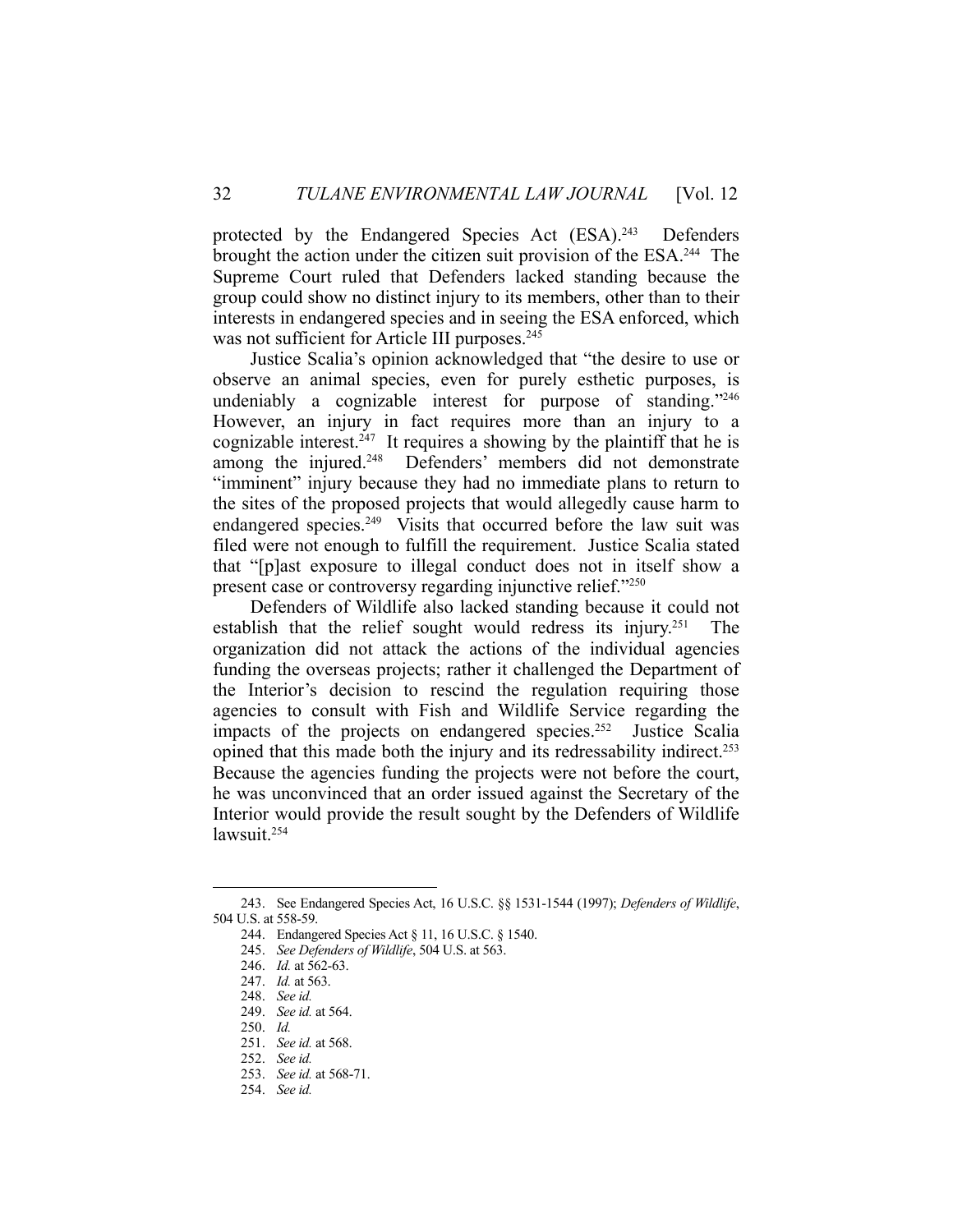protected by the Endangered Species Act (ESA).[243] Defenders brought the action under the citizen suit provision of the ESA.[244] The Supreme Court ruled that Defenders lacked standing because the group could show no distinct injury to its members, other than to their interests in endangered species and in seeing the ESA enforced, which was not sufficient for Article III purposes.[245]

Justice Scalia's opinion acknowledged that "the desire to use or observe an animal species, even for purely esthetic purposes, is undeniably a cognizable interest for purpose of standing."[246] However, an injury in fact requires more than an injury to a cognizable interest.[247] It requires a showing by the plaintiff that he is among the injured.[248] Defenders' members did not demonstrate "imminent" injury because they had no immediate plans to return to the sites of the proposed projects that would allegedly cause harm to endangered species.[249] Visits that occurred before the law suit was filed were not enough to fulfill the requirement. Justice Scalia stated that "[p]ast exposure to illegal conduct does not in itself show a present case or controversy regarding injunctive relief."[250]

Defenders of Wildlife also lacked standing because it could not establish that the relief sought would redress its injury.[251] The organization did not attack the actions of the individual agencies funding the overseas projects; rather it challenged the Department of the Interior's decision to rescind the regulation requiring those agencies to consult with Fish and Wildlife Service regarding the impacts of the projects on endangered species.[252] Justice Scalia opined that this made both the injury and its redressability indirect.[253] Because the agencies funding the projects were not before the court, he was unconvinced that an order issued against the Secretary of the Interior would provide the result sought by the Defenders of Wildlife lawsuit.[254]

---

243. See Endangered Species Act, 16 U.S.C. §§ 1531-1544 (1997); *Defenders of Wildlife*, 504 U.S. at 558-59.

244. Endangered Species Act § 11, 16 U.S.C. § 1540.

245. *See Defenders of Wildlife*, 504 U.S. at 563.

246. *Id.* at 562-63.

247. *Id.* at 563.

248. *See id.*

249. *See id.* at 564.

250. *Id.*

251. *See id.* at 568.

252. *See id.*

253. *See id.* at 568-71.

254. *See id.*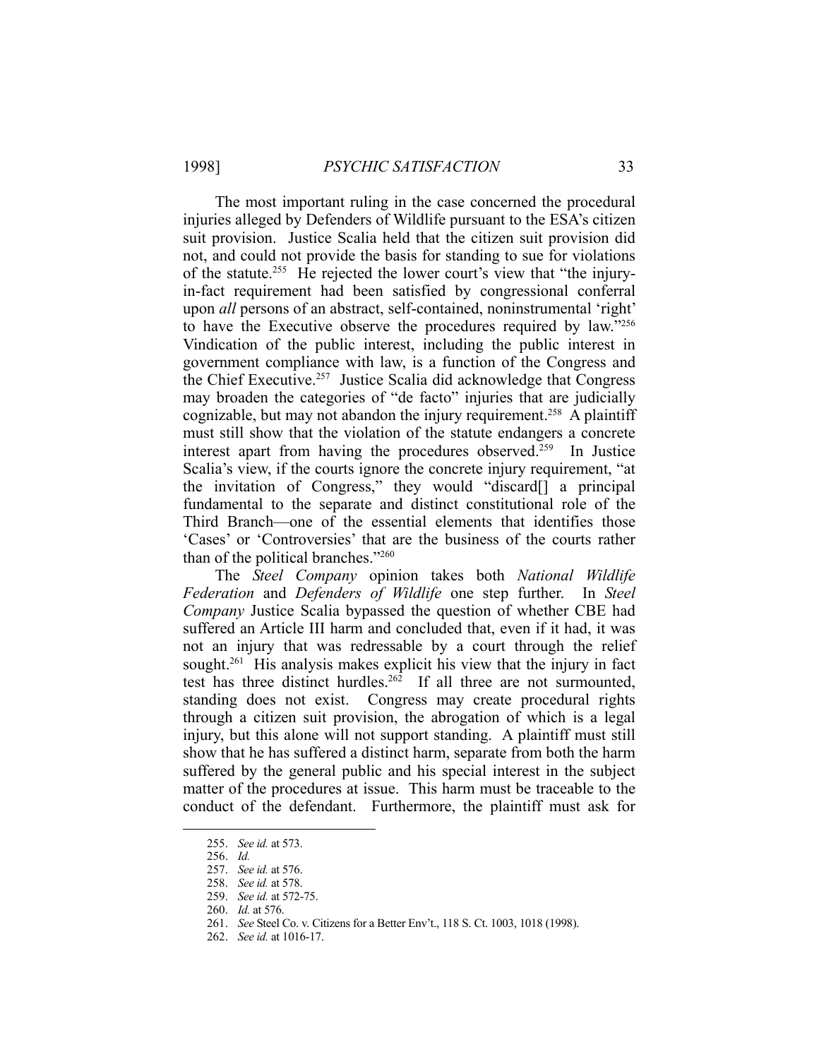The most important ruling in the case concerned the procedural injuries alleged by Defenders of Wildlife pursuant to the ESA's citizen suit provision. Justice Scalia held that the citizen suit provision did not, and could not provide the basis for standing to sue for violations of the statute.[255] He rejected the lower court's view that "the injury-in-fact requirement had been satisfied by congressional conferral upon *all* persons of an abstract, self-contained, noninstrumental 'right' to have the Executive observe the procedures required by law."[256] Vindication of the public interest, including the public interest in government compliance with law, is a function of the Congress and the Chief Executive.[257] Justice Scalia did acknowledge that Congress may broaden the categories of "de facto" injuries that are judicially cognizable, but may not abandon the injury requirement.[258] A plaintiff must still show that the violation of the statute endangers a concrete interest apart from having the procedures observed.[259] In Justice Scalia's view, if the courts ignore the concrete injury requirement, "at the invitation of Congress," they would "discard[] a principal fundamental to the separate and distinct constitutional role of the Third Branch—one of the essential elements that identifies those 'Cases' or 'Controversies' that are the business of the courts rather than of the political branches."[260]

The *Steel Company* opinion takes both *National Wildlife Federation* and *Defenders of Wildlife* one step further. In *Steel Company* Justice Scalia bypassed the question of whether CBE had suffered an Article III harm and concluded that, even if it had, it was not an injury that was redressable by a court through the relief sought.[261] His analysis makes explicit his view that the injury in fact test has three distinct hurdles.[262] If all three are not surmounted, standing does not exist. Congress may create procedural rights through a citizen suit provision, the abrogation of which is a legal injury, but this alone will not support standing. A plaintiff must still show that he has suffered a distinct harm, separate from both the harm suffered by the general public and his special interest in the subject matter of the procedures at issue. This harm must be traceable to the conduct of the defendant. Furthermore, the plaintiff must ask for

---

255. *See id.* at 573.

256. *Id.*

257. *See id.* at 576.

258. *See id.* at 578.

259. *See id.* at 572-75.

260. *Id.* at 576.

261. *See* Steel Co. v. Citizens for a Better Env't., 118 S. Ct. 1003, 1018 (1998).

262. *See id.* at 1016-17.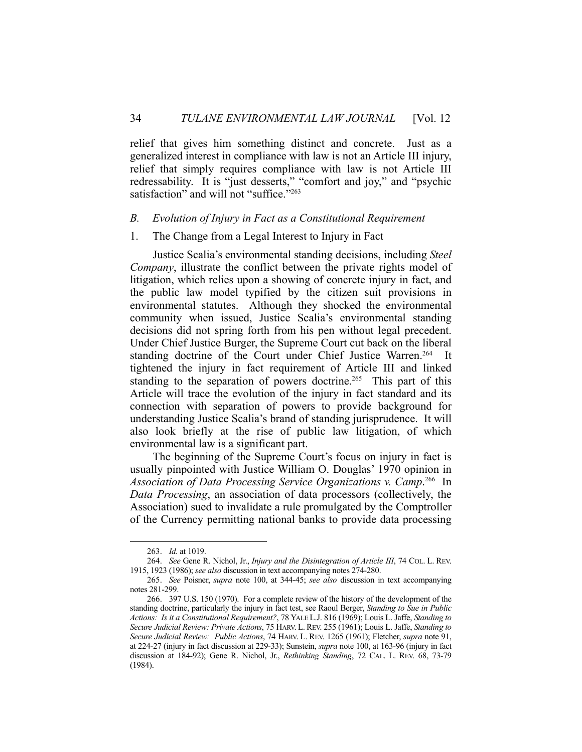relief that gives him something distinct and concrete. Just as a generalized interest in compliance with law is not an Article III injury, relief that simply requires compliance with law is not Article III redressability. It is "just desserts," "comfort and joy," and "psychic satisfaction" and will not "suffice."[263]

### *B. Evolution of Injury in Fact as a Constitutional Requirement*

#### 1. The Change from a Legal Interest to Injury in Fact

Justice Scalia's environmental standing decisions, including *Steel Company*, illustrate the conflict between the private rights model of litigation, which relies upon a showing of concrete injury in fact, and the public law model typified by the citizen suit provisions in environmental statutes. Although they shocked the environmental community when issued, Justice Scalia's environmental standing decisions did not spring forth from his pen without legal precedent. Under Chief Justice Burger, the Supreme Court cut back on the liberal standing doctrine of the Court under Chief Justice Warren.[264] It tightened the injury in fact requirement of Article III and linked standing to the separation of powers doctrine.[265] This part of this Article will trace the evolution of the injury in fact standard and its connection with separation of powers to provide background for understanding Justice Scalia's brand of standing jurisprudence. It will also look briefly at the rise of public law litigation, of which environmental law is a significant part.

The beginning of the Supreme Court's focus on injury in fact is usually pinpointed with Justice William O. Douglas' 1970 opinion in *Association of Data Processing Service Organizations v. Camp*.[266] In *Data Processing*, an association of data processors (collectively, the Association) sued to invalidate a rule promulgated by the Comptroller of the Currency permitting national banks to provide data processing

---

263. *Id.* at 1019.

264. *See* Gene R. Nichol, Jr., *Injury and the Disintegration of Article III*, 74 COL. L. REV. 1915, 1923 (1986); *see also* discussion in text accompanying notes 274-280.

265. *See* Poisner, *supra* note 100, at 344-45; *see also* discussion in text accompanying notes 281-299.

266. 397 U.S. 150 (1970). For a complete review of the history of the development of the standing doctrine, particularly the injury in fact test, see Raoul Berger, *Standing to Sue in Public Actions: Is it a Constitutional Requirement?*, 78 YALE L.J. 816 (1969); Louis L. Jaffe, *Standing to Secure Judicial Review: Private Actions*, 75 HARV. L. REV. 255 (1961); Louis L. Jaffe, *Standing to Secure Judicial Review: Public Actions*, 74 HARV. L. REV. 1265 (1961); Fletcher, *supra* note 91, at 224-27 (injury in fact discussion at 229-33); Sunstein, *supra* note 100, at 163-96 (injury in fact discussion at 184-92); Gene R. Nichol, Jr., *Rethinking Standing*, 72 CAL. L. REV. 68, 73-79 (1984).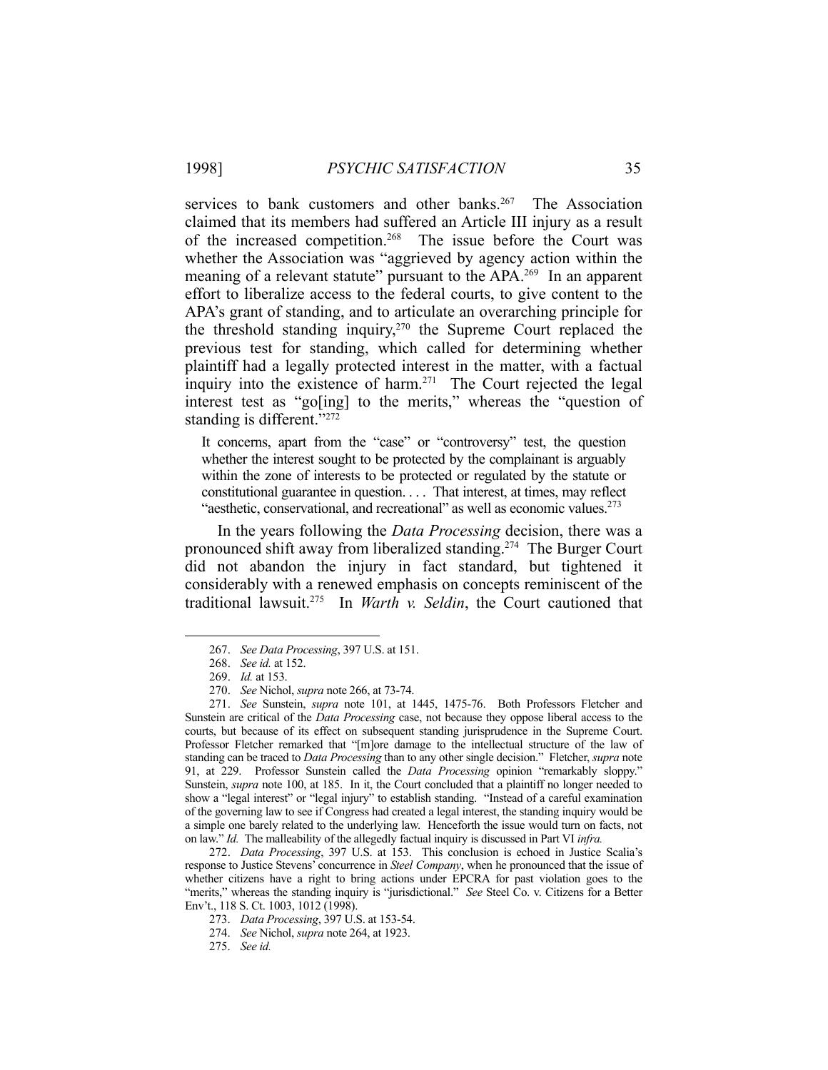services to bank customers and other banks.[267] The Association claimed that its members had suffered an Article III injury as a result of the increased competition.[268] The issue before the Court was whether the Association was "aggrieved by agency action within the meaning of a relevant statute" pursuant to the APA.[269] In an apparent effort to liberalize access to the federal courts, to give content to the APA's grant of standing, and to articulate an overarching principle for the threshold standing inquiry,[270] the Supreme Court replaced the previous test for standing, which called for determining whether plaintiff had a legally protected interest in the matter, with a factual inquiry into the existence of harm.[271] The Court rejected the legal interest test as "go[ing] to the merits," whereas the "question of standing is different."[272]

> It concerns, apart from the "case" or "controversy" test, the question whether the interest sought to be protected by the complainant is arguably within the zone of interests to be protected or regulated by the statute or constitutional guarantee in question. . . . That interest, at times, may reflect "aesthetic, conservational, and recreational" as well as economic values.[273]

In the years following the *Data Processing* decision, there was a pronounced shift away from liberalized standing.[274] The Burger Court did not abandon the injury in fact standard, but tightened it considerably with a renewed emphasis on concepts reminiscent of the traditional lawsuit.[275] In *Warth v. Seldin*, the Court cautioned that

---

267. *See Data Processing*, 397 U.S. at 151.

268. *See id.* at 152.

269. *Id.* at 153.

270. *See* Nichol, *supra* note 266, at 73-74.

271. *See* Sunstein, *supra* note 101, at 1445, 1475-76. Both Professors Fletcher and Sunstein are critical of the *Data Processing* case, not because they oppose liberal access to the courts, but because of its effect on subsequent standing jurisprudence in the Supreme Court. Professor Fletcher remarked that "[m]ore damage to the intellectual structure of the law of standing can be traced to *Data Processing* than to any other single decision." Fletcher, *supra* note 91, at 229. Professor Sunstein called the *Data Processing* opinion "remarkably sloppy." Sunstein, *supra* note 100, at 185. In it, the Court concluded that a plaintiff no longer needed to show a "legal interest" or "legal injury" to establish standing. "Instead of a careful examination of the governing law to see if Congress had created a legal interest, the standing inquiry would be a simple one barely related to the underlying law. Henceforth the issue would turn on facts, not on law." *Id.* The malleability of the allegedly factual inquiry is discussed in Part VI *infra.*

272. *Data Processing*, 397 U.S. at 153. This conclusion is echoed in Justice Scalia's response to Justice Stevens' concurrence in *Steel Company*, when he pronounced that the issue of whether citizens have a right to bring actions under EPCRA for past violation goes to the "merits," whereas the standing inquiry is "jurisdictional." *See* Steel Co. v. Citizens for a Better Env't., 118 S. Ct. 1003, 1012 (1998).

273. *Data Processing*, 397 U.S. at 153-54.

274. *See* Nichol, *supra* note 264, at 1923.

275. *See id.*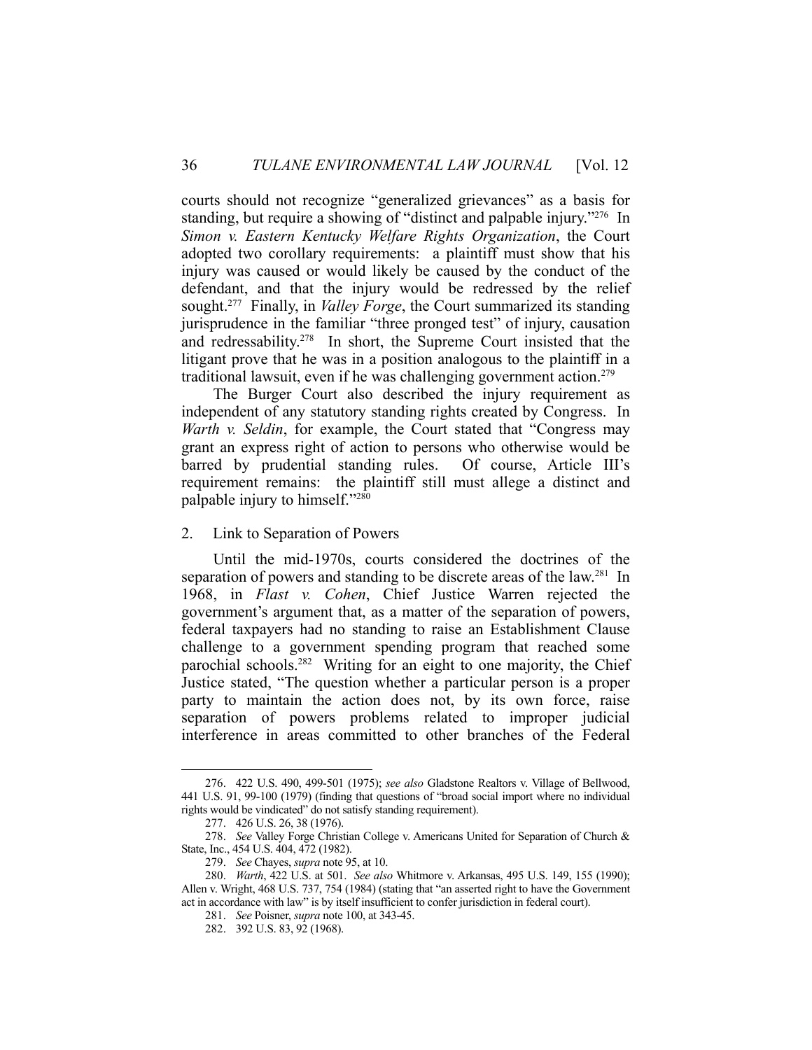courts should not recognize "generalized grievances" as a basis for standing, but require a showing of "distinct and palpable injury."[276] In *Simon v. Eastern Kentucky Welfare Rights Organization*, the Court adopted two corollary requirements: a plaintiff must show that his injury was caused or would likely be caused by the conduct of the defendant, and that the injury would be redressed by the relief sought.[277] Finally, in *Valley Forge*, the Court summarized its standing jurisprudence in the familiar "three pronged test" of injury, causation and redressability.[278] In short, the Supreme Court insisted that the litigant prove that he was in a position analogous to the plaintiff in a traditional lawsuit, even if he was challenging government action.[279]

The Burger Court also described the injury requirement as independent of any statutory standing rights created by Congress. In *Warth v. Seldin*, for example, the Court stated that "Congress may grant an express right of action to persons who otherwise would be barred by prudential standing rules. Of course, Article III's requirement remains: the plaintiff still must allege a distinct and palpable injury to himself."[280]

### 2. Link to Separation of Powers

Until the mid-1970s, courts considered the doctrines of the separation of powers and standing to be discrete areas of the law.[281] In 1968, in *Flast v. Cohen*, Chief Justice Warren rejected the government's argument that, as a matter of the separation of powers, federal taxpayers had no standing to raise an Establishment Clause challenge to a government spending program that reached some parochial schools.[282] Writing for an eight to one majority, the Chief Justice stated, "The question whether a particular person is a proper party to maintain the action does not, by its own force, raise separation of powers problems related to improper judicial interference in areas committed to other branches of the Federal

---

276. 422 U.S. 490, 499-501 (1975); *see also* Gladstone Realtors v. Village of Bellwood, 441 U.S. 91, 99-100 (1979) (finding that questions of "broad social import where no individual rights would be vindicated" do not satisfy standing requirement).

277. 426 U.S. 26, 38 (1976).

278. *See* Valley Forge Christian College v. Americans United for Separation of Church & State, Inc., 454 U.S. 404, 472 (1982).

279. *See* Chayes, *supra* note 95, at 10.

280. *Warth*, 422 U.S. at 501. *See also* Whitmore v. Arkansas, 495 U.S. 149, 155 (1990); Allen v. Wright, 468 U.S. 737, 754 (1984) (stating that "an asserted right to have the Government act in accordance with law" is by itself insufficient to confer jurisdiction in federal court).

281. *See* Poisner, *supra* note 100, at 343-45.

282. 392 U.S. 83, 92 (1968).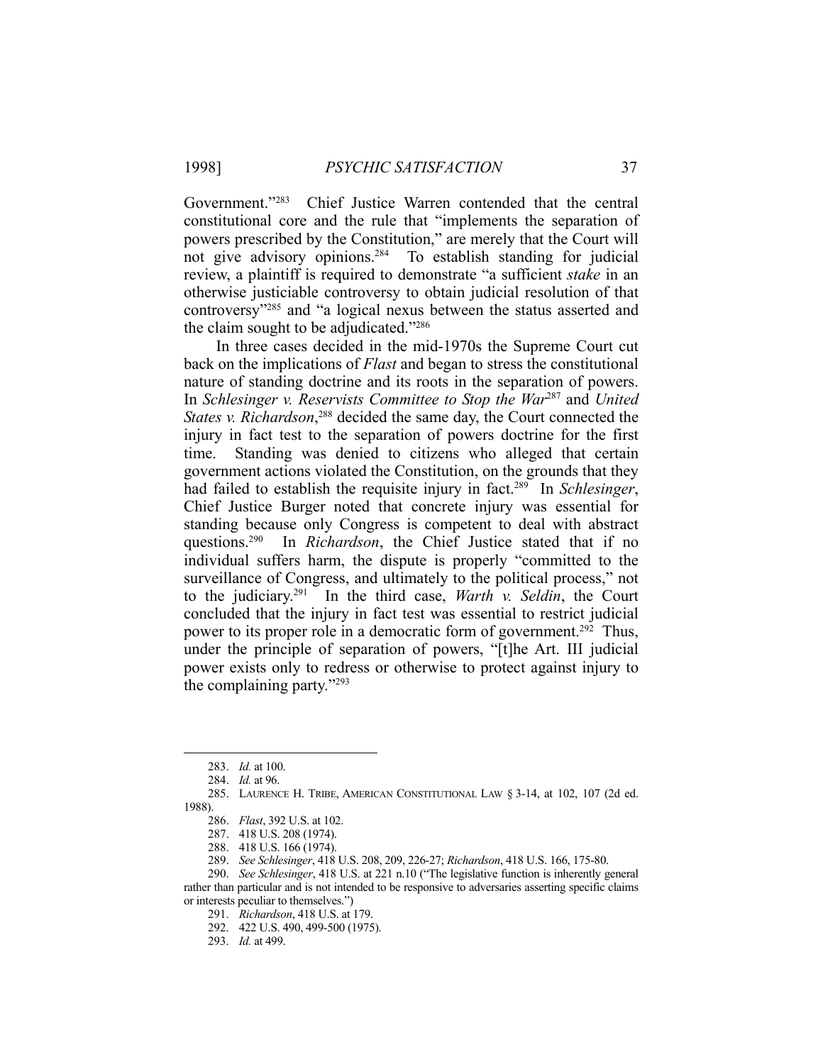Government."[283] Chief Justice Warren contended that the central constitutional core and the rule that "implements the separation of powers prescribed by the Constitution," are merely that the Court will not give advisory opinions.[284] To establish standing for judicial review, a plaintiff is required to demonstrate "a sufficient *stake* in an otherwise justiciable controversy to obtain judicial resolution of that controversy"[285] and "a logical nexus between the status asserted and the claim sought to be adjudicated."[286]

In three cases decided in the mid-1970s the Supreme Court cut back on the implications of *Flast* and began to stress the constitutional nature of standing doctrine and its roots in the separation of powers. In *Schlesinger v. Reservists Committee to Stop the War*[287] and *United States v. Richardson*,[288] decided the same day, the Court connected the injury in fact test to the separation of powers doctrine for the first time. Standing was denied to citizens who alleged that certain government actions violated the Constitution, on the grounds that they had failed to establish the requisite injury in fact.[289] In *Schlesinger*, Chief Justice Burger noted that concrete injury was essential for standing because only Congress is competent to deal with abstract questions.[290] In *Richardson*, the Chief Justice stated that if no individual suffers harm, the dispute is properly "committed to the surveillance of Congress, and ultimately to the political process," not to the judiciary.[291] In the third case, *Warth v. Seldin*, the Court concluded that the injury in fact test was essential to restrict judicial power to its proper role in a democratic form of government.[292] Thus, under the principle of separation of powers, "[t]he Art. III judicial power exists only to redress or otherwise to protect against injury to the complaining party."[293]

---

283. *Id.* at 100.

284. *Id.* at 96.

285. LAURENCE H. TRIBE, AMERICAN CONSTITUTIONAL LAW § 3-14, at 102, 107 (2d ed. 1988).

286. *Flast*, 392 U.S. at 102.

287. 418 U.S. 208 (1974).

288. 418 U.S. 166 (1974).

289. *See Schlesinger*, 418 U.S. 208, 209, 226-27; *Richardson*, 418 U.S. 166, 175-80.

290. *See Schlesinger*, 418 U.S. at 221 n.10 ("The legislative function is inherently general rather than particular and is not intended to be responsive to adversaries asserting specific claims or interests peculiar to themselves.")

291. *Richardson*, 418 U.S. at 179.

292. 422 U.S. 490, 499-500 (1975).

293. *Id.* at 499.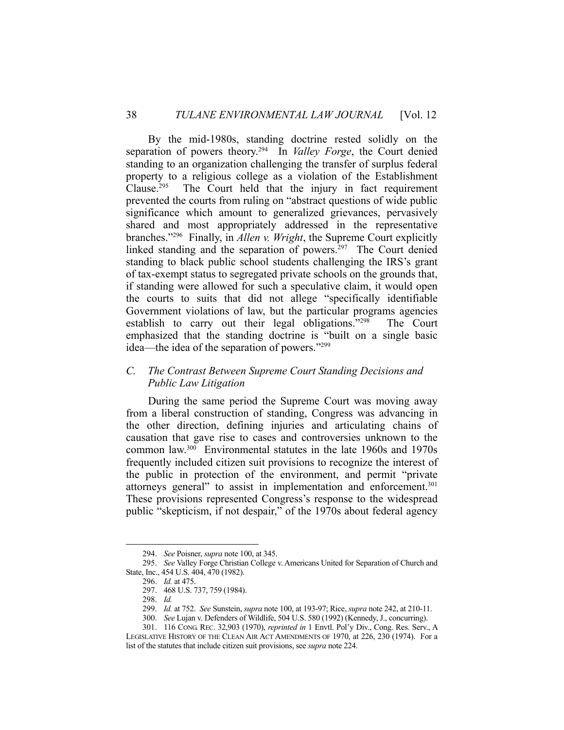By the mid-1980s, standing doctrine rested solidly on the separation of powers theory.[294] In *Valley Forge*, the Court denied standing to an organization challenging the transfer of surplus federal property to a religious college as a violation of the Establishment Clause.[295] The Court held that the injury in fact requirement prevented the courts from ruling on "abstract questions of wide public significance which amount to generalized grievances, pervasively shared and most appropriately addressed in the representative branches."[296] Finally, in *Allen v. Wright*, the Supreme Court explicitly linked standing and the separation of powers.[297] The Court denied standing to black public school students challenging the IRS's grant of tax-exempt status to segregated private schools on the grounds that, if standing were allowed for such a speculative claim, it would open the courts to suits that did not allege "specifically identifiable Government violations of law, but the particular programs agencies establish to carry out their legal obligations."[298] The Court emphasized that the standing doctrine is "built on a single basic idea—the idea of the separation of powers."[299]

### *C. The Contrast Between Supreme Court Standing Decisions and Public Law Litigation*

During the same period the Supreme Court was moving away from a liberal construction of standing, Congress was advancing in the other direction, defining injuries and articulating chains of causation that gave rise to cases and controversies unknown to the common law.[300] Environmental statutes in the late 1960s and 1970s frequently included citizen suit provisions to recognize the interest of the public in protection of the environment, and permit "private attorneys general" to assist in implementation and enforcement.[301] These provisions represented Congress's response to the widespread public "skepticism, if not despair," of the 1970s about federal agency

---

294. *See* Poisner, *supra* note 100, at 345.

295. *See* Valley Forge Christian College v. Americans United for Separation of Church and State, Inc., 454 U.S. 404, 470 (1982).

296. *Id.* at 475.

297. 468 U.S. 737, 759 (1984).

298. *Id.*

299. *Id.* at 752. *See* Sunstein, *supra* note 100, at 193-97; Rice, *supra* note 242, at 210-11.

300. *See* Lujan v. Defenders of Wildlife, 504 U.S. 580 (1992) (Kennedy, J., concurring).

301. 116 CONG. REC. 32,903 (1970), *reprinted in* 1 Envtl. Pol'y Div., Cong. Res. Serv., A LEGISLATIVE HISTORY OF THE CLEAN AIR ACT AMENDMENTS OF 1970, at 226, 230 (1974). For a list of the statutes that include citizen suit provisions, see *supra* note 224.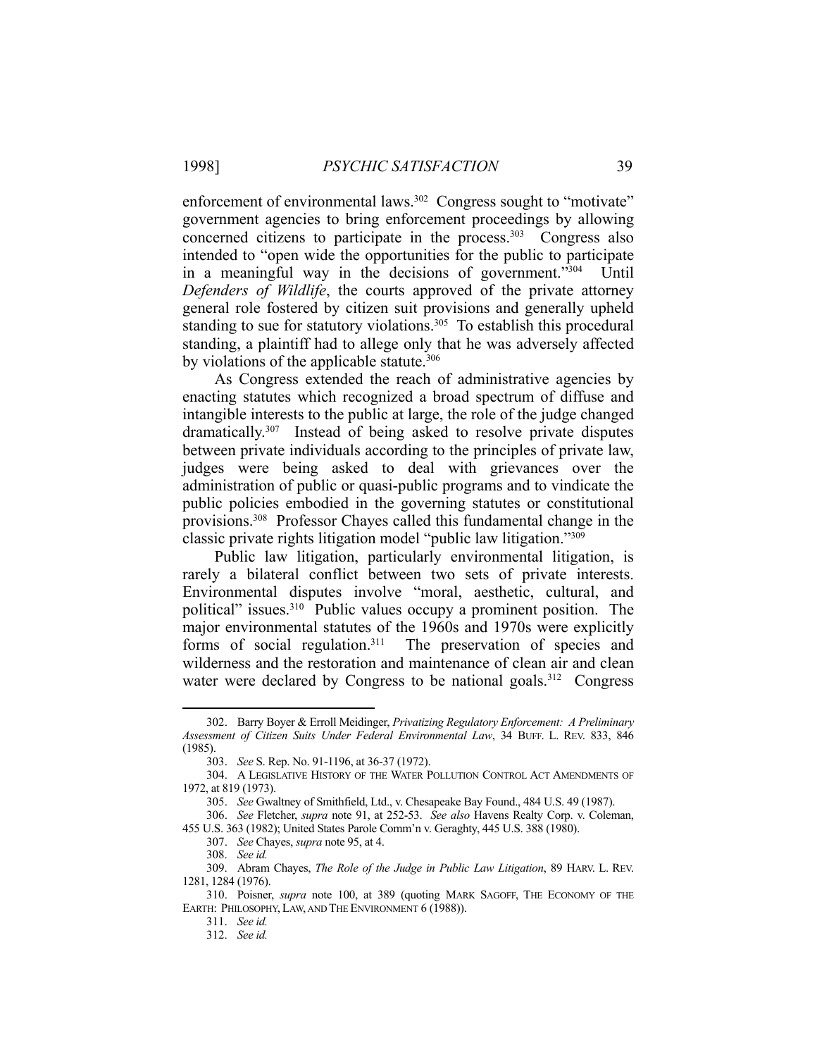enforcement of environmental laws.[302] Congress sought to "motivate" government agencies to bring enforcement proceedings by allowing concerned citizens to participate in the process.[303] Congress also intended to "open wide the opportunities for the public to participate in a meaningful way in the decisions of government."[304] Until *Defenders of Wildlife*, the courts approved of the private attorney general role fostered by citizen suit provisions and generally upheld standing to sue for statutory violations.[305] To establish this procedural standing, a plaintiff had to allege only that he was adversely affected by violations of the applicable statute.[306]

As Congress extended the reach of administrative agencies by enacting statutes which recognized a broad spectrum of diffuse and intangible interests to the public at large, the role of the judge changed dramatically.[307] Instead of being asked to resolve private disputes between private individuals according to the principles of private law, judges were being asked to deal with grievances over the administration of public or quasi-public programs and to vindicate the public policies embodied in the governing statutes or constitutional provisions.[308] Professor Chayes called this fundamental change in the classic private rights litigation model "public law litigation."[309]

Public law litigation, particularly environmental litigation, is rarely a bilateral conflict between two sets of private interests. Environmental disputes involve "moral, aesthetic, cultural, and political" issues.[310] Public values occupy a prominent position. The major environmental statutes of the 1960s and 1970s were explicitly forms of social regulation.[311] The preservation of species and wilderness and the restoration and maintenance of clean air and clean water were declared by Congress to be national goals.[312] Congress

---

302. Barry Boyer & Erroll Meidinger, *Privatizing Regulatory Enforcement: A Preliminary Assessment of Citizen Suits Under Federal Environmental Law*, 34 BUFF. L. REV. 833, 846 (1985).

303. *See* S. Rep. No. 91-1196, at 36-37 (1972).

304. A LEGISLATIVE HISTORY OF THE WATER POLLUTION CONTROL ACT AMENDMENTS OF 1972, at 819 (1973).

305. *See* Gwaltney of Smithfield, Ltd., v. Chesapeake Bay Found., 484 U.S. 49 (1987).

306. *See* Fletcher, *supra* note 91, at 252-53. *See also* Havens Realty Corp. v. Coleman, 455 U.S. 363 (1982); United States Parole Comm'n v. Geraghty, 445 U.S. 388 (1980).

307. *See* Chayes, *supra* note 95, at 4.

308. *See id.*

309. Abram Chayes, *The Role of the Judge in Public Law Litigation*, 89 HARV. L. REV. 1281, 1284 (1976).

310. Poisner, *supra* note 100, at 389 (quoting MARK SAGOFF, THE ECONOMY OF THE EARTH: PHILOSOPHY, LAW, AND THE ENVIRONMENT 6 (1988)).

311. *See id.*

312. *See id.*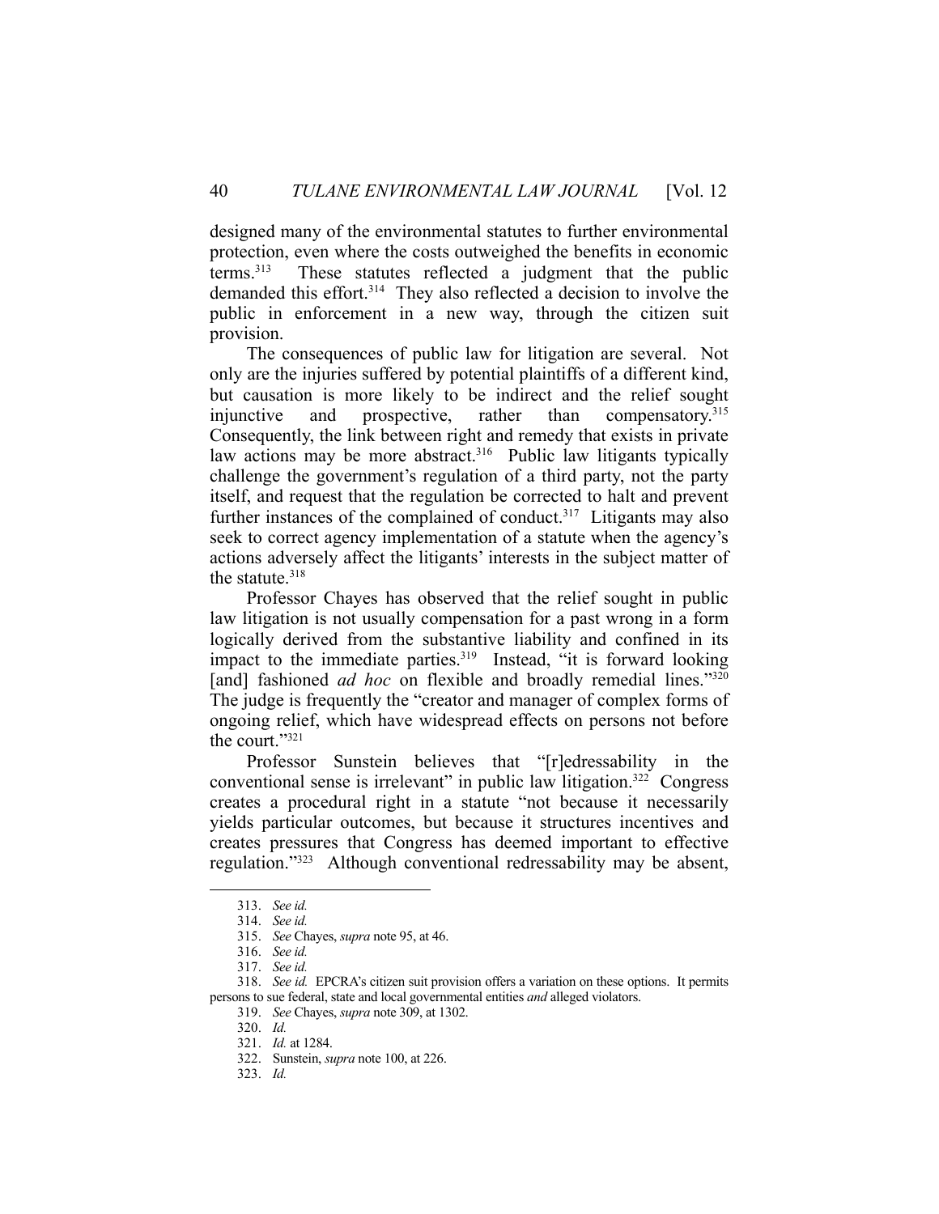designed many of the environmental statutes to further environmental protection, even where the costs outweighed the benefits in economic terms.[313] These statutes reflected a judgment that the public demanded this effort.[314] They also reflected a decision to involve the public in enforcement in a new way, through the citizen suit provision.

The consequences of public law for litigation are several. Not only are the injuries suffered by potential plaintiffs of a different kind, but causation is more likely to be indirect and the relief sought injunctive and prospective, rather than compensatory.[315] Consequently, the link between right and remedy that exists in private law actions may be more abstract.[316] Public law litigants typically challenge the government's regulation of a third party, not the party itself, and request that the regulation be corrected to halt and prevent further instances of the complained of conduct.[317] Litigants may also seek to correct agency implementation of a statute when the agency's actions adversely affect the litigants' interests in the subject matter of the statute.[318]

Professor Chayes has observed that the relief sought in public law litigation is not usually compensation for a past wrong in a form logically derived from the substantive liability and confined in its impact to the immediate parties.[319] Instead, "it is forward looking [and] fashioned *ad hoc* on flexible and broadly remedial lines."[320] The judge is frequently the "creator and manager of complex forms of ongoing relief, which have widespread effects on persons not before the court."[321]

Professor Sunstein believes that "[r]edressability in the conventional sense is irrelevant" in public law litigation.[322] Congress creates a procedural right in a statute "not because it necessarily yields particular outcomes, but because it structures incentives and creates pressures that Congress has deemed important to effective regulation."[323] Although conventional redressability may be absent,

---

313. *See id.*

314. *See id.*

315. *See* Chayes, *supra* note 95, at 46.

316. *See id.*

317. *See id.*

318. *See id.* EPCRA's citizen suit provision offers a variation on these options. It permits persons to sue federal, state and local governmental entities *and* alleged violators.

319. *See* Chayes, *supra* note 309, at 1302.

320. *Id.*

321. *Id.* at 1284.

322. Sunstein, *supra* note 100, at 226.

323. *Id.*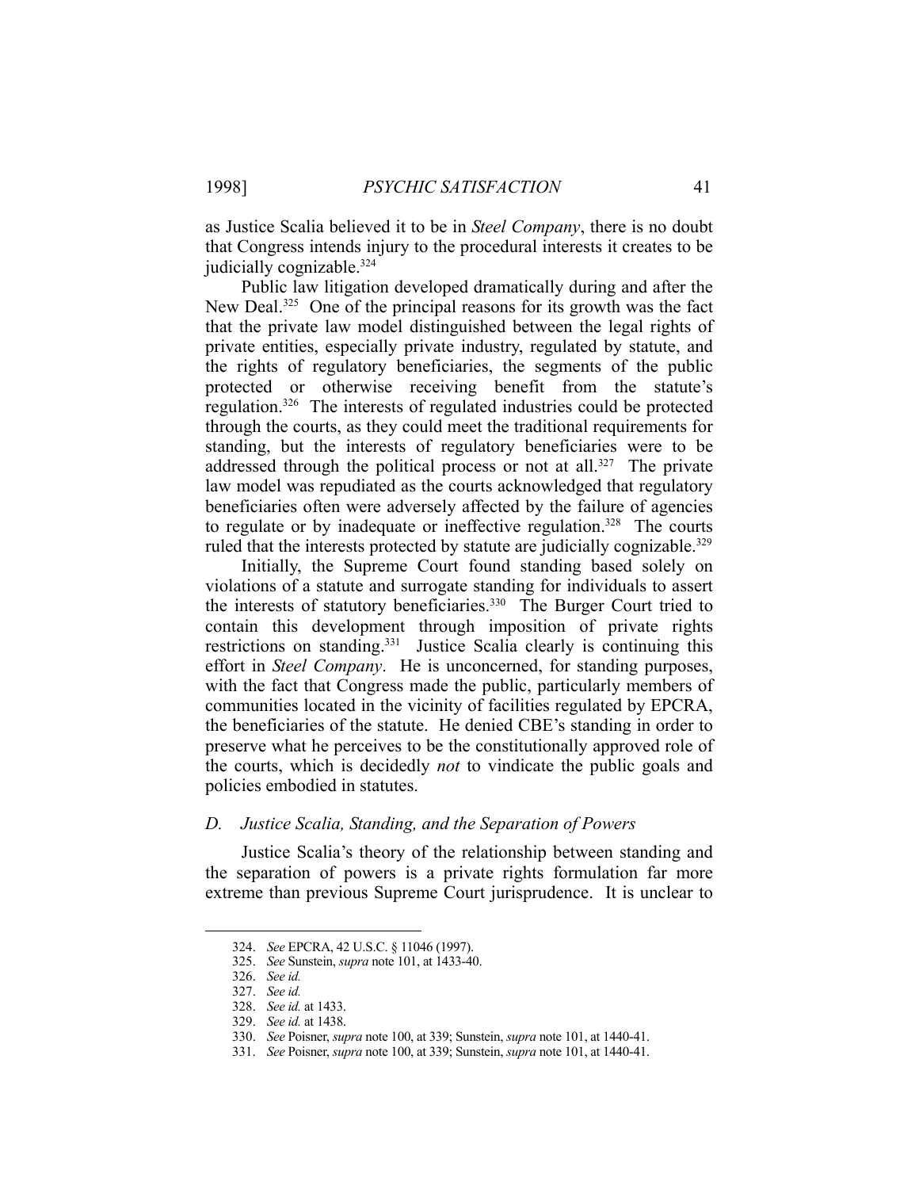as Justice Scalia believed it to be in *Steel Company*, there is no doubt that Congress intends injury to the procedural interests it creates to be judicially cognizable.[324]

Public law litigation developed dramatically during and after the New Deal.[325] One of the principal reasons for its growth was the fact that the private law model distinguished between the legal rights of private entities, especially private industry, regulated by statute, and the rights of regulatory beneficiaries, the segments of the public protected or otherwise receiving benefit from the statute's regulation.[326] The interests of regulated industries could be protected through the courts, as they could meet the traditional requirements for standing, but the interests of regulatory beneficiaries were to be addressed through the political process or not at all.[327] The private law model was repudiated as the courts acknowledged that regulatory beneficiaries often were adversely affected by the failure of agencies to regulate or by inadequate or ineffective regulation.[328] The courts ruled that the interests protected by statute are judicially cognizable.[329]

Initially, the Supreme Court found standing based solely on violations of a statute and surrogate standing for individuals to assert the interests of statutory beneficiaries.[330] The Burger Court tried to contain this development through imposition of private rights restrictions on standing.[331] Justice Scalia clearly is continuing this effort in *Steel Company*. He is unconcerned, for standing purposes, with the fact that Congress made the public, particularly members of communities located in the vicinity of facilities regulated by EPCRA, the beneficiaries of the statute. He denied CBE's standing in order to preserve what he perceives to be the constitutionally approved role of the courts, which is decidedly *not* to vindicate the public goals and policies embodied in statutes.

### *D. Justice Scalia, Standing, and the Separation of Powers*

Justice Scalia's theory of the relationship between standing and the separation of powers is a private rights formulation far more extreme than previous Supreme Court jurisprudence. It is unclear to

---

324. *See* EPCRA, 42 U.S.C. § 11046 (1997).

325. *See* Sunstein, *supra* note 101, at 1433-40.

326. *See id.*

327. *See id.*

328. *See id.* at 1433.

329. *See id.* at 1438.

330. *See* Poisner, *supra* note 100, at 339; Sunstein, *supra* note 101, at 1440-41.

331. *See* Poisner, *supra* note 100, at 339; Sunstein, *supra* note 101, at 1440-41.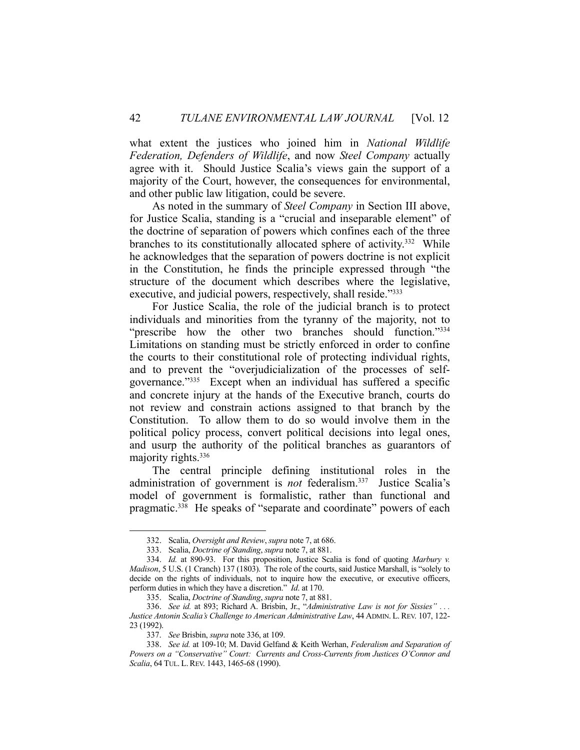what extent the justices who joined him in *National Wildlife Federation, Defenders of Wildlife*, and now *Steel Company* actually agree with it. Should Justice Scalia's views gain the support of a majority of the Court, however, the consequences for environmental, and other public law litigation, could be severe.

As noted in the summary of *Steel Company* in Section III above, for Justice Scalia, standing is a "crucial and inseparable element" of the doctrine of separation of powers which confines each of the three branches to its constitutionally allocated sphere of activity.[332] While he acknowledges that the separation of powers doctrine is not explicit in the Constitution, he finds the principle expressed through "the structure of the document which describes where the legislative, executive, and judicial powers, respectively, shall reside."[333]

For Justice Scalia, the role of the judicial branch is to protect individuals and minorities from the tyranny of the majority, not to "prescribe how the other two branches should function."[334] Limitations on standing must be strictly enforced in order to confine the courts to their constitutional role of protecting individual rights, and to prevent the "overjudicialization of the processes of self-governance."[335] Except when an individual has suffered a specific and concrete injury at the hands of the Executive branch, courts do not review and constrain actions assigned to that branch by the Constitution. To allow them to do so would involve them in the political policy process, convert political decisions into legal ones, and usurp the authority of the political branches as guarantors of majority rights.[336]

The central principle defining institutional roles in the administration of government is *not* federalism.[337] Justice Scalia's model of government is formalistic, rather than functional and pragmatic.[338] He speaks of "separate and coordinate" powers of each

---

332. Scalia, *Oversight and Review*, *supra* note 7, at 686.

333. Scalia, *Doctrine of Standing*, *supra* note 7, at 881.

334. *Id.* at 890-93. For this proposition, Justice Scalia is fond of quoting *Marbury v. Madison*, 5 U.S. (1 Cranch) 137 (1803). The role of the courts, said Justice Marshall, is "solely to decide on the rights of individuals, not to inquire how the executive, or executive officers, perform duties in which they have a discretion." *Id*. at 170.

335. Scalia, *Doctrine of Standing*, *supra* note 7, at 881.

336. *See id.* at 893; Richard A. Brisbin, Jr., "*Administrative Law is not for Sissies" . . . Justice Antonin Scalia's Challenge to American Administrative Law*, 44 ADMIN. L. REV. 107, 122-23 (1992).

337. *See* Brisbin, *supra* note 336, at 109.

338. *See id.* at 109-10; M. David Gelfand & Keith Werhan, *Federalism and Separation of Powers on a "Conservative" Court: Currents and Cross-Currents from Justices O'Connor and Scalia*, 64 TUL. L. REV. 1443, 1465-68 (1990).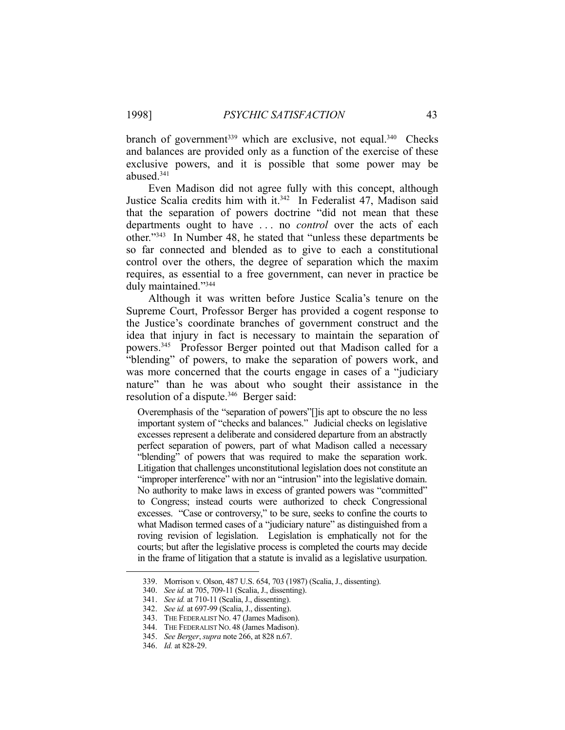branch of government[339] which are exclusive, not equal.[340] Checks and balances are provided only as a function of the exercise of these exclusive powers, and it is possible that some power may be abused.[341]

Even Madison did not agree fully with this concept, although Justice Scalia credits him with it.[342] In Federalist 47, Madison said that the separation of powers doctrine "did not mean that these departments ought to have . . . no *control* over the acts of each other."[343] In Number 48, he stated that "unless these departments be so far connected and blended as to give to each a constitutional control over the others, the degree of separation which the maxim requires, as essential to a free government, can never in practice be duly maintained."[344]

Although it was written before Justice Scalia's tenure on the Supreme Court, Professor Berger has provided a cogent response to the Justice's coordinate branches of government construct and the idea that injury in fact is necessary to maintain the separation of powers.[345] Professor Berger pointed out that Madison called for a "blending" of powers, to make the separation of powers work, and was more concerned that the courts engage in cases of a "judiciary nature" than he was about who sought their assistance in the resolution of a dispute.[346] Berger said:

> Overemphasis of the "separation of powers"[]is apt to obscure the no less important system of "checks and balances." Judicial checks on legislative excesses represent a deliberate and considered departure from an abstractly perfect separation of powers, part of what Madison called a necessary "blending" of powers that was required to make the separation work. Litigation that challenges unconstitutional legislation does not constitute an "improper interference" with nor an "intrusion" into the legislative domain. No authority to make laws in excess of granted powers was "committed" to Congress; instead courts were authorized to check Congressional excesses. "Case or controversy," to be sure, seeks to confine the courts to what Madison termed cases of a "judiciary nature" as distinguished from a roving revision of legislation. Legislation is emphatically not for the courts; but after the legislative process is completed the courts may decide in the frame of litigation that a statute is invalid as a legislative usurpation.

---

339. Morrison v. Olson, 487 U.S. 654, 703 (1987) (Scalia, J., dissenting).
340. *See id.* at 705, 709-11 (Scalia, J., dissenting).
341. *See id.* at 710-11 (Scalia, J., dissenting).
342. *See id.* at 697-99 (Scalia, J., dissenting).
343. THE FEDERALIST NO. 47 (James Madison).
344. THE FEDERALIST NO. 48 (James Madison).
345. *See Berger*, *supra* note 266, at 828 n.67.
346. *Id.* at 828-29.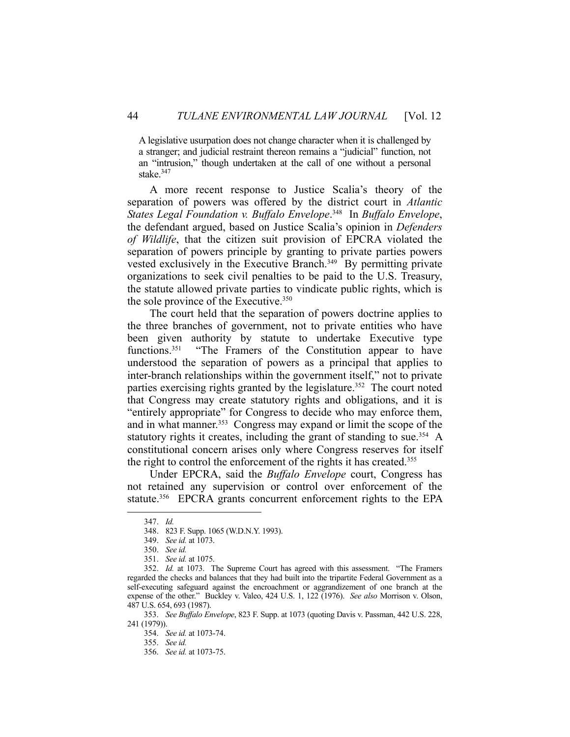> A legislative usurpation does not change character when it is challenged by a stranger; and judicial restraint thereon remains a "judicial" function, not an "intrusion," though undertaken at the call of one without a personal stake.[347]

A more recent response to Justice Scalia's theory of the separation of powers was offered by the district court in *Atlantic States Legal Foundation v. Buffalo Envelope*.[348] In *Buffalo Envelope*, the defendant argued, based on Justice Scalia's opinion in *Defenders of Wildlife*, that the citizen suit provision of EPCRA violated the separation of powers principle by granting to private parties powers vested exclusively in the Executive Branch.[349] By permitting private organizations to seek civil penalties to be paid to the U.S. Treasury, the statute allowed private parties to vindicate public rights, which is the sole province of the Executive.[350]

The court held that the separation of powers doctrine applies to the three branches of government, not to private entities who have been given authority by statute to undertake Executive type functions.[351] "The Framers of the Constitution appear to have understood the separation of powers as a principal that applies to inter-branch relationships within the government itself," not to private parties exercising rights granted by the legislature.[352] The court noted that Congress may create statutory rights and obligations, and it is "entirely appropriate" for Congress to decide who may enforce them, and in what manner.[353] Congress may expand or limit the scope of the statutory rights it creates, including the grant of standing to sue.[354] A constitutional concern arises only where Congress reserves for itself the right to control the enforcement of the rights it has created.[355]

Under EPCRA, said the *Buffalo Envelope* court, Congress has not retained any supervision or control over enforcement of the statute.[356] EPCRA grants concurrent enforcement rights to the EPA

---

347. *Id.*

348. 823 F. Supp. 1065 (W.D.N.Y. 1993).

349. *See id.* at 1073.

350. *See id.*

351. *See id.* at 1075.

352. *Id.* at 1073. The Supreme Court has agreed with this assessment. "The Framers regarded the checks and balances that they had built into the tripartite Federal Government as a self-executing safeguard against the encroachment or aggrandizement of one branch at the expense of the other." Buckley v. Valeo, 424 U.S. 1, 122 (1976). *See also* Morrison v. Olson, 487 U.S. 654, 693 (1987).

353. *See Buffalo Envelope*, 823 F. Supp. at 1073 (quoting Davis v. Passman, 442 U.S. 228, 241 (1979)).

354. *See id.* at 1073-74.

355. *See id.*

356. *See id.* at 1073-75.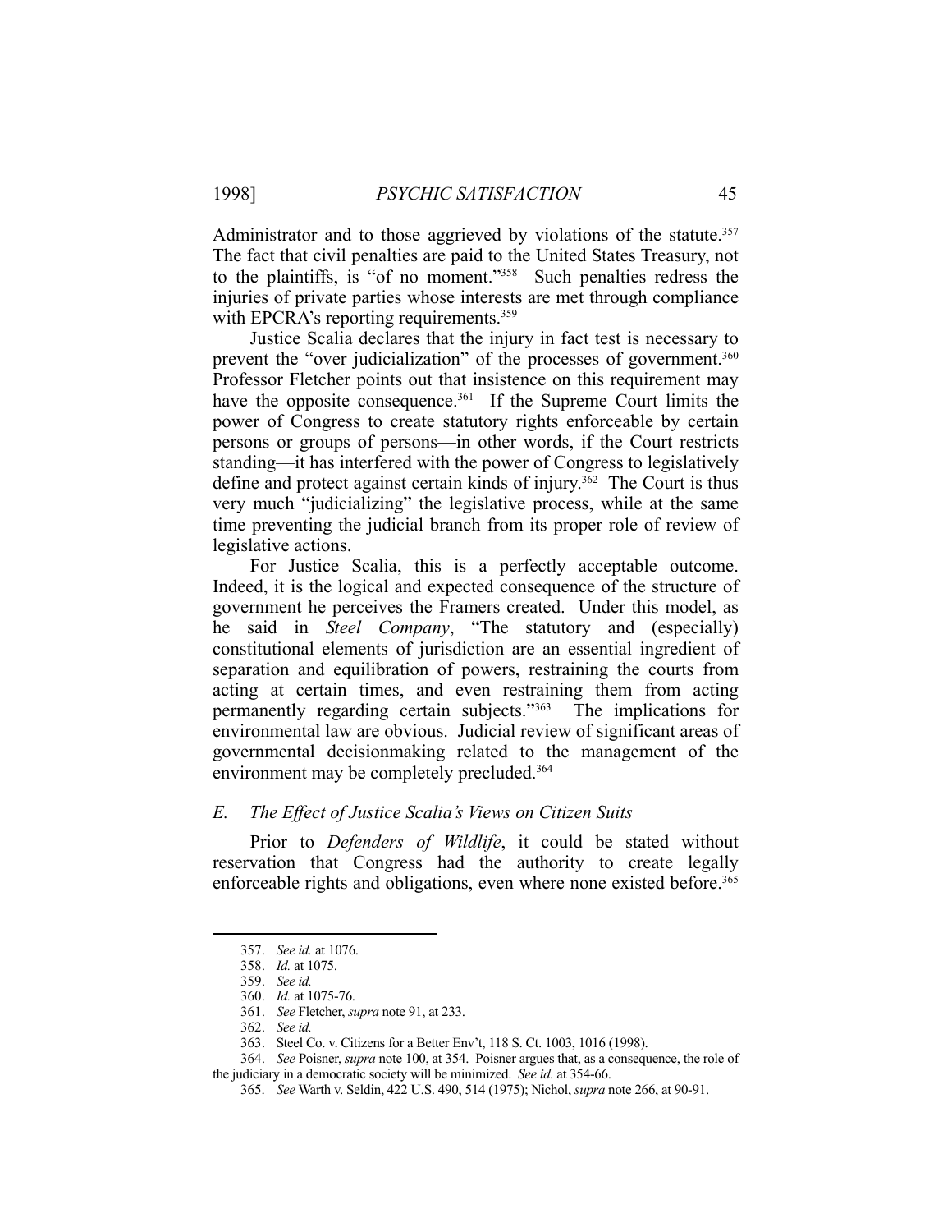Administrator and to those aggrieved by violations of the statute.[357] The fact that civil penalties are paid to the United States Treasury, not to the plaintiffs, is "of no moment."[358] Such penalties redress the injuries of private parties whose interests are met through compliance with EPCRA's reporting requirements.[359]

Justice Scalia declares that the injury in fact test is necessary to prevent the "over judicialization" of the processes of government.[360] Professor Fletcher points out that insistence on this requirement may have the opposite consequence.[361] If the Supreme Court limits the power of Congress to create statutory rights enforceable by certain persons or groups of persons—in other words, if the Court restricts standing—it has interfered with the power of Congress to legislatively define and protect against certain kinds of injury.[362] The Court is thus very much "judicializing" the legislative process, while at the same time preventing the judicial branch from its proper role of review of legislative actions.

For Justice Scalia, this is a perfectly acceptable outcome. Indeed, it is the logical and expected consequence of the structure of government he perceives the Framers created. Under this model, as he said in *Steel Company*, "The statutory and (especially) constitutional elements of jurisdiction are an essential ingredient of separation and equilibration of powers, restraining the courts from acting at certain times, and even restraining them from acting permanently regarding certain subjects."[363] The implications for environmental law are obvious. Judicial review of significant areas of governmental decisionmaking related to the management of the environment may be completely precluded.[364]

### *E. The Effect of Justice Scalia's Views on Citizen Suits*

Prior to *Defenders of Wildlife*, it could be stated without reservation that Congress had the authority to create legally enforceable rights and obligations, even where none existed before.[365]

---

357. *See id.* at 1076.

358. *Id.* at 1075.

359. *See id.*

360. *Id.* at 1075-76.

361. *See* Fletcher, *supra* note 91, at 233.

362. *See id.*

363. Steel Co. v. Citizens for a Better Env't, 118 S. Ct. 1003, 1016 (1998).

364. *See* Poisner, *supra* note 100, at 354. Poisner argues that, as a consequence, the role of the judiciary in a democratic society will be minimized. *See id.* at 354-66.

365. *See* Warth v. Seldin, 422 U.S. 490, 514 (1975); Nichol, *supra* note 266, at 90-91.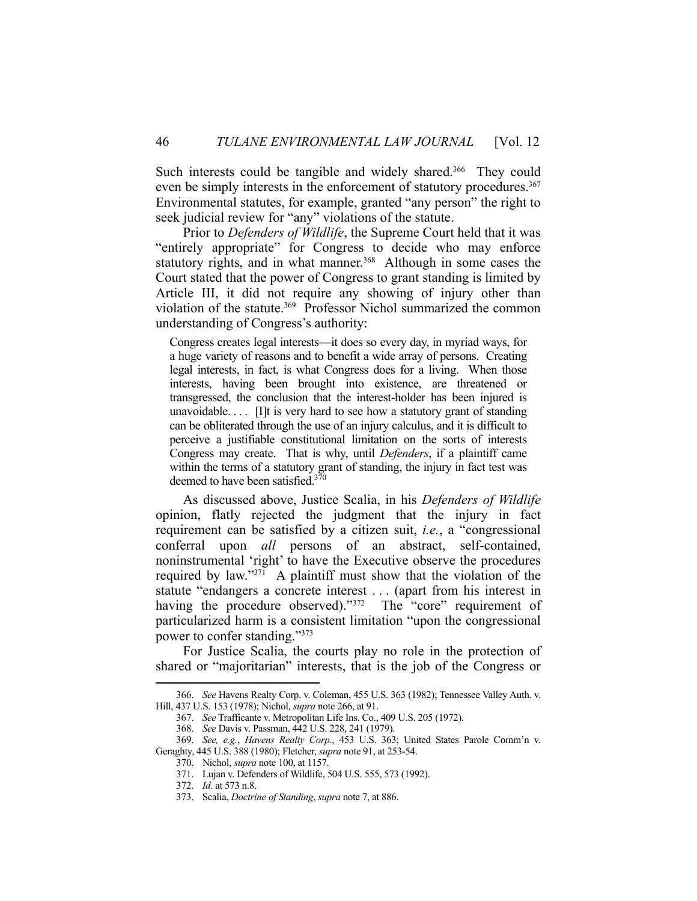Such interests could be tangible and widely shared.[366] They could even be simply interests in the enforcement of statutory procedures.[367] Environmental statutes, for example, granted "any person" the right to seek judicial review for "any" violations of the statute.

Prior to *Defenders of Wildlife*, the Supreme Court held that it was "entirely appropriate" for Congress to decide who may enforce statutory rights, and in what manner.[368] Although in some cases the Court stated that the power of Congress to grant standing is limited by Article III, it did not require any showing of injury other than violation of the statute.[369] Professor Nichol summarized the common understanding of Congress's authority:

> Congress creates legal interests—it does so every day, in myriad ways, for a huge variety of reasons and to benefit a wide array of persons. Creating legal interests, in fact, is what Congress does for a living. When those interests, having been brought into existence, are threatened or transgressed, the conclusion that the interest-holder has been injured is unavoidable. . . . [I]t is very hard to see how a statutory grant of standing can be obliterated through the use of an injury calculus, and it is difficult to perceive a justifiable constitutional limitation on the sorts of interests Congress may create. That is why, until *Defenders*, if a plaintiff came within the terms of a statutory grant of standing, the injury in fact test was deemed to have been satisfied.[370]

As discussed above, Justice Scalia, in his *Defenders of Wildlife* opinion, flatly rejected the judgment that the injury in fact requirement can be satisfied by a citizen suit, *i.e.*, a "congressional conferral upon *all* persons of an abstract, self-contained, noninstrumental 'right' to have the Executive observe the procedures required by law."[371] A plaintiff must show that the violation of the statute "endangers a concrete interest . . . (apart from his interest in having the procedure observed)."[372] The "core" requirement of particularized harm is a consistent limitation "upon the congressional power to confer standing."[373]

For Justice Scalia, the courts play no role in the protection of shared or "majoritarian" interests, that is the job of the Congress or

---

366. *See* Havens Realty Corp. v. Coleman, 455 U.S. 363 (1982); Tennessee Valley Auth. v. Hill, 437 U.S. 153 (1978); Nichol, *supra* note 266, at 91.

367. *See* Trafficante v. Metropolitan Life Ins. Co., 409 U.S. 205 (1972).

368. *See* Davis v. Passman, 442 U.S. 228, 241 (1979).

369. *See, e.g.*, *Havens Realty Corp.*, 453 U.S. 363; United States Parole Comm'n v. Geraghty, 445 U.S. 388 (1980); Fletcher, *supra* note 91, at 253-54.

370. Nichol, *supra* note 100, at 1157.

371. Lujan v. Defenders of Wildlife, 504 U.S. 555, 573 (1992).

372. *Id.* at 573 n.8.

373. Scalia, *Doctrine of Standing*, *supra* note 7, at 886.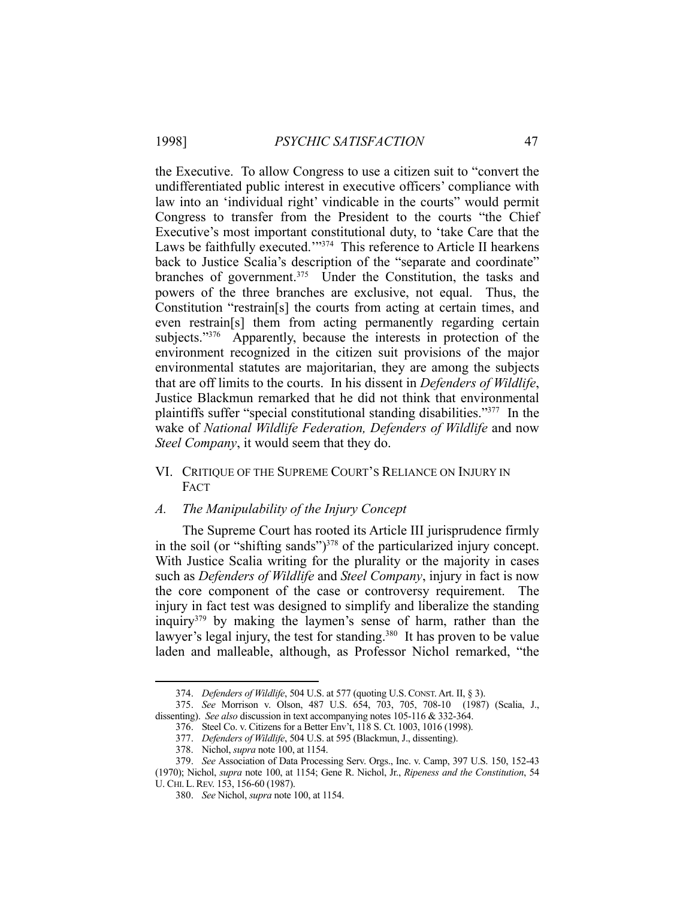the Executive. To allow Congress to use a citizen suit to "convert the undifferentiated public interest in executive officers' compliance with law into an 'individual right' vindicable in the courts" would permit Congress to transfer from the President to the courts "the Chief Executive's most important constitutional duty, to 'take Care that the Laws be faithfully executed.'"[374] This reference to Article II hearkens back to Justice Scalia's description of the "separate and coordinate" branches of government.[375] Under the Constitution, the tasks and powers of the three branches are exclusive, not equal. Thus, the Constitution "restrain[s] the courts from acting at certain times, and even restrain[s] them from acting permanently regarding certain subjects."[376] Apparently, because the interests in protection of the environment recognized in the citizen suit provisions of the major environmental statutes are majoritarian, they are among the subjects that are off limits to the courts. In his dissent in *Defenders of Wildlife*, Justice Blackmun remarked that he did not think that environmental plaintiffs suffer "special constitutional standing disabilities."[377] In the wake of *National Wildlife Federation, Defenders of Wildlife* and now *Steel Company*, it would seem that they do.

## VI. Critique of the Supreme Court's Reliance on Injury in Fact

### *A. The Manipulability of the Injury Concept*

The Supreme Court has rooted its Article III jurisprudence firmly in the soil (or "shifting sands")[378] of the particularized injury concept. With Justice Scalia writing for the plurality or the majority in cases such as *Defenders of Wildlife* and *Steel Company*, injury in fact is now the core component of the case or controversy requirement. The injury in fact test was designed to simplify and liberalize the standing inquiry[379] by making the laymen's sense of harm, rather than the lawyer's legal injury, the test for standing.[380] It has proven to be value laden and malleable, although, as Professor Nichol remarked, "the

---

374. *Defenders of Wildlife*, 504 U.S. at 577 (quoting U.S. CONST. Art. II, § 3).

375. *See* Morrison v. Olson, 487 U.S. 654, 703, 705, 708-10 (1987) (Scalia, J., dissenting). *See also* discussion in text accompanying notes 105-116 & 332-364.

376. Steel Co. v. Citizens for a Better Env't, 118 S. Ct. 1003, 1016 (1998).

377. *Defenders of Wildlife*, 504 U.S. at 595 (Blackmun, J., dissenting).

378. Nichol, *supra* note 100, at 1154.

379. *See* Association of Data Processing Serv. Orgs., Inc. v. Camp, 397 U.S. 150, 152-43 (1970); Nichol, *supra* note 100, at 1154; Gene R. Nichol, Jr., *Ripeness and the Constitution*, 54 U. CHI. L. REV. 153, 156-60 (1987).

380. *See* Nichol, *supra* note 100, at 1154.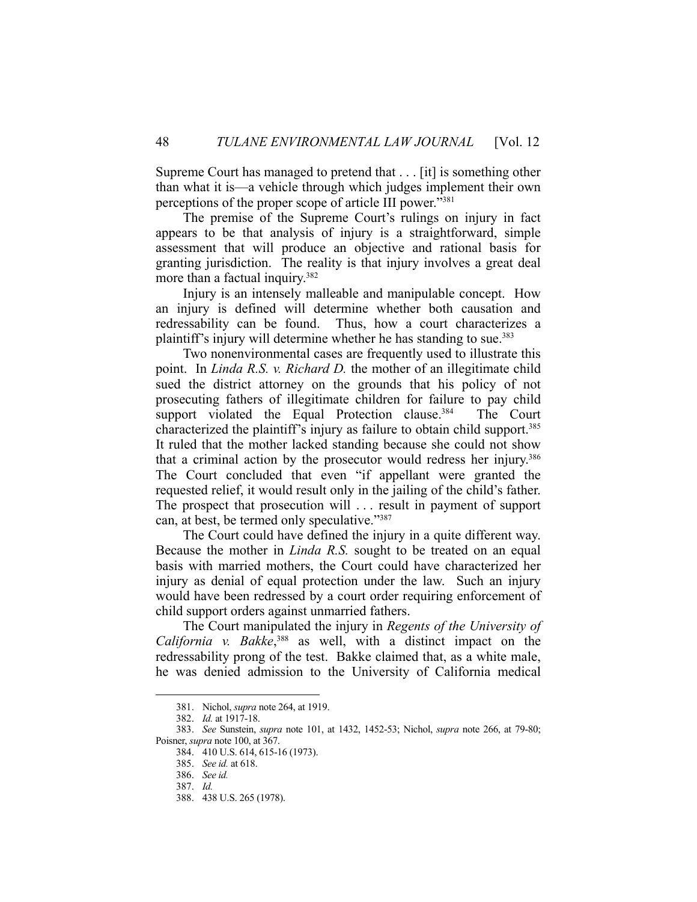Supreme Court has managed to pretend that . . . [it] is something other than what it is—a vehicle through which judges implement their own perceptions of the proper scope of article III power."[381]

The premise of the Supreme Court's rulings on injury in fact appears to be that analysis of injury is a straightforward, simple assessment that will produce an objective and rational basis for granting jurisdiction. The reality is that injury involves a great deal more than a factual inquiry.[382]

Injury is an intensely malleable and manipulable concept. How an injury is defined will determine whether both causation and redressability can be found. Thus, how a court characterizes a plaintiff's injury will determine whether he has standing to sue.[383]

Two nonenvironmental cases are frequently used to illustrate this point. In *Linda R.S. v. Richard D.* the mother of an illegitimate child sued the district attorney on the grounds that his policy of not prosecuting fathers of illegitimate children for failure to pay child support violated the Equal Protection clause.[384] The Court characterized the plaintiff's injury as failure to obtain child support.[385] It ruled that the mother lacked standing because she could not show that a criminal action by the prosecutor would redress her injury.[386] The Court concluded that even "if appellant were granted the requested relief, it would result only in the jailing of the child's father. The prospect that prosecution will . . . result in payment of support can, at best, be termed only speculative."[387]

The Court could have defined the injury in a quite different way. Because the mother in *Linda R.S.* sought to be treated on an equal basis with married mothers, the Court could have characterized her injury as denial of equal protection under the law. Such an injury would have been redressed by a court order requiring enforcement of child support orders against unmarried fathers.

The Court manipulated the injury in *Regents of the University of California v. Bakke*,[388] as well, with a distinct impact on the redressability prong of the test. Bakke claimed that, as a white male, he was denied admission to the University of California medical

---

381. Nichol, *supra* note 264, at 1919.

382. *Id.* at 1917-18.

383. *See* Sunstein, *supra* note 101, at 1432, 1452-53; Nichol, *supra* note 266, at 79-80; Poisner, *supra* note 100, at 367.

384. 410 U.S. 614, 615-16 (1973).

385. *See id.* at 618.

386. *See id.*

387. *Id.*

388. 438 U.S. 265 (1978).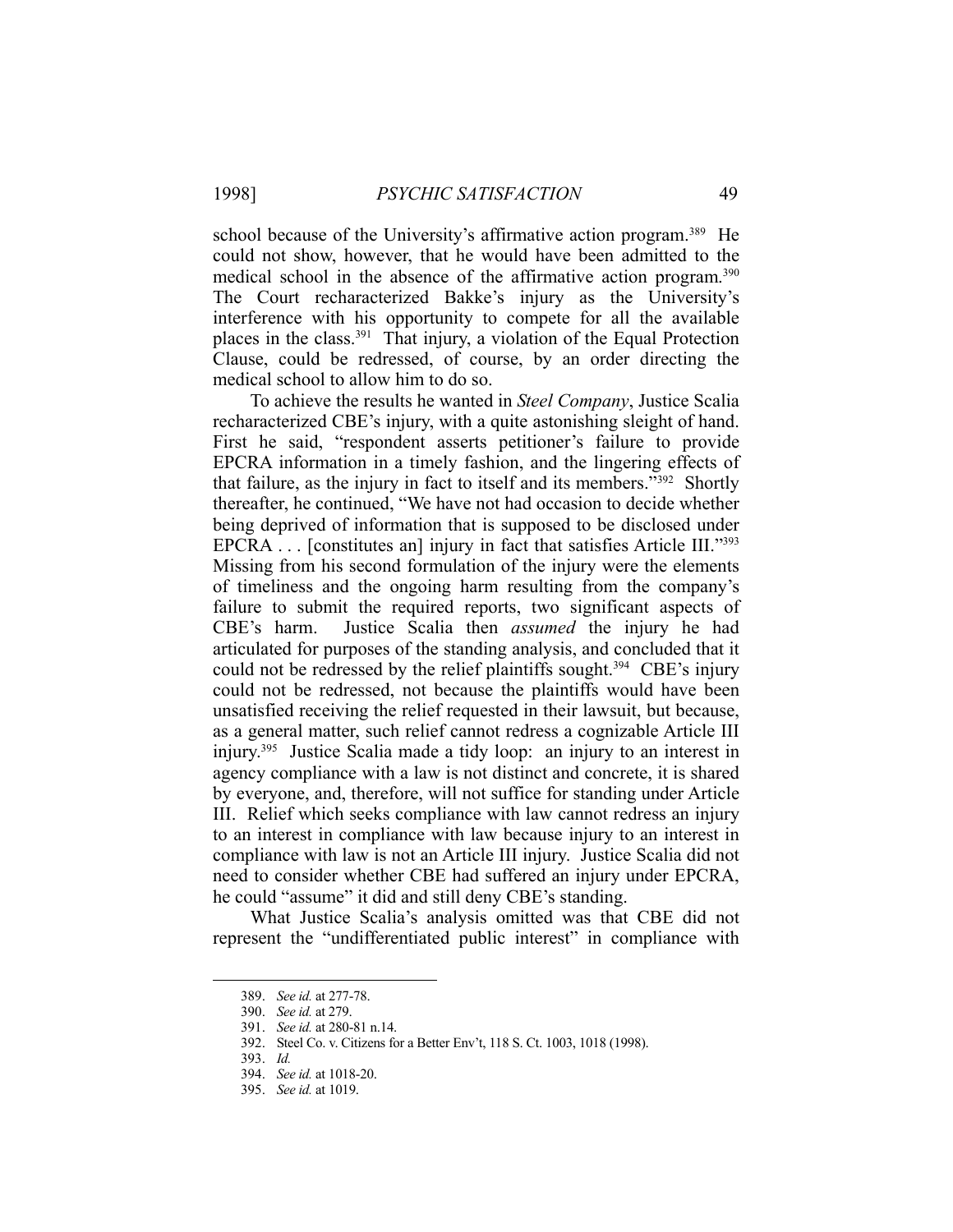school because of the University's affirmative action program.[389] He could not show, however, that he would have been admitted to the medical school in the absence of the affirmative action program.[390] The Court recharacterized Bakke's injury as the University's interference with his opportunity to compete for all the available places in the class.[391] That injury, a violation of the Equal Protection Clause, could be redressed, of course, by an order directing the medical school to allow him to do so.

To achieve the results he wanted in *Steel Company*, Justice Scalia recharacterized CBE's injury, with a quite astonishing sleight of hand. First he said, "respondent asserts petitioner's failure to provide EPCRA information in a timely fashion, and the lingering effects of that failure, as the injury in fact to itself and its members."[392] Shortly thereafter, he continued, "We have not had occasion to decide whether being deprived of information that is supposed to be disclosed under EPCRA . . . [constitutes an] injury in fact that satisfies Article III."[393] Missing from his second formulation of the injury were the elements of timeliness and the ongoing harm resulting from the company's failure to submit the required reports, two significant aspects of CBE's harm. Justice Scalia then *assumed* the injury he had articulated for purposes of the standing analysis, and concluded that it could not be redressed by the relief plaintiffs sought.[394] CBE's injury could not be redressed, not because the plaintiffs would have been unsatisfied receiving the relief requested in their lawsuit, but because, as a general matter, such relief cannot redress a cognizable Article III injury.[395] Justice Scalia made a tidy loop: an injury to an interest in agency compliance with a law is not distinct and concrete, it is shared by everyone, and, therefore, will not suffice for standing under Article III. Relief which seeks compliance with law cannot redress an injury to an interest in compliance with law because injury to an interest in compliance with law is not an Article III injury. Justice Scalia did not need to consider whether CBE had suffered an injury under EPCRA, he could "assume" it did and still deny CBE's standing.

What Justice Scalia's analysis omitted was that CBE did not represent the "undifferentiated public interest" in compliance with

---

389. *See id.* at 277-78.

390. *See id.* at 279.

391. *See id.* at 280-81 n.14.

392. Steel Co. v. Citizens for a Better Env't, 118 S. Ct. 1003, 1018 (1998).

393. *Id.*

394. *See id.* at 1018-20.

395. *See id.* at 1019.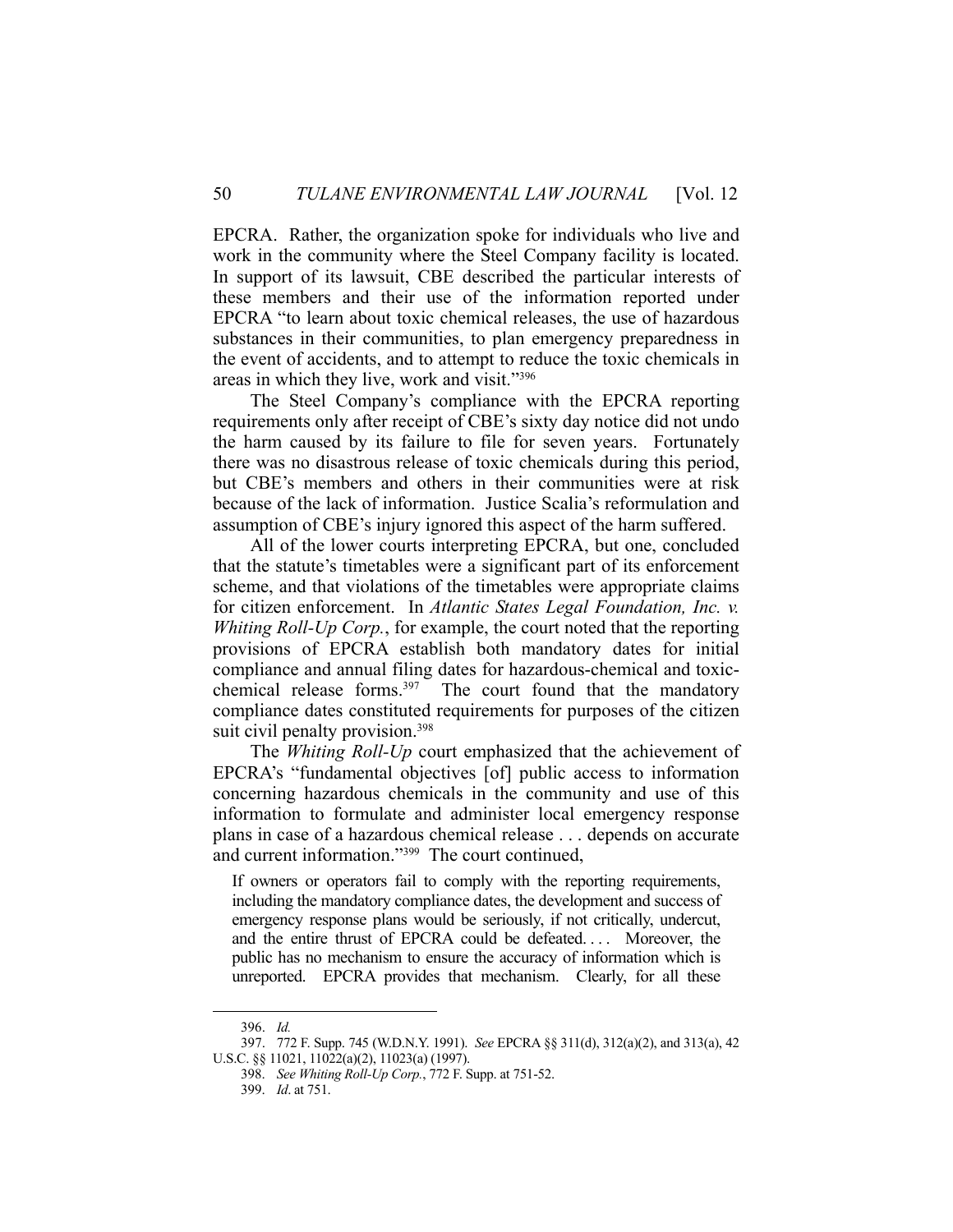EPCRA. Rather, the organization spoke for individuals who live and work in the community where the Steel Company facility is located. In support of its lawsuit, CBE described the particular interests of these members and their use of the information reported under EPCRA "to learn about toxic chemical releases, the use of hazardous substances in their communities, to plan emergency preparedness in the event of accidents, and to attempt to reduce the toxic chemicals in areas in which they live, work and visit."[396]

The Steel Company's compliance with the EPCRA reporting requirements only after receipt of CBE's sixty day notice did not undo the harm caused by its failure to file for seven years. Fortunately there was no disastrous release of toxic chemicals during this period, but CBE's members and others in their communities were at risk because of the lack of information. Justice Scalia's reformulation and assumption of CBE's injury ignored this aspect of the harm suffered.

All of the lower courts interpreting EPCRA, but one, concluded that the statute's timetables were a significant part of its enforcement scheme, and that violations of the timetables were appropriate claims for citizen enforcement. In *Atlantic States Legal Foundation, Inc. v. Whiting Roll-Up Corp.*, for example, the court noted that the reporting provisions of EPCRA establish both mandatory dates for initial compliance and annual filing dates for hazardous-chemical and toxic-chemical release forms.[397] The court found that the mandatory compliance dates constituted requirements for purposes of the citizen suit civil penalty provision.[398]

The *Whiting Roll-Up* court emphasized that the achievement of EPCRA's "fundamental objectives [of] public access to information concerning hazardous chemicals in the community and use of this information to formulate and administer local emergency response plans in case of a hazardous chemical release . . . depends on accurate and current information."[399] The court continued,

> If owners or operators fail to comply with the reporting requirements, including the mandatory compliance dates, the development and success of emergency response plans would be seriously, if not critically, undercut, and the entire thrust of EPCRA could be defeated. . . . Moreover, the public has no mechanism to ensure the accuracy of information which is unreported. EPCRA provides that mechanism. Clearly, for all these

---

396. *Id.*

397. 772 F. Supp. 745 (W.D.N.Y. 1991). *See* EPCRA §§ 311(d), 312(a)(2), and 313(a), 42 U.S.C. §§ 11021, 11022(a)(2), 11023(a) (1997).

398. *See Whiting Roll-Up Corp.*, 772 F. Supp. at 751-52.

399. *Id*. at 751.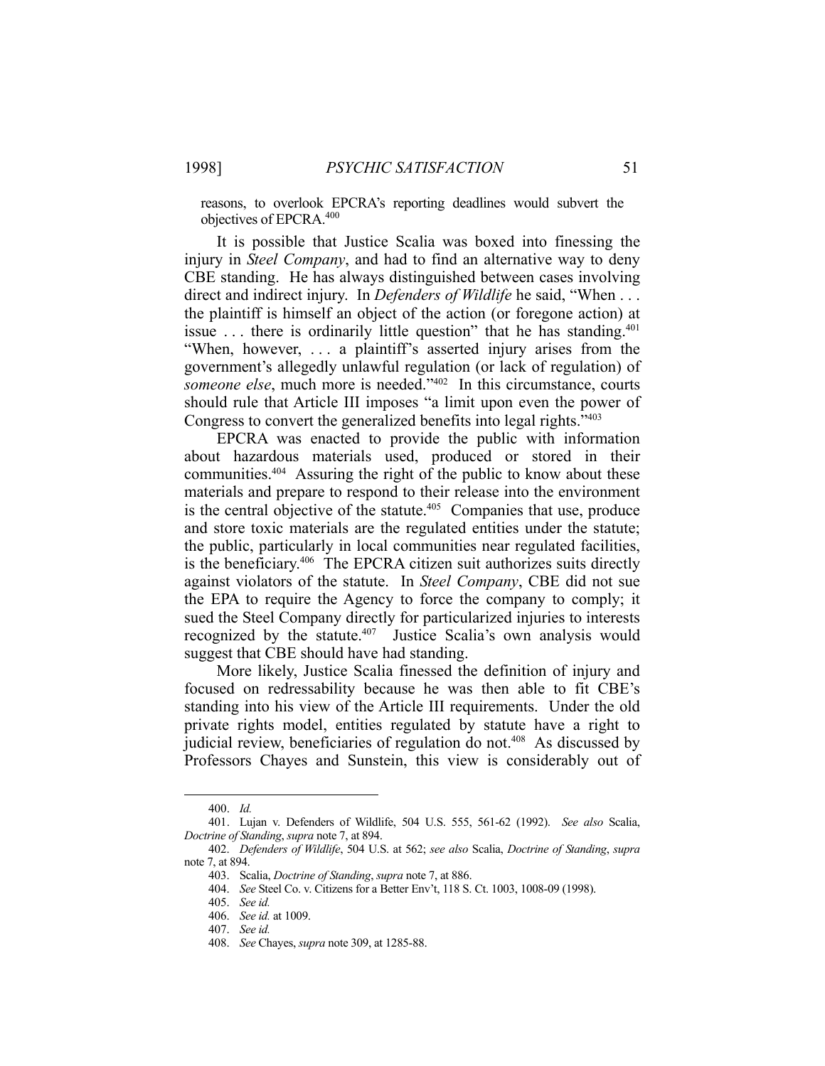reasons, to overlook EPCRA's reporting deadlines would subvert the objectives of EPCRA.[400]

It is possible that Justice Scalia was boxed into finessing the injury in *Steel Company*, and had to find an alternative way to deny CBE standing. He has always distinguished between cases involving direct and indirect injury. In *Defenders of Wildlife* he said, "When . . . the plaintiff is himself an object of the action (or foregone action) at issue . . . there is ordinarily little question" that he has standing.[401] "When, however, . . . a plaintiff's asserted injury arises from the government's allegedly unlawful regulation (or lack of regulation) of *someone else*, much more is needed."[402] In this circumstance, courts should rule that Article III imposes "a limit upon even the power of Congress to convert the generalized benefits into legal rights."[403]

EPCRA was enacted to provide the public with information about hazardous materials used, produced or stored in their communities.[404] Assuring the right of the public to know about these materials and prepare to respond to their release into the environment is the central objective of the statute.[405] Companies that use, produce and store toxic materials are the regulated entities under the statute; the public, particularly in local communities near regulated facilities, is the beneficiary.[406] The EPCRA citizen suit authorizes suits directly against violators of the statute. In *Steel Company*, CBE did not sue the EPA to require the Agency to force the company to comply; it sued the Steel Company directly for particularized injuries to interests recognized by the statute.[407] Justice Scalia's own analysis would suggest that CBE should have had standing.

More likely, Justice Scalia finessed the definition of injury and focused on redressability because he was then able to fit CBE's standing into his view of the Article III requirements. Under the old private rights model, entities regulated by statute have a right to judicial review, beneficiaries of regulation do not.[408] As discussed by Professors Chayes and Sunstein, this view is considerably out of

---

400. *Id.*

401. Lujan v. Defenders of Wildlife, 504 U.S. 555, 561-62 (1992). *See also* Scalia, *Doctrine of Standing*, *supra* note 7, at 894.

402. *Defenders of Wildlife*, 504 U.S. at 562; *see also* Scalia, *Doctrine of Standing*, *supra* note 7, at 894.

403. Scalia, *Doctrine of Standing*, *supra* note 7, at 886.

404. *See* Steel Co. v. Citizens for a Better Env't, 118 S. Ct. 1003, 1008-09 (1998).

405. *See id.*

406. *See id.* at 1009.

407. *See id.*

408. *See* Chayes, *supra* note 309, at 1285-88.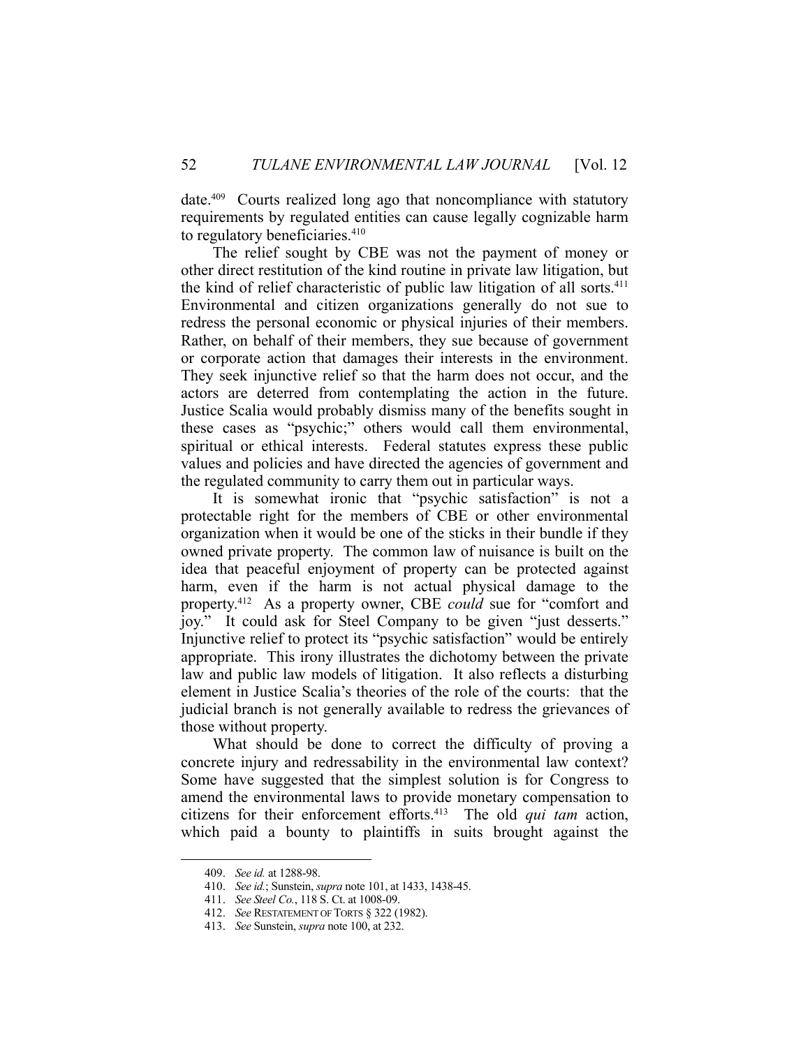date.[409] Courts realized long ago that noncompliance with statutory requirements by regulated entities can cause legally cognizable harm to regulatory beneficiaries.[410]

The relief sought by CBE was not the payment of money or other direct restitution of the kind routine in private law litigation, but the kind of relief characteristic of public law litigation of all sorts.[411] Environmental and citizen organizations generally do not sue to redress the personal economic or physical injuries of their members. Rather, on behalf of their members, they sue because of government or corporate action that damages their interests in the environment. They seek injunctive relief so that the harm does not occur, and the actors are deterred from contemplating the action in the future. Justice Scalia would probably dismiss many of the benefits sought in these cases as "psychic;" others would call them environmental, spiritual or ethical interests. Federal statutes express these public values and policies and have directed the agencies of government and the regulated community to carry them out in particular ways.

It is somewhat ironic that "psychic satisfaction" is not a protectable right for the members of CBE or other environmental organization when it would be one of the sticks in their bundle if they owned private property. The common law of nuisance is built on the idea that peaceful enjoyment of property can be protected against harm, even if the harm is not actual physical damage to the property.[412] As a property owner, CBE *could* sue for "comfort and joy." It could ask for Steel Company to be given "just desserts." Injunctive relief to protect its "psychic satisfaction" would be entirely appropriate. This irony illustrates the dichotomy between the private law and public law models of litigation. It also reflects a disturbing element in Justice Scalia's theories of the role of the courts: that the judicial branch is not generally available to redress the grievances of those without property.

What should be done to correct the difficulty of proving a concrete injury and redressability in the environmental law context? Some have suggested that the simplest solution is for Congress to amend the environmental laws to provide monetary compensation to citizens for their enforcement efforts.[413] The old *qui tam* action, which paid a bounty to plaintiffs in suits brought against the

---

409. *See id.* at 1288-98.

410. *See id.*; Sunstein, *supra* note 101, at 1433, 1438-45.

411. *See Steel Co.*, 118 S. Ct. at 1008-09.

412. *See* RESTATEMENT OF TORTS § 322 (1982).

413. *See* Sunstein, *supra* note 100, at 232.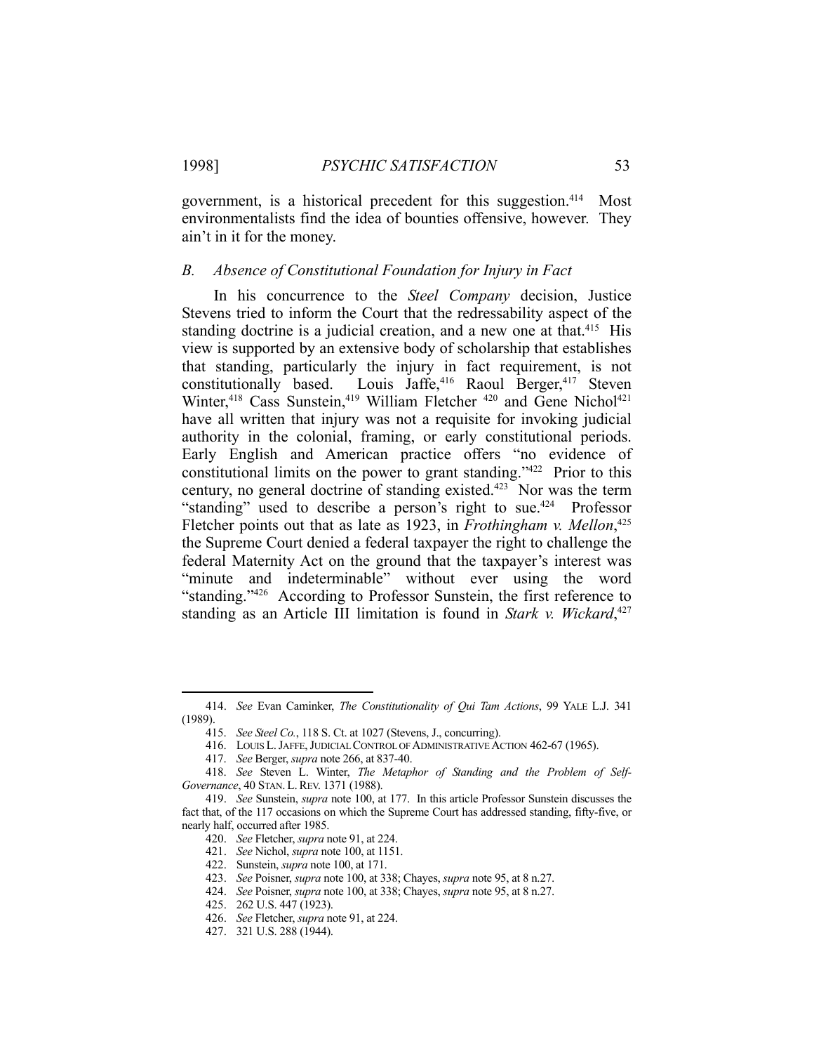government, is a historical precedent for this suggestion.[414] Most environmentalists find the idea of bounties offensive, however. They ain't in it for the money.

### *B. Absence of Constitutional Foundation for Injury in Fact*

In his concurrence to the *Steel Company* decision, Justice Stevens tried to inform the Court that the redressability aspect of the standing doctrine is a judicial creation, and a new one at that.[415] His view is supported by an extensive body of scholarship that establishes that standing, particularly the injury in fact requirement, is not constitutionally based. Louis Jaffe,[416] Raoul Berger,[417] Steven Winter,[418] Cass Sunstein,[419] William Fletcher [420] and Gene Nichol[421] have all written that injury was not a requisite for invoking judicial authority in the colonial, framing, or early constitutional periods. Early English and American practice offers "no evidence of constitutional limits on the power to grant standing."[422] Prior to this century, no general doctrine of standing existed.[423] Nor was the term "standing" used to describe a person's right to sue.[424] Professor Fletcher points out that as late as 1923, in *Frothingham v. Mellon*,[425] the Supreme Court denied a federal taxpayer the right to challenge the federal Maternity Act on the ground that the taxpayer's interest was "minute and indeterminable" without ever using the word "standing."[426] According to Professor Sunstein, the first reference to standing as an Article III limitation is found in *Stark v. Wickard*,[427]

---

414. *See* Evan Caminker, *The Constitutionality of Qui Tam Actions*, 99 YALE L.J. 341 (1989).

415. *See Steel Co.*, 118 S. Ct. at 1027 (Stevens, J., concurring).

416. LOUIS L. JAFFE, JUDICIAL CONTROL OF ADMINISTRATIVE ACTION 462-67 (1965).

417. *See* Berger, *supra* note 266, at 837-40.

418. *See* Steven L. Winter, *The Metaphor of Standing and the Problem of Self-Governance*, 40 STAN. L. REV. 1371 (1988).

419. *See* Sunstein, *supra* note 100, at 177. In this article Professor Sunstein discusses the fact that, of the 117 occasions on which the Supreme Court has addressed standing, fifty-five, or nearly half, occurred after 1985.

420. *See* Fletcher, *supra* note 91, at 224.

421. *See* Nichol, *supra* note 100, at 1151.

422. Sunstein, *supra* note 100, at 171.

423. *See* Poisner, *supra* note 100, at 338; Chayes, *supra* note 95, at 8 n.27.

424. *See* Poisner, *supra* note 100, at 338; Chayes, *supra* note 95, at 8 n.27.

425. 262 U.S. 447 (1923).

426. *See* Fletcher, *supra* note 91, at 224.

427. 321 U.S. 288 (1944).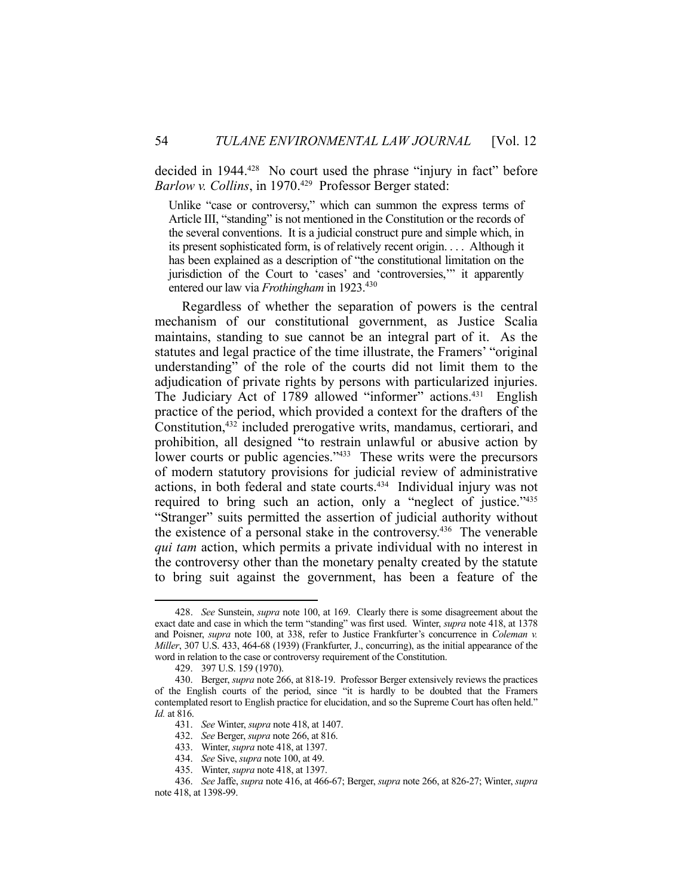decided in 1944.[428] No court used the phrase "injury in fact" before *Barlow v. Collins*, in 1970.[429] Professor Berger stated:

> Unlike "case or controversy," which can summon the express terms of Article III, "standing" is not mentioned in the Constitution or the records of the several conventions. It is a judicial construct pure and simple which, in its present sophisticated form, is of relatively recent origin. . . . Although it has been explained as a description of "the constitutional limitation on the jurisdiction of the Court to 'cases' and 'controversies,'" it apparently entered our law via *Frothingham* in 1923.[430]

Regardless of whether the separation of powers is the central mechanism of our constitutional government, as Justice Scalia maintains, standing to sue cannot be an integral part of it. As the statutes and legal practice of the time illustrate, the Framers' "original understanding" of the role of the courts did not limit them to the adjudication of private rights by persons with particularized injuries. The Judiciary Act of 1789 allowed "informer" actions.[431] English practice of the period, which provided a context for the drafters of the Constitution,[432] included prerogative writs, mandamus, certiorari, and prohibition, all designed "to restrain unlawful or abusive action by lower courts or public agencies."[433] These writs were the precursors of modern statutory provisions for judicial review of administrative actions, in both federal and state courts.[434] Individual injury was not required to bring such an action, only a "neglect of justice."[435] "Stranger" suits permitted the assertion of judicial authority without the existence of a personal stake in the controversy.[436] The venerable *qui tam* action, which permits a private individual with no interest in the controversy other than the monetary penalty created by the statute to bring suit against the government, has been a feature of the

---

428. *See* Sunstein, *supra* note 100, at 169. Clearly there is some disagreement about the exact date and case in which the term "standing" was first used. Winter, *supra* note 418, at 1378 and Poisner, *supra* note 100, at 338, refer to Justice Frankfurter's concurrence in *Coleman v. Miller*, 307 U.S. 433, 464-68 (1939) (Frankfurter, J., concurring), as the initial appearance of the word in relation to the case or controversy requirement of the Constitution.

429. 397 U.S. 159 (1970).

430. Berger, *supra* note 266, at 818-19. Professor Berger extensively reviews the practices of the English courts of the period, since "it is hardly to be doubted that the Framers contemplated resort to English practice for elucidation, and so the Supreme Court has often held." *Id.* at 816.

431. *See* Winter, *supra* note 418, at 1407.

432. *See* Berger, *supra* note 266, at 816.

433. Winter, *supra* note 418, at 1397.

434. *See* Sive, *supra* note 100, at 49.

435. Winter, *supra* note 418, at 1397.

436. *See* Jaffe, *supra* note 416, at 466-67; Berger, *supra* note 266, at 826-27; Winter, *supra* note 418, at 1398-99.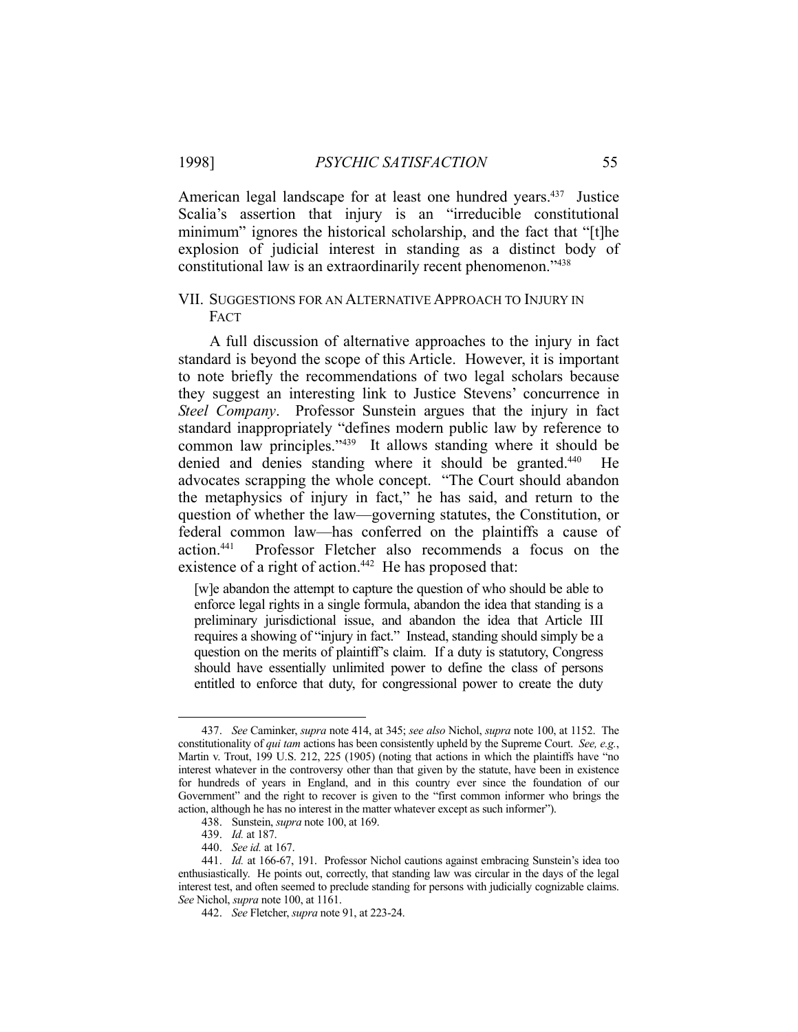American legal landscape for at least one hundred years.[437] Justice Scalia's assertion that injury is an "irreducible constitutional minimum" ignores the historical scholarship, and the fact that "[t]he explosion of judicial interest in standing as a distinct body of constitutional law is an extraordinarily recent phenomenon."[438]

## VII. SUGGESTIONS FOR AN ALTERNATIVE APPROACH TO INJURY IN FACT

A full discussion of alternative approaches to the injury in fact standard is beyond the scope of this Article. However, it is important to note briefly the recommendations of two legal scholars because they suggest an interesting link to Justice Stevens' concurrence in *Steel Company*. Professor Sunstein argues that the injury in fact standard inappropriately "defines modern public law by reference to common law principles."[439] It allows standing where it should be denied and denies standing where it should be granted.[440] He advocates scrapping the whole concept. "The Court should abandon the metaphysics of injury in fact," he has said, and return to the question of whether the law—governing statutes, the Constitution, or federal common law—has conferred on the plaintiffs a cause of action.[441] Professor Fletcher also recommends a focus on the existence of a right of action.[442] He has proposed that:

> [w]e abandon the attempt to capture the question of who should be able to enforce legal rights in a single formula, abandon the idea that standing is a preliminary jurisdictional issue, and abandon the idea that Article III requires a showing of "injury in fact." Instead, standing should simply be a question on the merits of plaintiff's claim. If a duty is statutory, Congress should have essentially unlimited power to define the class of persons entitled to enforce that duty, for congressional power to create the duty

---

437. *See* Caminker, *supra* note 414, at 345; *see also* Nichol, *supra* note 100, at 1152. The constitutionality of *qui tam* actions has been consistently upheld by the Supreme Court. *See, e.g.*, Martin v. Trout, 199 U.S. 212, 225 (1905) (noting that actions in which the plaintiffs have "no interest whatever in the controversy other than that given by the statute, have been in existence for hundreds of years in England, and in this country ever since the foundation of our Government" and the right to recover is given to the "first common informer who brings the action, although he has no interest in the matter whatever except as such informer").

438. Sunstein, *supra* note 100, at 169.

439. *Id.* at 187.

440. *See id.* at 167.

441. *Id.* at 166-67, 191. Professor Nichol cautions against embracing Sunstein's idea too enthusiastically. He points out, correctly, that standing law was circular in the days of the legal interest test, and often seemed to preclude standing for persons with judicially cognizable claims. *See* Nichol, *supra* note 100, at 1161.

442. *See* Fletcher, *supra* note 91, at 223-24.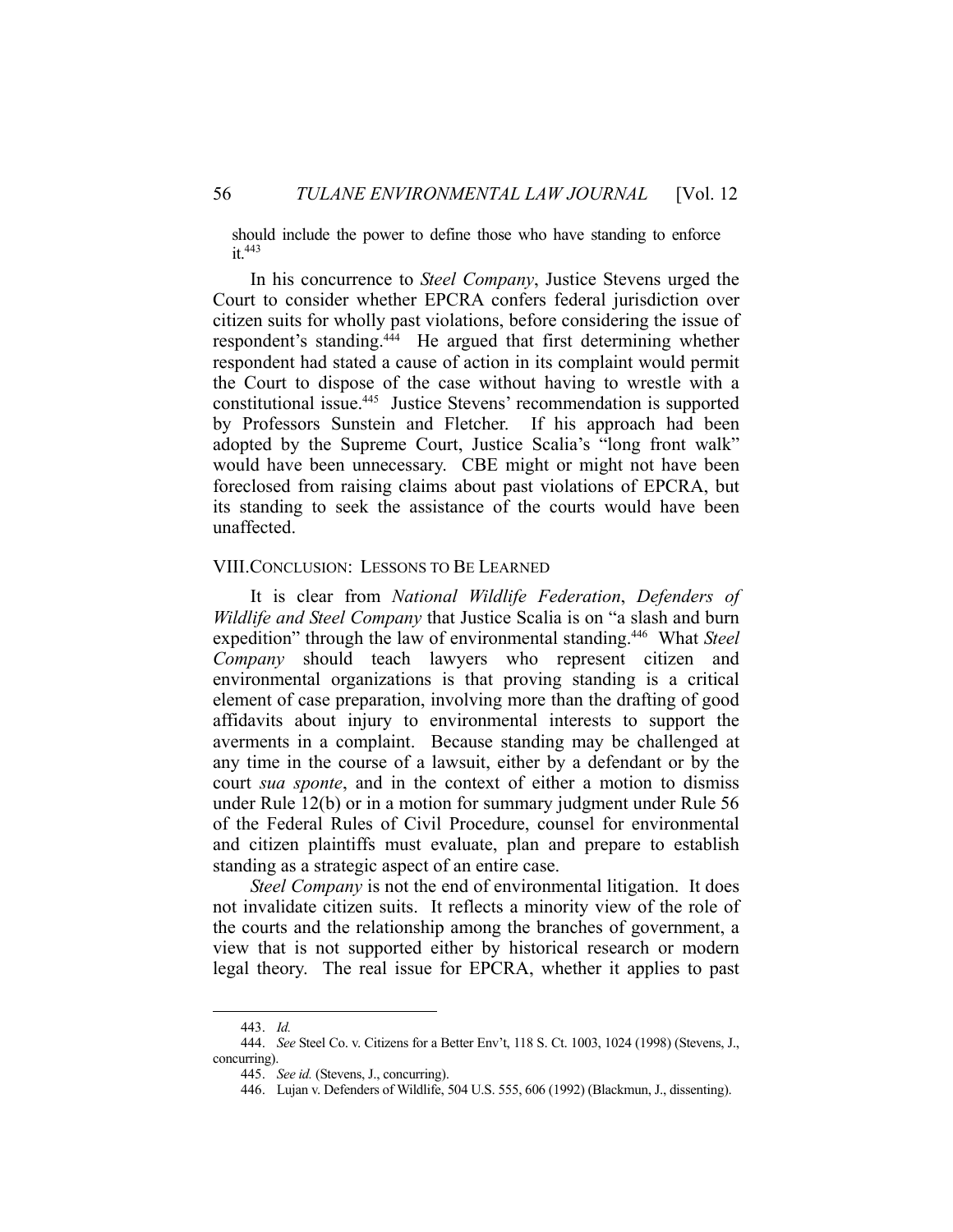should include the power to define those who have standing to enforce it.[443]

In his concurrence to *Steel Company*, Justice Stevens urged the Court to consider whether EPCRA confers federal jurisdiction over citizen suits for wholly past violations, before considering the issue of respondent's standing.[444] He argued that first determining whether respondent had stated a cause of action in its complaint would permit the Court to dispose of the case without having to wrestle with a constitutional issue.[445] Justice Stevens' recommendation is supported by Professors Sunstein and Fletcher. If his approach had been adopted by the Supreme Court, Justice Scalia's "long front walk" would have been unnecessary. CBE might or might not have been foreclosed from raising claims about past violations of EPCRA, but its standing to seek the assistance of the courts would have been unaffected.

## VIII. CONCLUSION: LESSONS TO BE LEARNED

It is clear from *National Wildlife Federation*, *Defenders of Wildlife and Steel Company* that Justice Scalia is on "a slash and burn expedition" through the law of environmental standing.[446] What *Steel Company* should teach lawyers who represent citizen and environmental organizations is that proving standing is a critical element of case preparation, involving more than the drafting of good affidavits about injury to environmental interests to support the averments in a complaint. Because standing may be challenged at any time in the course of a lawsuit, either by a defendant or by the court *sua sponte*, and in the context of either a motion to dismiss under Rule 12(b) or in a motion for summary judgment under Rule 56 of the Federal Rules of Civil Procedure, counsel for environmental and citizen plaintiffs must evaluate, plan and prepare to establish standing as a strategic aspect of an entire case.

*Steel Company* is not the end of environmental litigation. It does not invalidate citizen suits. It reflects a minority view of the role of the courts and the relationship among the branches of government, a view that is not supported either by historical research or modern legal theory. The real issue for EPCRA, whether it applies to past

---

443. *Id.*

444. *See* Steel Co. v. Citizens for a Better Env't, 118 S. Ct. 1003, 1024 (1998) (Stevens, J., concurring).

445. *See id.* (Stevens, J., concurring).

446. Lujan v. Defenders of Wildlife, 504 U.S. 555, 606 (1992) (Blackmun, J., dissenting).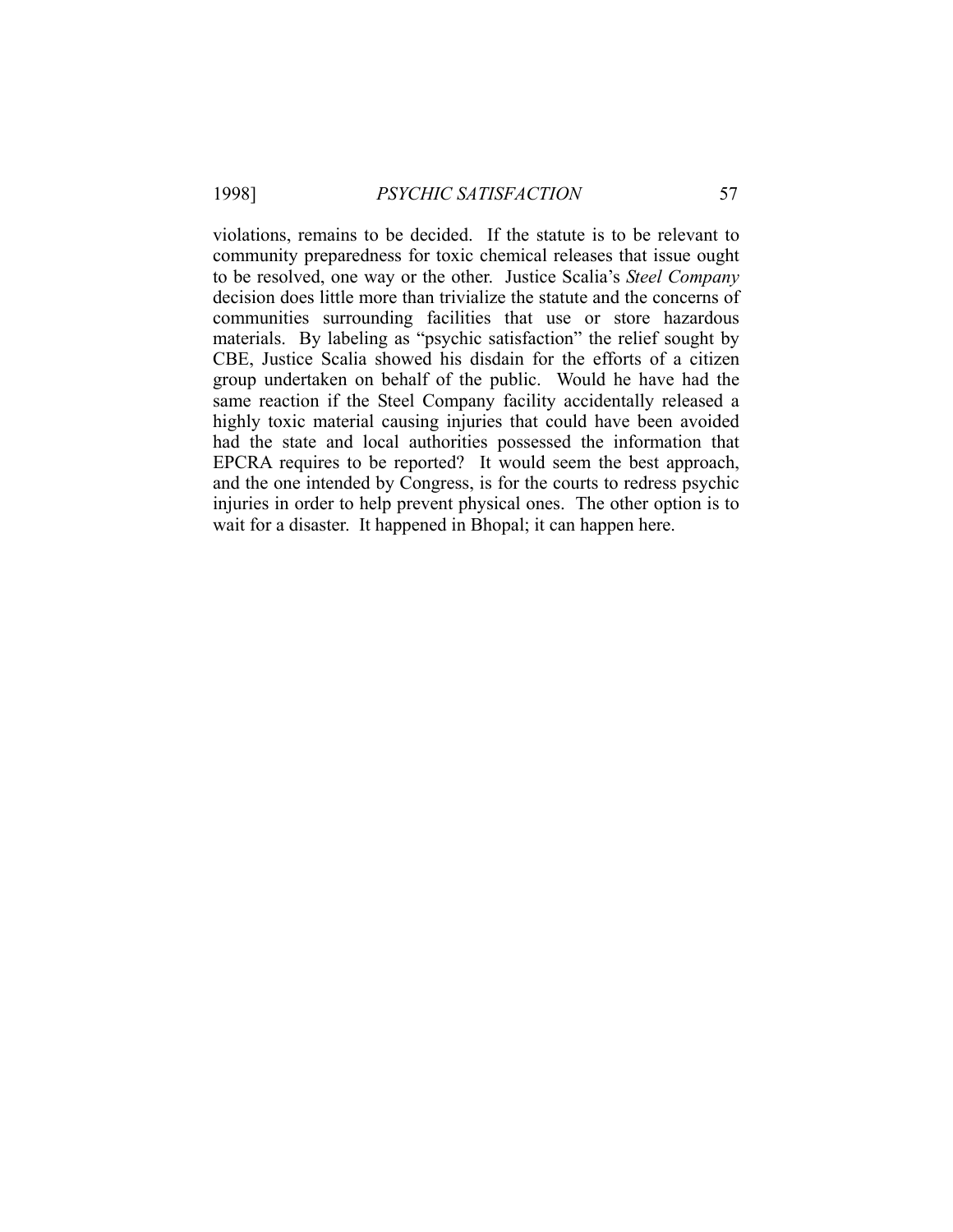violations, remains to be decided. If the statute is to be relevant to community preparedness for toxic chemical releases that issue ought to be resolved, one way or the other. Justice Scalia's *Steel Company* decision does little more than trivialize the statute and the concerns of communities surrounding facilities that use or store hazardous materials. By labeling as "psychic satisfaction" the relief sought by CBE, Justice Scalia showed his disdain for the efforts of a citizen group undertaken on behalf of the public. Would he have had the same reaction if the Steel Company facility accidentally released a highly toxic material causing injuries that could have been avoided had the state and local authorities possessed the information that EPCRA requires to be reported? It would seem the best approach, and the one intended by Congress, is for the courts to redress psychic injuries in order to help prevent physical ones. The other option is to wait for a disaster. It happened in Bhopal; it can happen here.